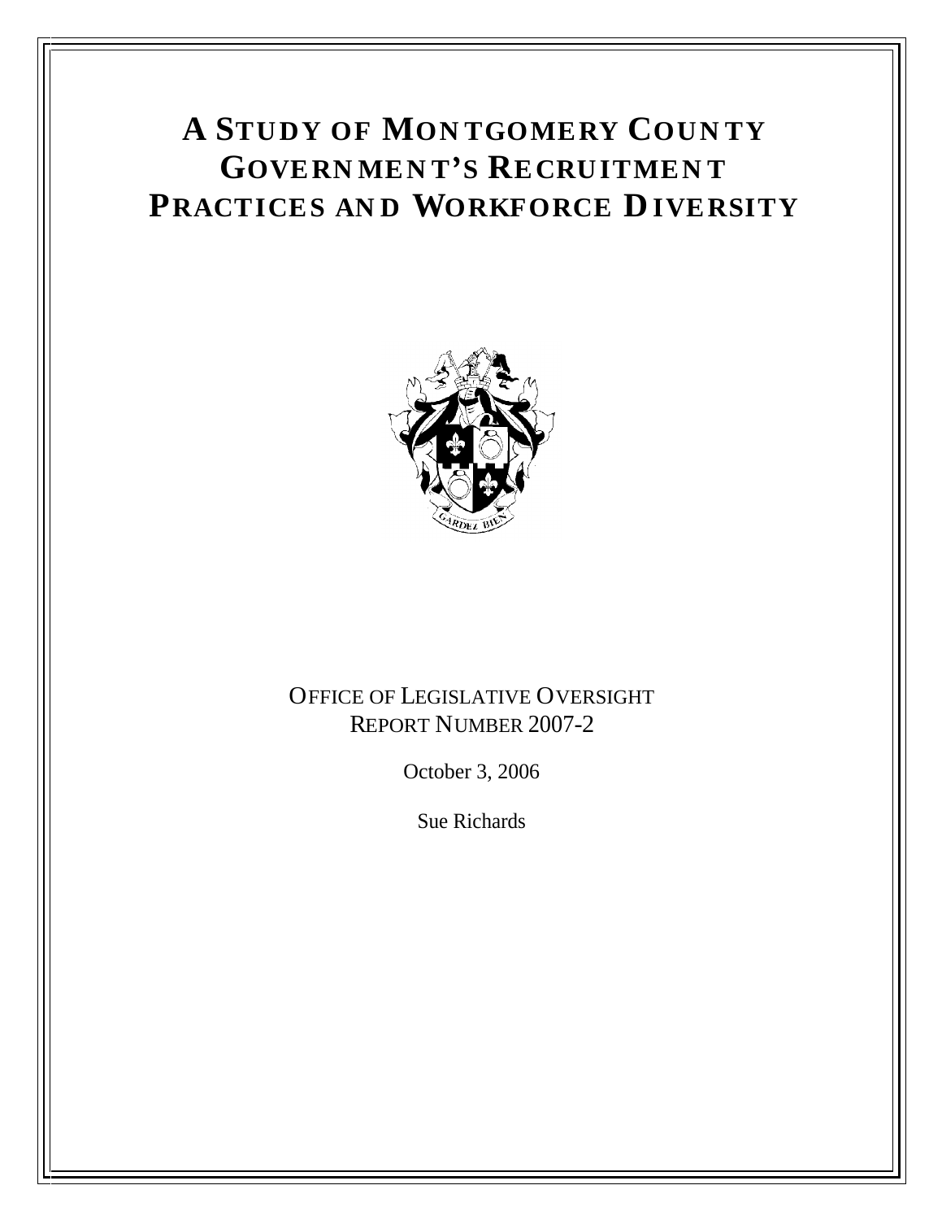# A STUDY OF MONTGOMERY COUNTY GOVERNMENT'S RECRUITMENT PRACTICES AND WORKFORCE DIVERSITY

OFFICE OF LEGISLATIVE OVERSIGHT
REPORT NUMBER 2007-2

October 3, 2006

Sue Richards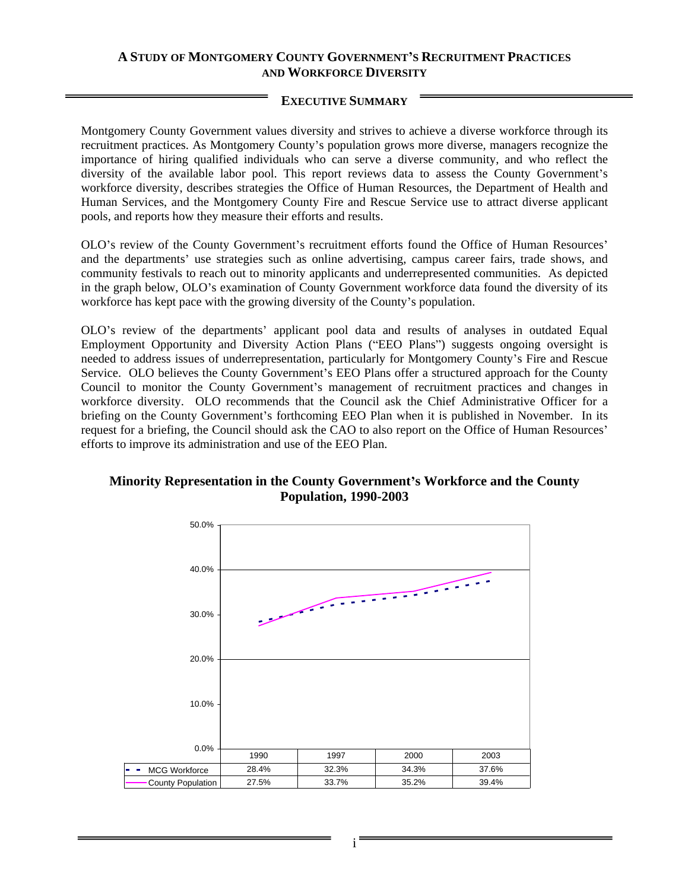# A STUDY OF MONTGOMERY COUNTY GOVERNMENT'S RECRUITMENT PRACTICES AND WORKFORCE DIVERSITY

## EXECUTIVE SUMMARY

Montgomery County Government values diversity and strives to achieve a diverse workforce through its recruitment practices. As Montgomery County's population grows more diverse, managers recognize the importance of hiring qualified individuals who can serve a diverse community, and who reflect the diversity of the available labor pool. This report reviews data to assess the County Government's workforce diversity, describes strategies the Office of Human Resources, the Department of Health and Human Services, and the Montgomery County Fire and Rescue Service use to attract diverse applicant pools, and reports how they measure their efforts and results.

OLO's review of the County Government's recruitment efforts found the Office of Human Resources' and the departments' use strategies such as online advertising, campus career fairs, trade shows, and community festivals to reach out to minority applicants and underrepresented communities. As depicted in the graph below, OLO's examination of County Government workforce data found the diversity of its workforce has kept pace with the growing diversity of the County's population.

OLO's review of the departments' applicant pool data and results of analyses in outdated Equal Employment Opportunity and Diversity Action Plans ("EEO Plans") suggests ongoing oversight is needed to address issues of underrepresentation, particularly for Montgomery County's Fire and Rescue Service. OLO believes the County Government's EEO Plans offer a structured approach for the County Council to monitor the County Government's management of recruitment practices and changes in workforce diversity. OLO recommends that the Council ask the Chief Administrative Officer for a briefing on the County Government's forthcoming EEO Plan when it is published in November. In its request for a briefing, the Council should ask the CAO to also report on the Office of Human Resources' efforts to improve its administration and use of the EEO Plan.

**Minority Representation in the County Government's Workforce and the County Population, 1990-2003**

| | 1990 | 1997 | 2000 | 2003 |
|---|---|---|---|---|
| MCG Workforce | 28.4% | 32.3% | 34.3% | 37.6% |
| County Population | 27.5% | 33.7% | 35.2% | 39.4% |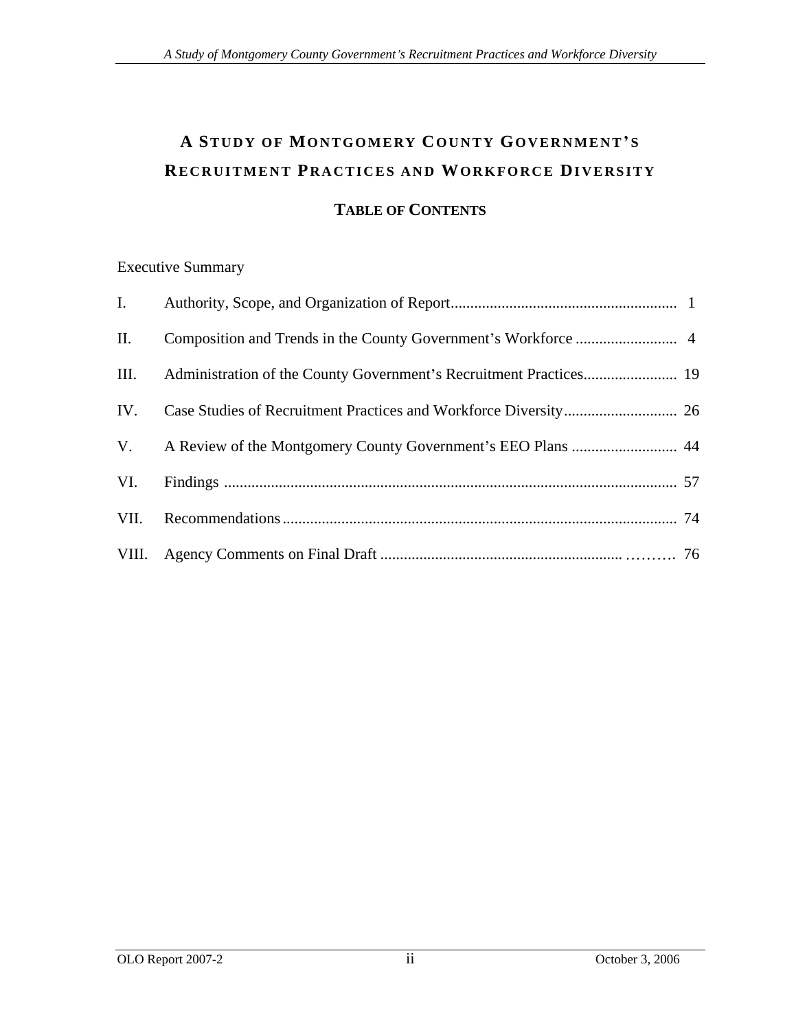# A Study of Montgomery County Government's Recruitment Practices and Workforce Diversity

## Table of Contents

Executive Summary

| | | |
|---|---|---|
| I. | Authority, Scope, and Organization of Report | 1 |
| II. | Composition and Trends in the County Government's Workforce | 4 |
| III. | Administration of the County Government's Recruitment Practices | 19 |
| IV. | Case Studies of Recruitment Practices and Workforce Diversity | 26 |
| V. | A Review of the Montgomery County Government's EEO Plans | 44 |
| VI. | Findings | 57 |
| VII. | Recommendations | 74 |
| VIII. | Agency Comments on Final Draft | 76 |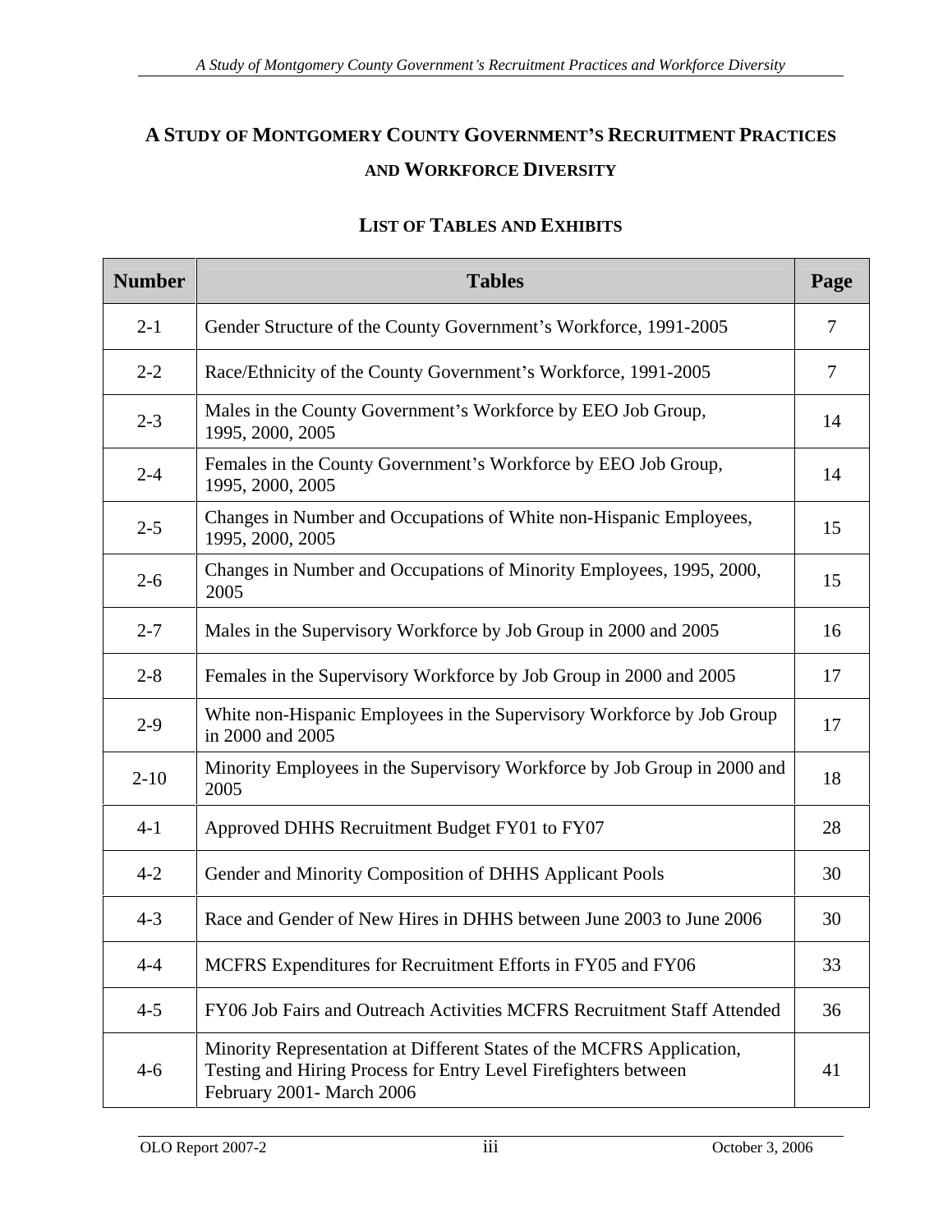# A Study of Montgomery County Government's Recruitment Practices and Workforce Diversity

## List of Tables and Exhibits

| Number | Tables | Page |
|---|---|---|
| 2-1 | Gender Structure of the County Government's Workforce, 1991-2005 | 7 |
| 2-2 | Race/Ethnicity of the County Government's Workforce, 1991-2005 | 7 |
| 2-3 | Males in the County Government's Workforce by EEO Job Group, 1995, 2000, 2005 | 14 |
| 2-4 | Females in the County Government's Workforce by EEO Job Group, 1995, 2000, 2005 | 14 |
| 2-5 | Changes in Number and Occupations of White non-Hispanic Employees, 1995, 2000, 2005 | 15 |
| 2-6 | Changes in Number and Occupations of Minority Employees, 1995, 2000, 2005 | 15 |
| 2-7 | Males in the Supervisory Workforce by Job Group in 2000 and 2005 | 16 |
| 2-8 | Females in the Supervisory Workforce by Job Group in 2000 and 2005 | 17 |
| 2-9 | White non-Hispanic Employees in the Supervisory Workforce by Job Group in 2000 and 2005 | 17 |
| 2-10 | Minority Employees in the Supervisory Workforce by Job Group in 2000 and 2005 | 18 |
| 4-1 | Approved DHHS Recruitment Budget FY01 to FY07 | 28 |
| 4-2 | Gender and Minority Composition of DHHS Applicant Pools | 30 |
| 4-3 | Race and Gender of New Hires in DHHS between June 2003 to June 2006 | 30 |
| 4-4 | MCFRS Expenditures for Recruitment Efforts in FY05 and FY06 | 33 |
| 4-5 | FY06 Job Fairs and Outreach Activities MCFRS Recruitment Staff Attended | 36 |
| 4-6 | Minority Representation at Different States of the MCFRS Application, Testing and Hiring Process for Entry Level Firefighters between February 2001- March 2006 | 41 |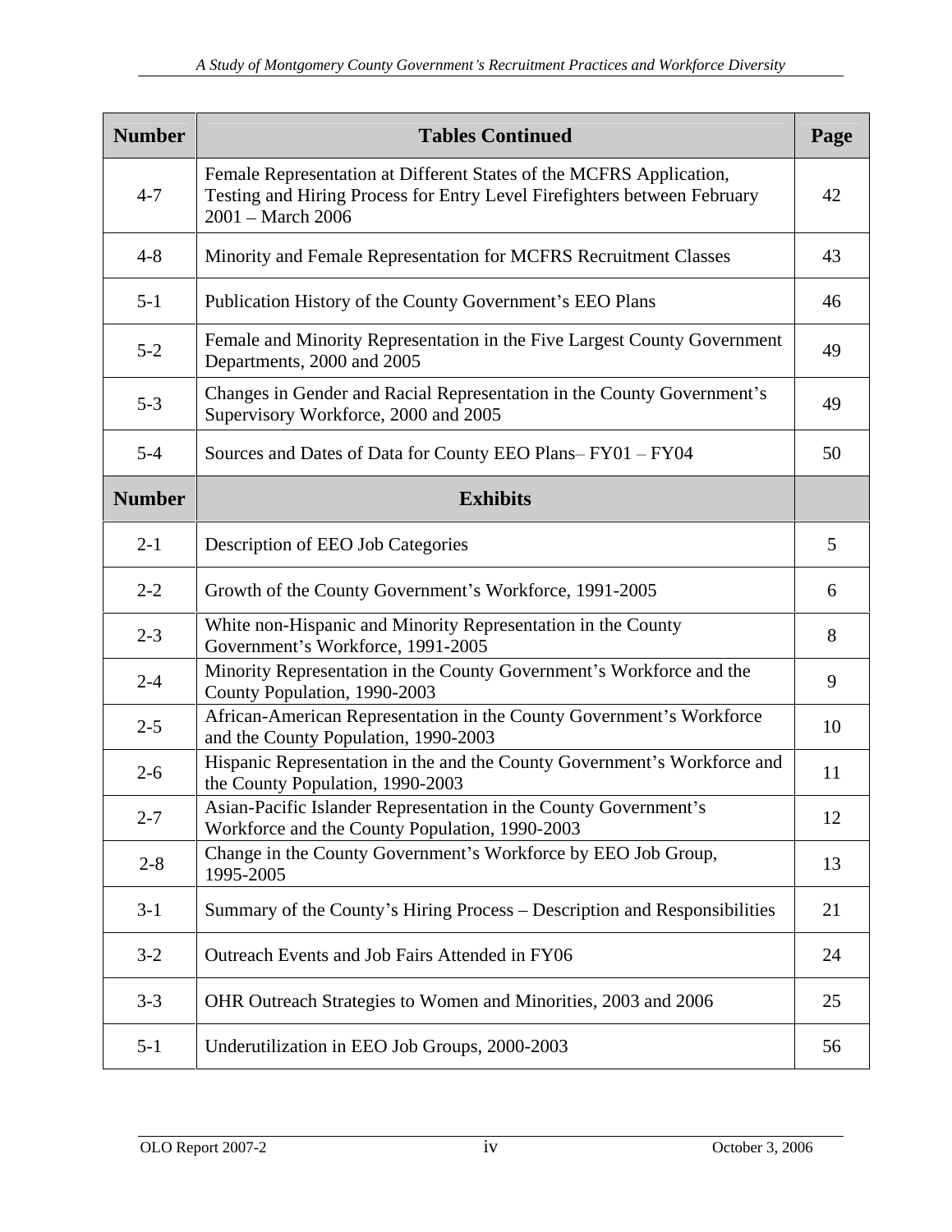| Number | Tables Continued | Page |
|---|---|---|
| 4-7 | Female Representation at Different States of the MCFRS Application, Testing and Hiring Process for Entry Level Firefighters between February 2001 – March 2006 | 42 |
| 4-8 | Minority and Female Representation for MCFRS Recruitment Classes | 43 |
| 5-1 | Publication History of the County Government's EEO Plans | 46 |
| 5-2 | Female and Minority Representation in the Five Largest County Government Departments, 2000 and 2005 | 49 |
| 5-3 | Changes in Gender and Racial Representation in the County Government's Supervisory Workforce, 2000 and 2005 | 49 |
| 5-4 | Sources and Dates of Data for County EEO Plans– FY01 – FY04 | 50 |
| **Number** | **Exhibits** | |
| 2-1 | Description of EEO Job Categories | 5 |
| 2-2 | Growth of the County Government's Workforce, 1991-2005 | 6 |
| 2-3 | White non-Hispanic and Minority Representation in the County Government's Workforce, 1991-2005 | 8 |
| 2-4 | Minority Representation in the County Government's Workforce and the County Population, 1990-2003 | 9 |
| 2-5 | African-American Representation in the County Government's Workforce and the County Population, 1990-2003 | 10 |
| 2-6 | Hispanic Representation in the and the County Government's Workforce and the County Population, 1990-2003 | 11 |
| 2-7 | Asian-Pacific Islander Representation in the County Government's Workforce and the County Population, 1990-2003 | 12 |
| 2-8 | Change in the County Government's Workforce by EEO Job Group, 1995-2005 | 13 |
| 3-1 | Summary of the County's Hiring Process – Description and Responsibilities | 21 |
| 3-2 | Outreach Events and Job Fairs Attended in FY06 | 24 |
| 3-3 | OHR Outreach Strategies to Women and Minorities, 2003 and 2006 | 25 |
| 5-1 | Underutilization in EEO Job Groups, 2000-2003 | 56 |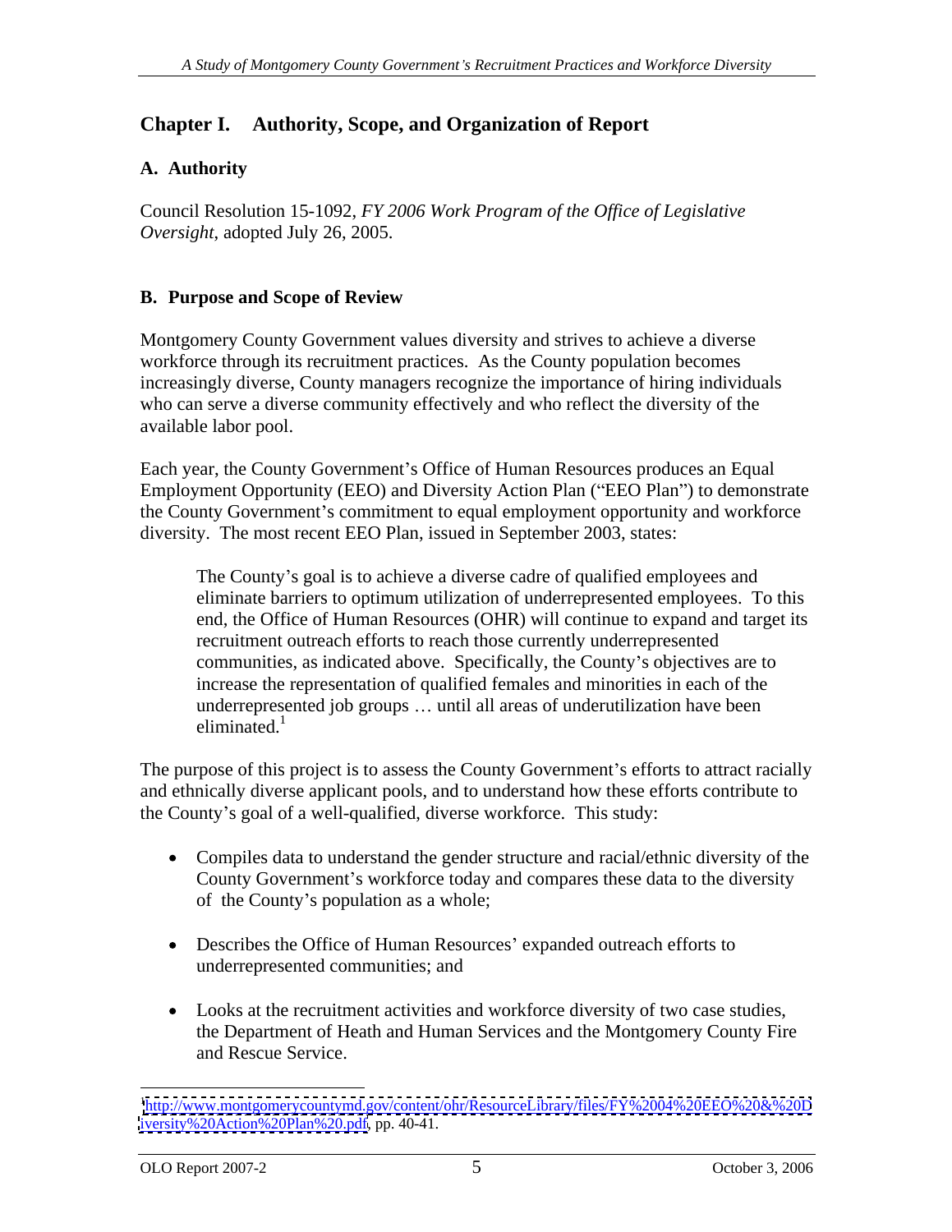# Chapter I. Authority, Scope, and Organization of Report

## A. Authority

Council Resolution 15-1092, *FY 2006 Work Program of the Office of Legislative Oversight*, adopted July 26, 2005.

## B. Purpose and Scope of Review

Montgomery County Government values diversity and strives to achieve a diverse workforce through its recruitment practices. As the County population becomes increasingly diverse, County managers recognize the importance of hiring individuals who can serve a diverse community effectively and who reflect the diversity of the available labor pool.

Each year, the County Government's Office of Human Resources produces an Equal Employment Opportunity (EEO) and Diversity Action Plan ("EEO Plan") to demonstrate the County Government's commitment to equal employment opportunity and workforce diversity. The most recent EEO Plan, issued in September 2003, states:

> The County's goal is to achieve a diverse cadre of qualified employees and eliminate barriers to optimum utilization of underrepresented employees. To this end, the Office of Human Resources (OHR) will continue to expand and target its recruitment outreach efforts to reach those currently underrepresented communities, as indicated above. Specifically, the County's objectives are to increase the representation of qualified females and minorities in each of the underrepresented job groups … until all areas of underutilization have been eliminated.[1]

The purpose of this project is to assess the County Government's efforts to attract racially and ethnically diverse applicant pools, and to understand how these efforts contribute to the County's goal of a well-qualified, diverse workforce. This study:

- Compiles data to understand the gender structure and racial/ethnic diversity of the County Government's workforce today and compares these data to the diversity of the County's population as a whole;
- Describes the Office of Human Resources' expanded outreach efforts to underrepresented communities; and
- Looks at the recruitment activities and workforce diversity of two case studies, the Department of Heath and Human Services and the Montgomery County Fire and Rescue Service.

---

[1] http://www.montgomerycountymd.gov/content/ohr/ResourceLibrary/files/FY%2004%20EEO%20&%20Diversity%20Action%20Plan%20.pdf, pp. 40-41.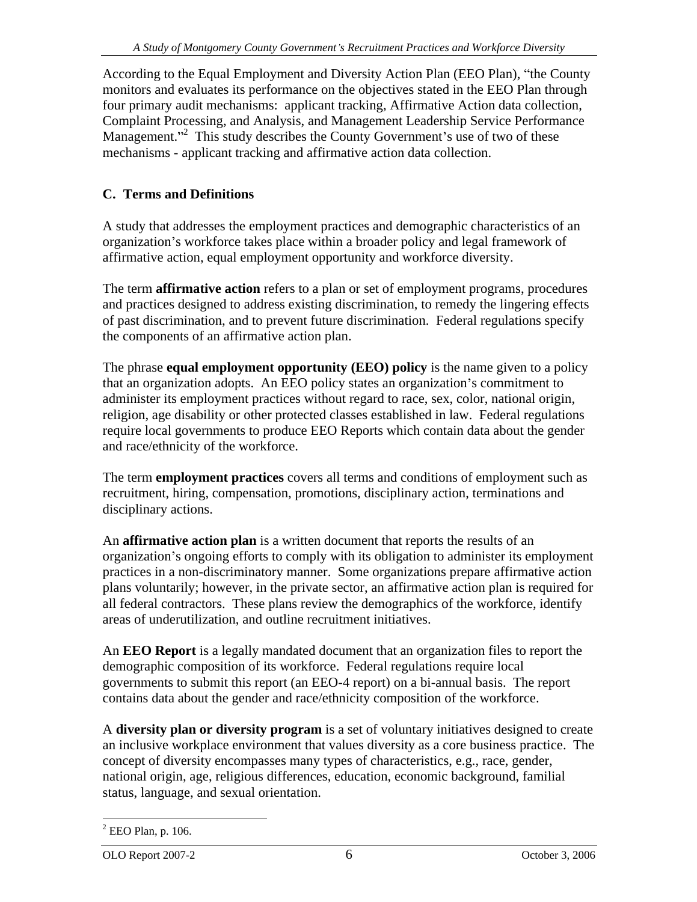According to the Equal Employment and Diversity Action Plan (EEO Plan), "the County monitors and evaluates its performance on the objectives stated in the EEO Plan through four primary audit mechanisms: applicant tracking, Affirmative Action data collection, Complaint Processing, and Analysis, and Management Leadership Service Performance Management."[2] This study describes the County Government's use of two of these mechanisms - applicant tracking and affirmative action data collection.

## C. Terms and Definitions

A study that addresses the employment practices and demographic characteristics of an organization's workforce takes place within a broader policy and legal framework of affirmative action, equal employment opportunity and workforce diversity.

The term **affirmative action** refers to a plan or set of employment programs, procedures and practices designed to address existing discrimination, to remedy the lingering effects of past discrimination, and to prevent future discrimination. Federal regulations specify the components of an affirmative action plan.

The phrase **equal employment opportunity (EEO) policy** is the name given to a policy that an organization adopts. An EEO policy states an organization's commitment to administer its employment practices without regard to race, sex, color, national origin, religion, age disability or other protected classes established in law. Federal regulations require local governments to produce EEO Reports which contain data about the gender and race/ethnicity of the workforce.

The term **employment practices** covers all terms and conditions of employment such as recruitment, hiring, compensation, promotions, disciplinary action, terminations and disciplinary actions.

An **affirmative action plan** is a written document that reports the results of an organization's ongoing efforts to comply with its obligation to administer its employment practices in a non-discriminatory manner. Some organizations prepare affirmative action plans voluntarily; however, in the private sector, an affirmative action plan is required for all federal contractors. These plans review the demographics of the workforce, identify areas of underutilization, and outline recruitment initiatives.

An **EEO Report** is a legally mandated document that an organization files to report the demographic composition of its workforce. Federal regulations require local governments to submit this report (an EEO-4 report) on a bi-annual basis. The report contains data about the gender and race/ethnicity composition of the workforce.

A **diversity plan or diversity program** is a set of voluntary initiatives designed to create an inclusive workplace environment that values diversity as a core business practice. The concept of diversity encompasses many types of characteristics, e.g., race, gender, national origin, age, religious differences, education, economic background, familial status, language, and sexual orientation.

---

[2] EEO Plan, p. 106.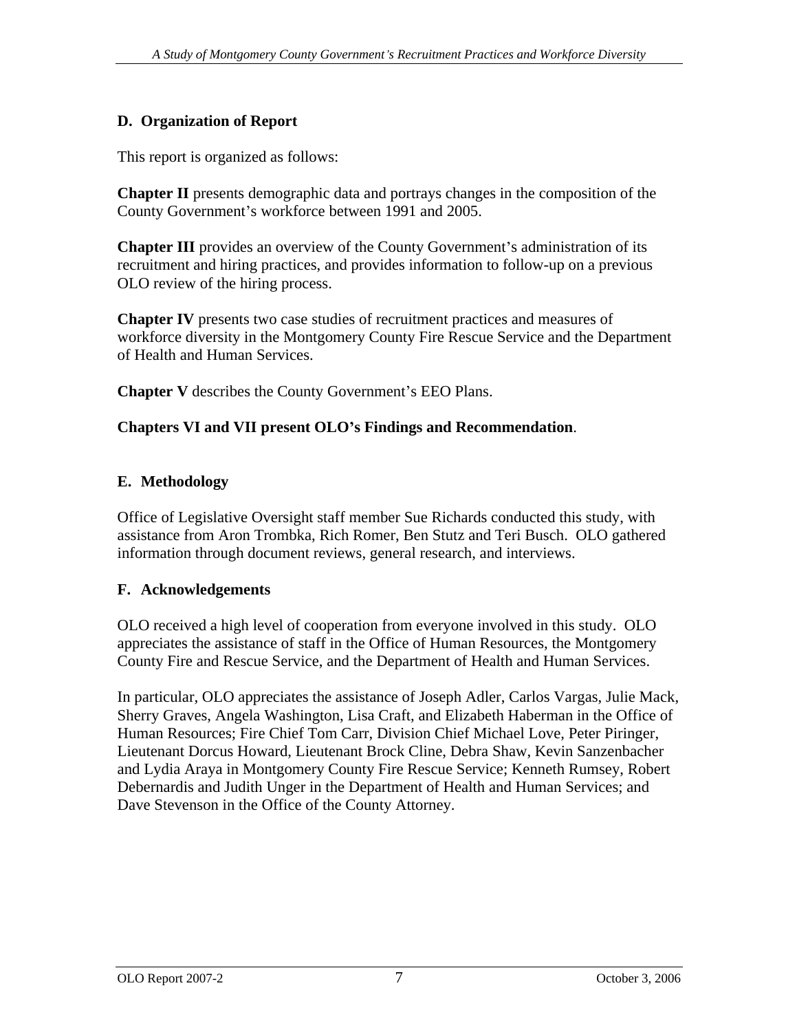## D. Organization of Report

This report is organized as follows:

**Chapter II** presents demographic data and portrays changes in the composition of the County Government's workforce between 1991 and 2005.

**Chapter III** provides an overview of the County Government's administration of its recruitment and hiring practices, and provides information to follow-up on a previous OLO review of the hiring process.

**Chapter IV** presents two case studies of recruitment practices and measures of workforce diversity in the Montgomery County Fire Rescue Service and the Department of Health and Human Services.

**Chapter V** describes the County Government's EEO Plans.

**Chapters VI and VII present OLO's Findings and Recommendation**.

## E. Methodology

Office of Legislative Oversight staff member Sue Richards conducted this study, with assistance from Aron Trombka, Rich Romer, Ben Stutz and Teri Busch. OLO gathered information through document reviews, general research, and interviews.

## F. Acknowledgements

OLO received a high level of cooperation from everyone involved in this study. OLO appreciates the assistance of staff in the Office of Human Resources, the Montgomery County Fire and Rescue Service, and the Department of Health and Human Services.

In particular, OLO appreciates the assistance of Joseph Adler, Carlos Vargas, Julie Mack, Sherry Graves, Angela Washington, Lisa Craft, and Elizabeth Haberman in the Office of Human Resources; Fire Chief Tom Carr, Division Chief Michael Love, Peter Piringer, Lieutenant Dorcus Howard, Lieutenant Brock Cline, Debra Shaw, Kevin Sanzenbacher and Lydia Araya in Montgomery County Fire Rescue Service; Kenneth Rumsey, Robert Debernardis and Judith Unger in the Department of Health and Human Services; and Dave Stevenson in the Office of the County Attorney.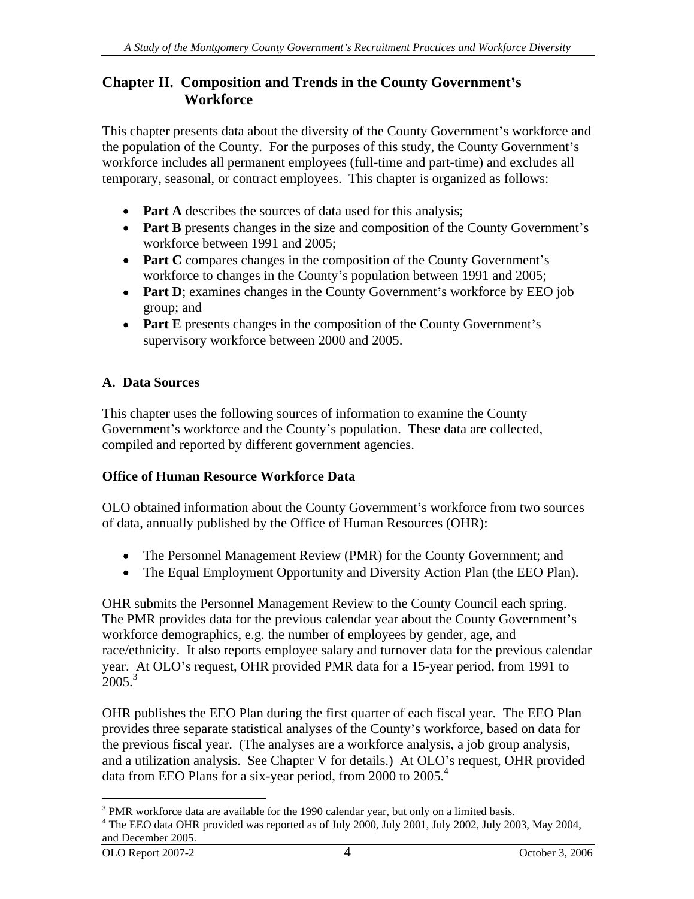## Chapter II. Composition and Trends in the County Government's Workforce

This chapter presents data about the diversity of the County Government's workforce and the population of the County. For the purposes of this study, the County Government's workforce includes all permanent employees (full-time and part-time) and excludes all temporary, seasonal, or contract employees. This chapter is organized as follows:

- **Part A** describes the sources of data used for this analysis;
- **Part B** presents changes in the size and composition of the County Government's workforce between 1991 and 2005;
- **Part C** compares changes in the composition of the County Government's workforce to changes in the County's population between 1991 and 2005;
- **Part D**; examines changes in the County Government's workforce by EEO job group; and
- **Part E** presents changes in the composition of the County Government's supervisory workforce between 2000 and 2005.

### A. Data Sources

This chapter uses the following sources of information to examine the County Government's workforce and the County's population. These data are collected, compiled and reported by different government agencies.

#### Office of Human Resource Workforce Data

OLO obtained information about the County Government's workforce from two sources of data, annually published by the Office of Human Resources (OHR):

- The Personnel Management Review (PMR) for the County Government; and
- The Equal Employment Opportunity and Diversity Action Plan (the EEO Plan).

OHR submits the Personnel Management Review to the County Council each spring. The PMR provides data for the previous calendar year about the County Government's workforce demographics, e.g. the number of employees by gender, age, and race/ethnicity. It also reports employee salary and turnover data for the previous calendar year. At OLO's request, OHR provided PMR data for a 15-year period, from 1991 to 2005.[3]

OHR publishes the EEO Plan during the first quarter of each fiscal year. The EEO Plan provides three separate statistical analyses of the County's workforce, based on data for the previous fiscal year. (The analyses are a workforce analysis, a job group analysis, and a utilization analysis. See Chapter V for details.) At OLO's request, OHR provided data from EEO Plans for a six-year period, from 2000 to 2005.[4]

---

[3] PMR workforce data are available for the 1990 calendar year, but only on a limited basis.

[4] The EEO data OHR provided was reported as of July 2000, July 2001, July 2002, July 2003, May 2004, and December 2005.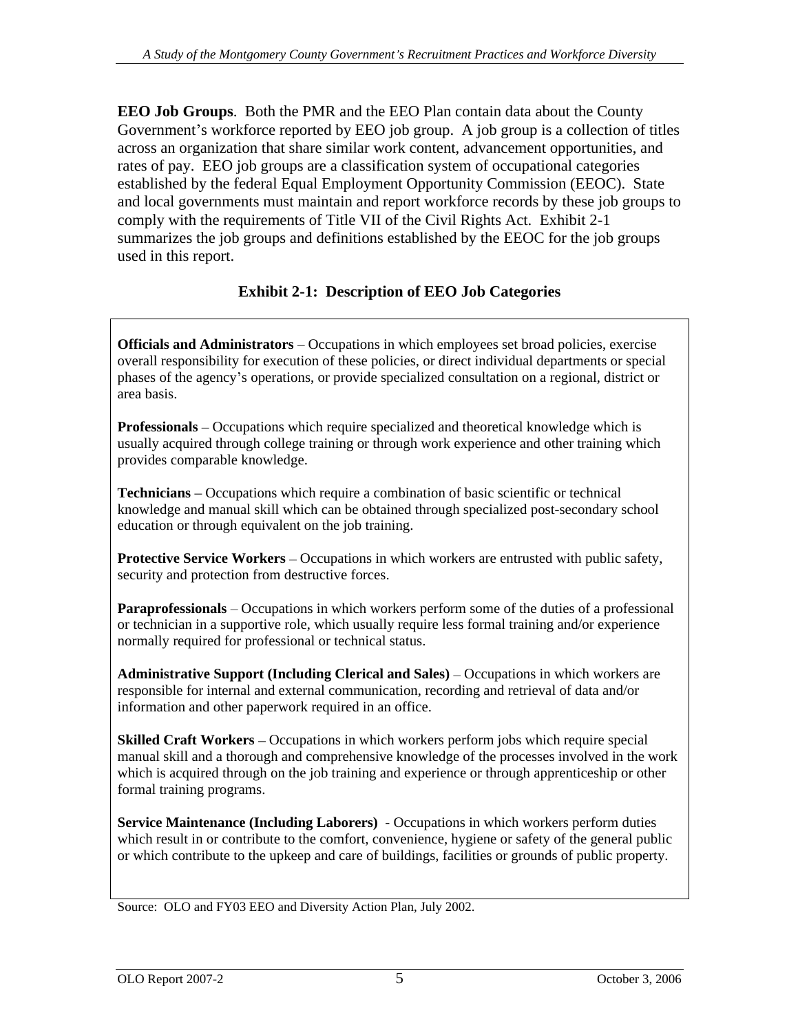**EEO Job Groups**. Both the PMR and the EEO Plan contain data about the County Government's workforce reported by EEO job group. A job group is a collection of titles across an organization that share similar work content, advancement opportunities, and rates of pay. EEO job groups are a classification system of occupational categories established by the federal Equal Employment Opportunity Commission (EEOC). State and local governments must maintain and report workforce records by these job groups to comply with the requirements of Title VII of the Civil Rights Act. Exhibit 2-1 summarizes the job groups and definitions established by the EEOC for the job groups used in this report.

**Exhibit 2-1: Description of EEO Job Categories**

**Officials and Administrators** – Occupations in which employees set broad policies, exercise overall responsibility for execution of these policies, or direct individual departments or special phases of the agency's operations, or provide specialized consultation on a regional, district or area basis.

**Professionals** – Occupations which require specialized and theoretical knowledge which is usually acquired through college training or through work experience and other training which provides comparable knowledge.

**Technicians** – Occupations which require a combination of basic scientific or technical knowledge and manual skill which can be obtained through specialized post-secondary school education or through equivalent on the job training.

**Protective Service Workers** – Occupations in which workers are entrusted with public safety, security and protection from destructive forces.

**Paraprofessionals** – Occupations in which workers perform some of the duties of a professional or technician in a supportive role, which usually require less formal training and/or experience normally required for professional or technical status.

**Administrative Support (Including Clerical and Sales)** – Occupations in which workers are responsible for internal and external communication, recording and retrieval of data and/or information and other paperwork required in an office.

**Skilled Craft Workers** – Occupations in which workers perform jobs which require special manual skill and a thorough and comprehensive knowledge of the processes involved in the work which is acquired through on the job training and experience or through apprenticeship or other formal training programs.

**Service Maintenance (Including Laborers)** - Occupations in which workers perform duties which result in or contribute to the comfort, convenience, hygiene or safety of the general public or which contribute to the upkeep and care of buildings, facilities or grounds of public property.

Source: OLO and FY03 EEO and Diversity Action Plan, July 2002.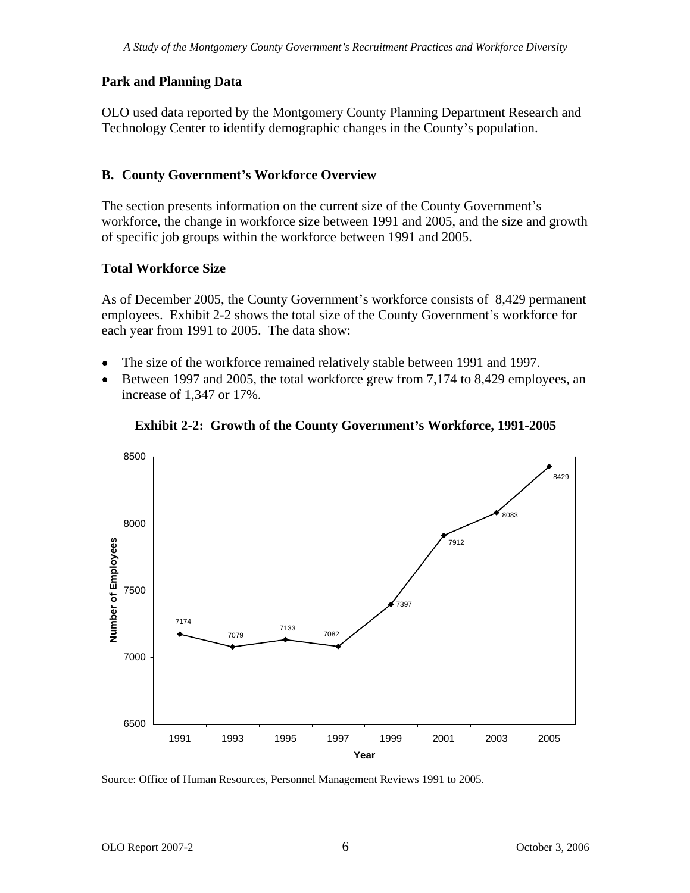## Park and Planning Data

OLO used data reported by the Montgomery County Planning Department Research and Technology Center to identify demographic changes in the County's population.

## B. County Government's Workforce Overview

The section presents information on the current size of the County Government's workforce, the change in workforce size between 1991 and 2005, and the size and growth of specific job groups within the workforce between 1991 and 2005.

### Total Workforce Size

As of December 2005, the County Government's workforce consists of 8,429 permanent employees. Exhibit 2-2 shows the total size of the County Government's workforce for each year from 1991 to 2005. The data show:

- The size of the workforce remained relatively stable between 1991 and 1997.
- Between 1997 and 2005, the total workforce grew from 7,174 to 8,429 employees, an increase of 1,347 or 17%.

**Exhibit 2-2: Growth of the County Government's Workforce, 1991-2005**

| Year | Number of Employees |
|---|---|
| 1991 | 7174 |
| 1993 | 7079 |
| 1995 | 7133 |
| 1997 | 7082 |
| 1999 | 7397 |
| 2001 | 7912 |
| 2003 | 8083 |
| 2005 | 8429 |

Source: Office of Human Resources, Personnel Management Reviews 1991 to 2005.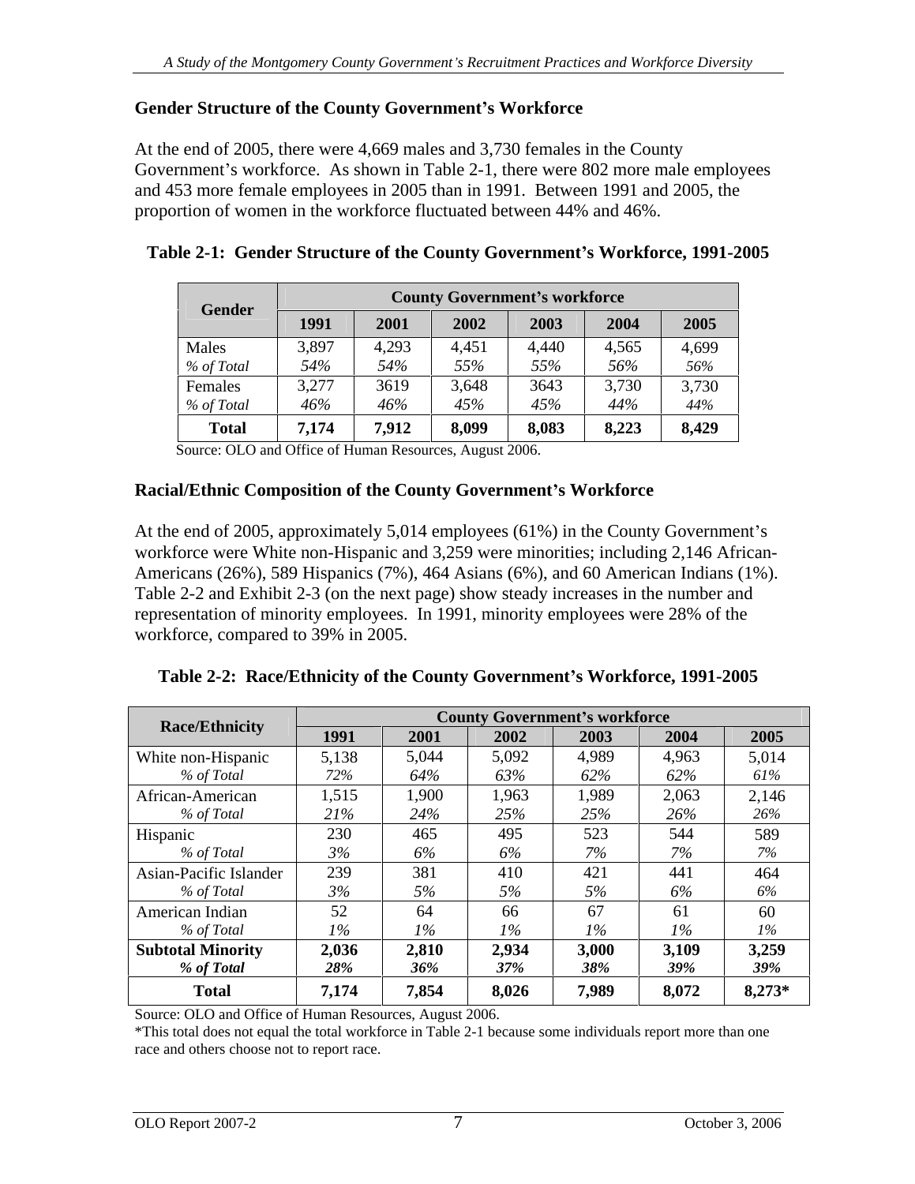## Gender Structure of the County Government's Workforce

At the end of 2005, there were 4,669 males and 3,730 females in the County Government's workforce. As shown in Table 2-1, there were 802 more male employees and 453 more female employees in 2005 than in 1991. Between 1991 and 2005, the proportion of women in the workforce fluctuated between 44% and 46%.

**Table 2-1: Gender Structure of the County Government's Workforce, 1991-2005**

| Gender | County Government's workforce | | | | | |
|---|---|---|---|---|---|---|
| | **1991** | **2001** | **2002** | **2003** | **2004** | **2005** |
| Males | 3,897 | 4,293 | 4,451 | 4,440 | 4,565 | 4,699 |
| *% of Total* | *54%* | *54%* | *55%* | *55%* | *56%* | *56%* |
| Females | 3,277 | 3619 | 3,648 | 3643 | 3,730 | 3,730 |
| *% of Total* | *46%* | *46%* | *45%* | *45%* | *44%* | *44%* |
| **Total** | **7,174** | **7,912** | **8,099** | **8,083** | **8,223** | **8,429** |

Source: OLO and Office of Human Resources, August 2006.

## Racial/Ethnic Composition of the County Government's Workforce

At the end of 2005, approximately 5,014 employees (61%) in the County Government's workforce were White non-Hispanic and 3,259 were minorities; including 2,146 African-Americans (26%), 589 Hispanics (7%), 464 Asians (6%), and 60 American Indians (1%). Table 2-2 and Exhibit 2-3 (on the next page) show steady increases in the number and representation of minority employees. In 1991, minority employees were 28% of the workforce, compared to 39% in 2005.

**Table 2-2: Race/Ethnicity of the County Government's Workforce, 1991-2005**

| Race/Ethnicity | County Government's workforce | | | | | |
|---|---|---|---|---|---|---|
| | **1991** | **2001** | **2002** | **2003** | **2004** | **2005** |
| White non-Hispanic | 5,138 | 5,044 | 5,092 | 4,989 | 4,963 | 5,014 |
| *% of Total* | *72%* | *64%* | *63%* | *62%* | *62%* | *61%* |
| African-American | 1,515 | 1,900 | 1,963 | 1,989 | 2,063 | 2,146 |
| *% of Total* | *21%* | *24%* | *25%* | *25%* | *26%* | *26%* |
| Hispanic | 230 | 465 | 495 | 523 | 544 | 589 |
| *% of Total* | *3%* | *6%* | *6%* | *7%* | *7%* | *7%* |
| Asian-Pacific Islander | 239 | 381 | 410 | 421 | 441 | 464 |
| *% of Total* | *3%* | *5%* | *5%* | *5%* | *6%* | *6%* |
| American Indian | 52 | 64 | 66 | 67 | 61 | 60 |
| *% of Total* | *1%* | *1%* | *1%* | *1%* | *1%* | *1%* |
| **Subtotal Minority** | **2,036** | **2,810** | **2,934** | **3,000** | **3,109** | **3,259** |
| ***% of Total*** | ***28%*** | ***36%*** | ***37%*** | ***38%*** | ***39%*** | ***39%*** |
| **Total** | **7,174** | **7,854** | **8,026** | **7,989** | **8,072** | **8,273*** |

Source: OLO and Office of Human Resources, August 2006.

*This total does not equal the total workforce in Table 2-1 because some individuals report more than one race and others choose not to report race.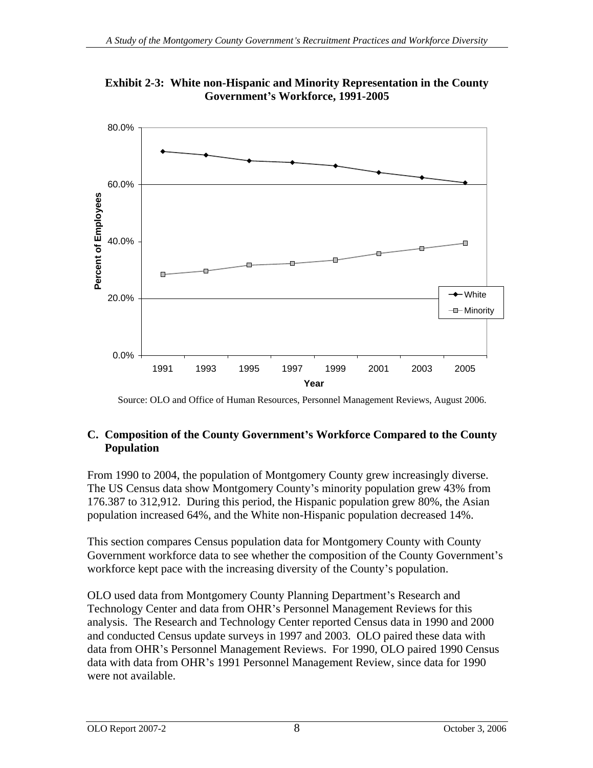**Exhibit 2-3: White non-Hispanic and Minority Representation in the County Government's Workforce, 1991-2005**

Source: OLO and Office of Human Resources, Personnel Management Reviews, August 2006.

## C. Composition of the County Government's Workforce Compared to the County Population

From 1990 to 2004, the population of Montgomery County grew increasingly diverse. The US Census data show Montgomery County's minority population grew 43% from 176.387 to 312,912. During this period, the Hispanic population grew 80%, the Asian population increased 64%, and the White non-Hispanic population decreased 14%.

This section compares Census population data for Montgomery County with County Government workforce data to see whether the composition of the County Government's workforce kept pace with the increasing diversity of the County's population.

OLO used data from Montgomery County Planning Department's Research and Technology Center and data from OHR's Personnel Management Reviews for this analysis. The Research and Technology Center reported Census data in 1990 and 2000 and conducted Census update surveys in 1997 and 2003. OLO paired these data with data from OHR's Personnel Management Reviews. For 1990, OLO paired 1990 Census data with data from OHR's 1991 Personnel Management Review, since data for 1990 were not available.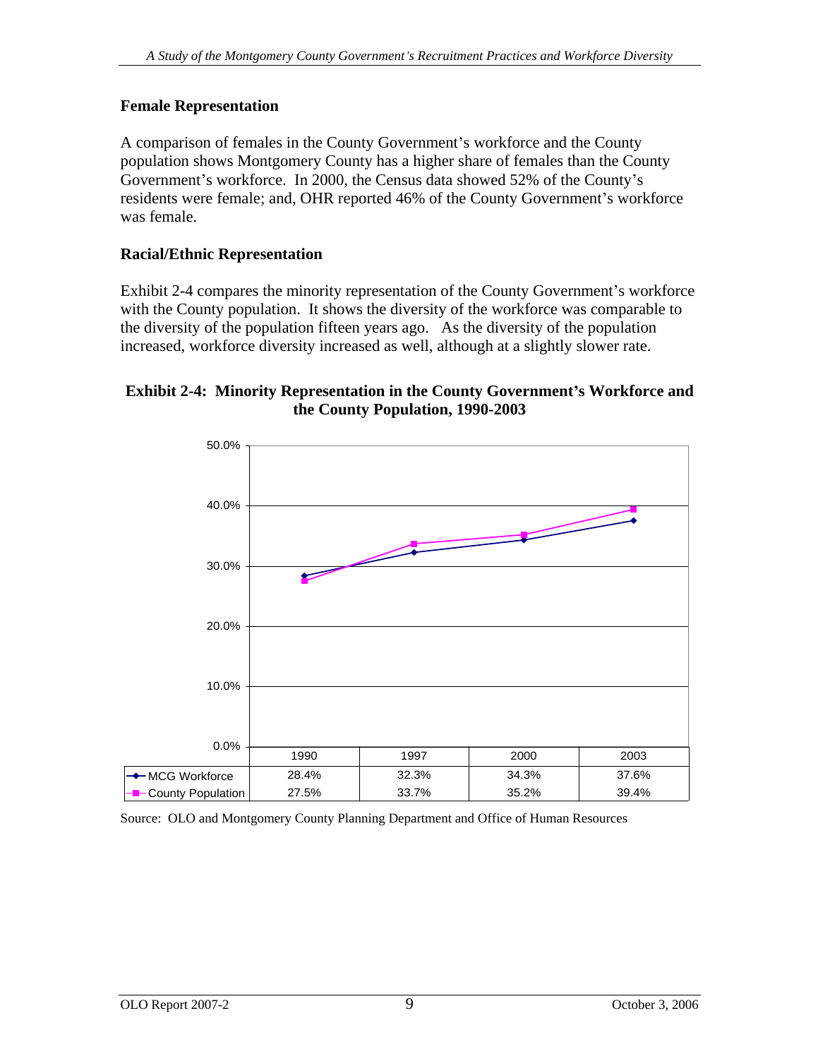## Female Representation

A comparison of females in the County Government's workforce and the County population shows Montgomery County has a higher share of females than the County Government's workforce. In 2000, the Census data showed 52% of the County's residents were female; and, OHR reported 46% of the County Government's workforce was female.

## Racial/Ethnic Representation

Exhibit 2-4 compares the minority representation of the County Government's workforce with the County population. It shows the diversity of the workforce was comparable to the diversity of the population fifteen years ago. As the diversity of the population increased, workforce diversity increased as well, although at a slightly slower rate.

**Exhibit 2-4: Minority Representation in the County Government's Workforce and the County Population, 1990-2003**

| | 1990 | 1997 | 2000 | 2003 |
|---|---|---|---|---|
| MCG Workforce | 28.4% | 32.3% | 34.3% | 37.6% |
| County Population | 27.5% | 33.7% | 35.2% | 39.4% |

Source: OLO and Montgomery County Planning Department and Office of Human Resources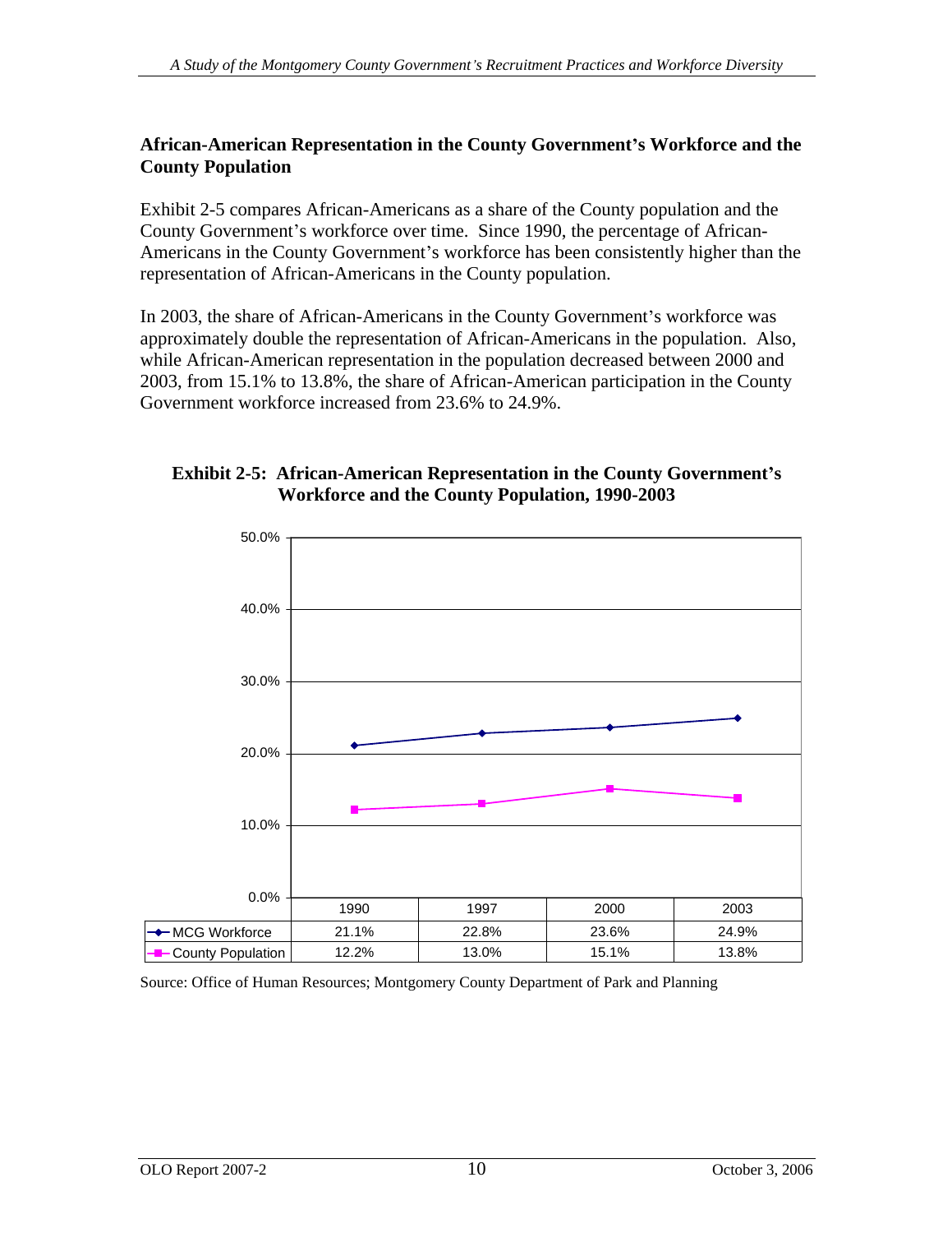**African-American Representation in the County Government's Workforce and the County Population**

Exhibit 2-5 compares African-Americans as a share of the County population and the County Government's workforce over time. Since 1990, the percentage of African-Americans in the County Government's workforce has been consistently higher than the representation of African-Americans in the County population.

In 2003, the share of African-Americans in the County Government's workforce was approximately double the representation of African-Americans in the population. Also, while African-American representation in the population decreased between 2000 and 2003, from 15.1% to 13.8%, the share of African-American participation in the County Government workforce increased from 23.6% to 24.9%.

**Exhibit 2-5: African-American Representation in the County Government's Workforce and the County Population, 1990-2003**

| | 1990 | 1997 | 2000 | 2003 |
|---|---|---|---|---|
| MCG Workforce | 21.1% | 22.8% | 23.6% | 24.9% |
| County Population | 12.2% | 13.0% | 15.1% | 13.8% |

Source: Office of Human Resources; Montgomery County Department of Park and Planning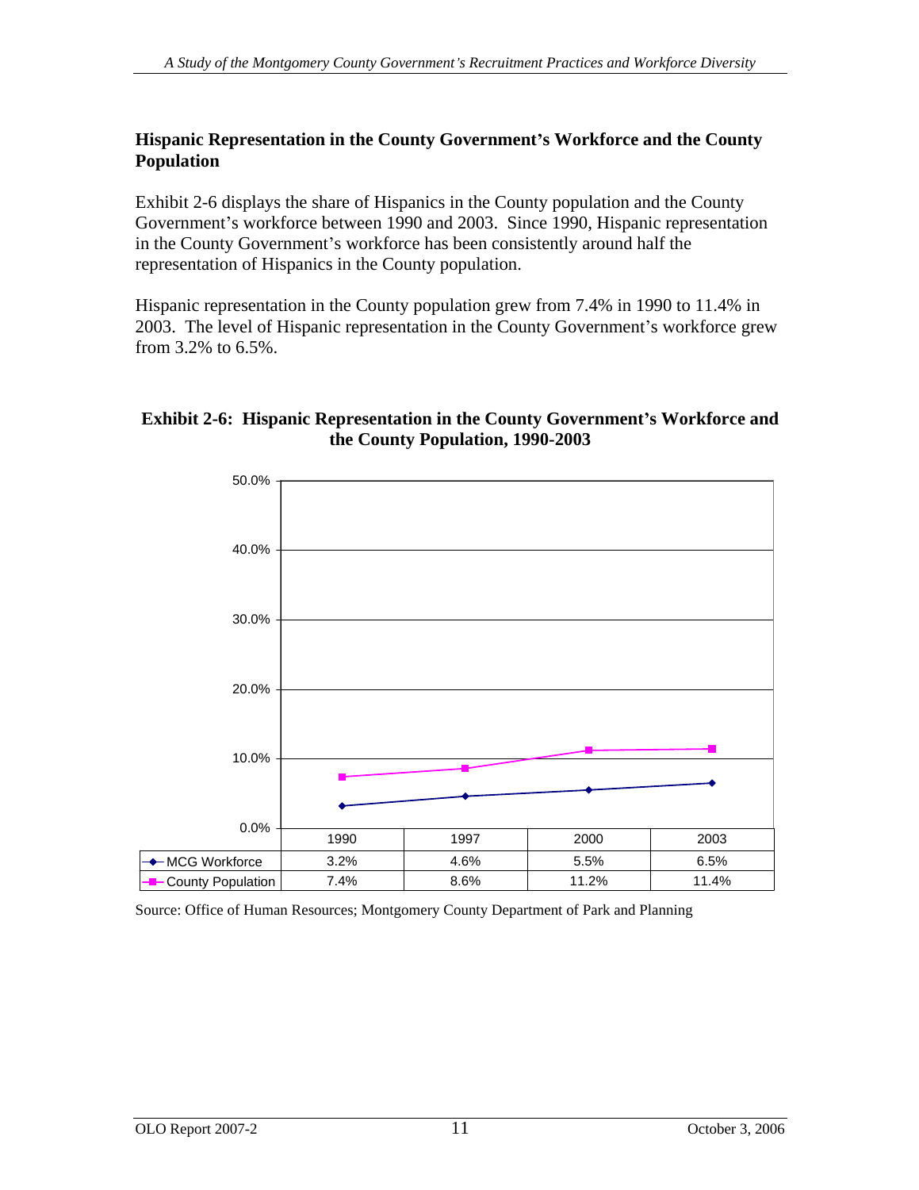## Hispanic Representation in the County Government's Workforce and the County Population

Exhibit 2-6 displays the share of Hispanics in the County population and the County Government's workforce between 1990 and 2003. Since 1990, Hispanic representation in the County Government's workforce has been consistently around half the representation of Hispanics in the County population.

Hispanic representation in the County population grew from 7.4% in 1990 to 11.4% in 2003. The level of Hispanic representation in the County Government's workforce grew from 3.2% to 6.5%.

**Exhibit 2-6: Hispanic Representation in the County Government's Workforce and the County Population, 1990-2003**

| | 1990 | 1997 | 2000 | 2003 |
|---|---|---|---|---|
| MCG Workforce | 3.2% | 4.6% | 5.5% | 6.5% |
| County Population | 7.4% | 8.6% | 11.2% | 11.4% |

Source: Office of Human Resources; Montgomery County Department of Park and Planning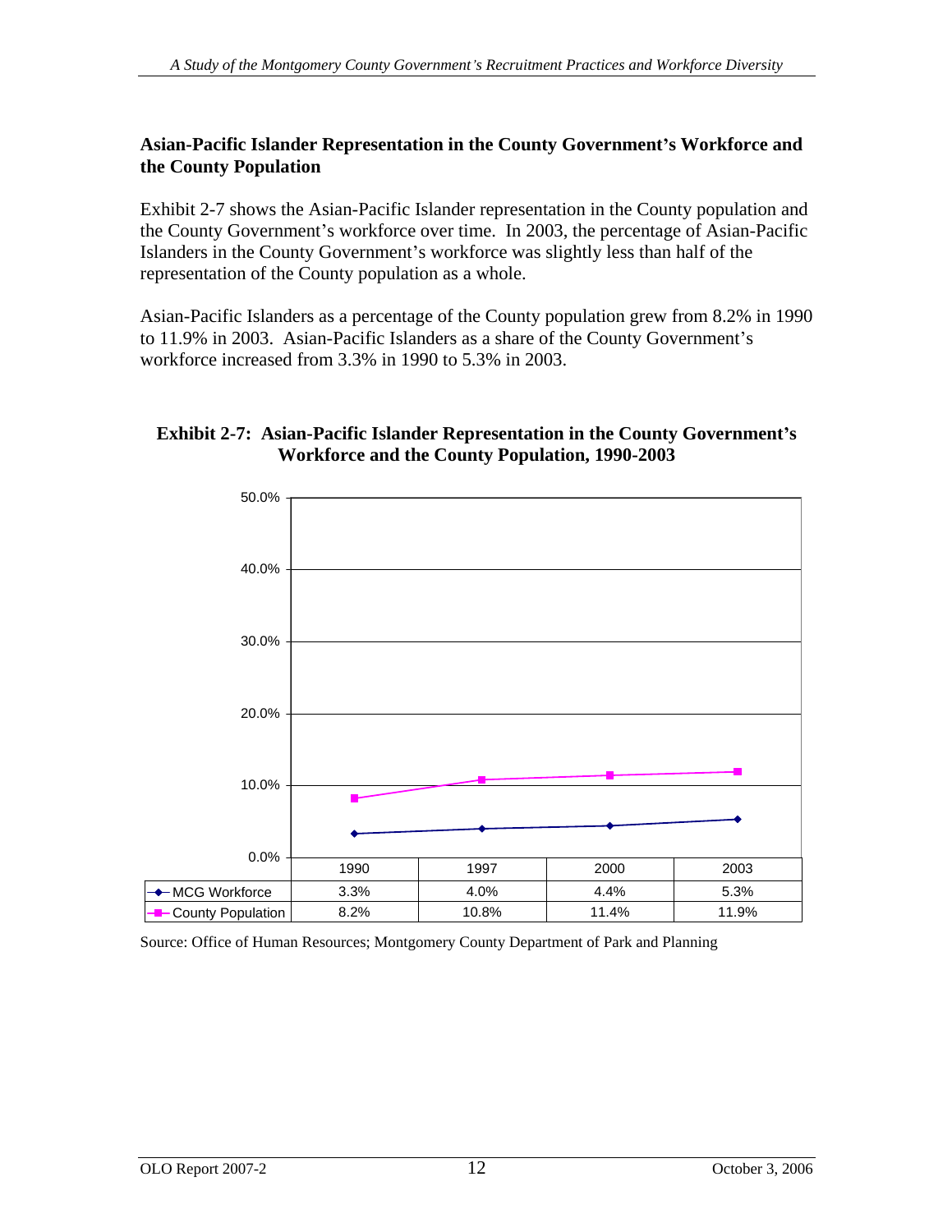## Asian-Pacific Islander Representation in the County Government's Workforce and the County Population

Exhibit 2-7 shows the Asian-Pacific Islander representation in the County population and the County Government's workforce over time. In 2003, the percentage of Asian-Pacific Islanders in the County Government's workforce was slightly less than half of the representation of the County population as a whole.

Asian-Pacific Islanders as a percentage of the County population grew from 8.2% in 1990 to 11.9% in 2003. Asian-Pacific Islanders as a share of the County Government's workforce increased from 3.3% in 1990 to 5.3% in 2003.

**Exhibit 2-7: Asian-Pacific Islander Representation in the County Government's Workforce and the County Population, 1990-2003**

| | 1990 | 1997 | 2000 | 2003 |
|---|---|---|---|---|
| MCG Workforce | 3.3% | 4.0% | 4.4% | 5.3% |
| County Population | 8.2% | 10.8% | 11.4% | 11.9% |

Source: Office of Human Resources; Montgomery County Department of Park and Planning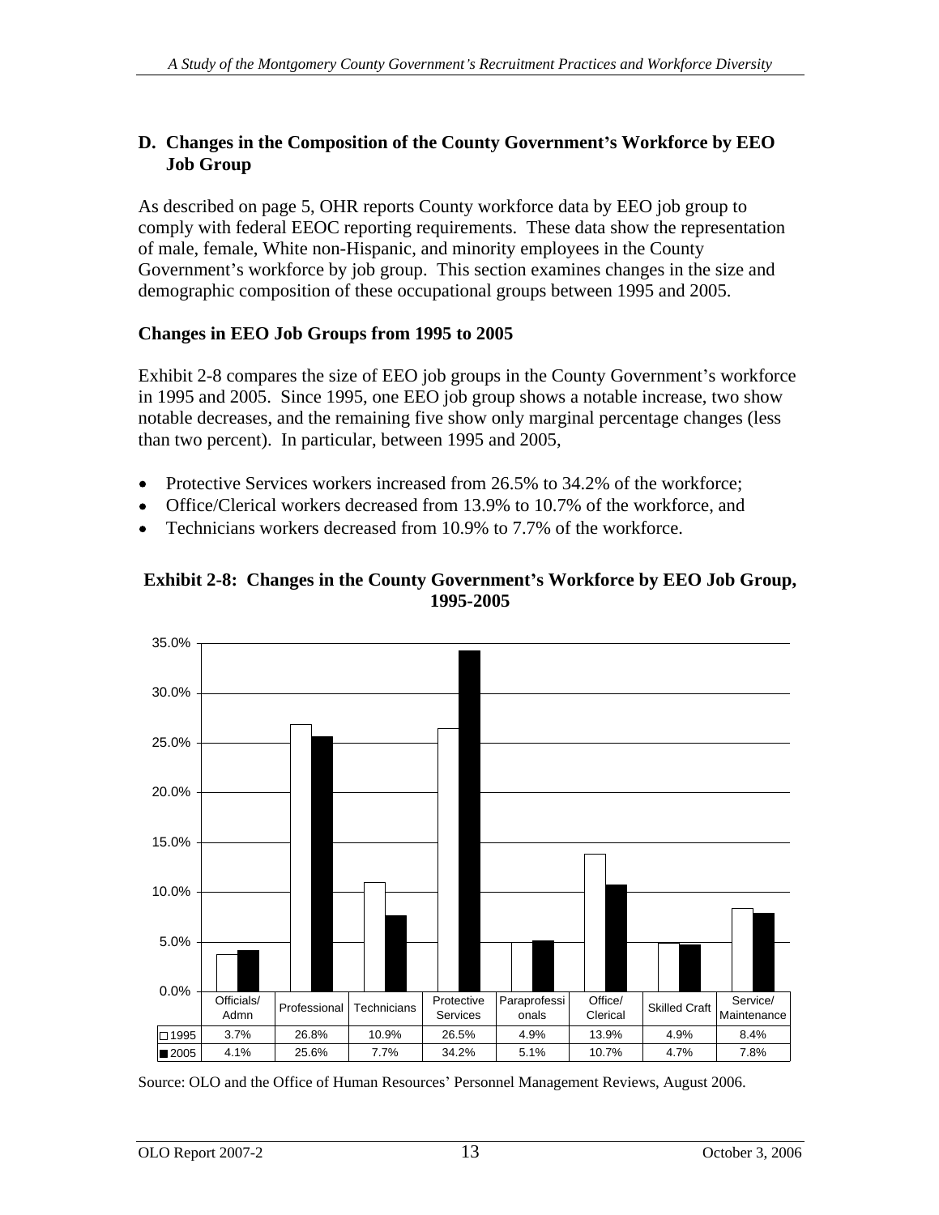## D. Changes in the Composition of the County Government's Workforce by EEO Job Group

As described on page 5, OHR reports County workforce data by EEO job group to comply with federal EEOC reporting requirements. These data show the representation of male, female, White non-Hispanic, and minority employees in the County Government's workforce by job group. This section examines changes in the size and demographic composition of these occupational groups between 1995 and 2005.

### Changes in EEO Job Groups from 1995 to 2005

Exhibit 2-8 compares the size of EEO job groups in the County Government's workforce in 1995 and 2005. Since 1995, one EEO job group shows a notable increase, two show notable decreases, and the remaining five show only marginal percentage changes (less than two percent). In particular, between 1995 and 2005,

- Protective Services workers increased from 26.5% to 34.2% of the workforce;
- Office/Clerical workers decreased from 13.9% to 10.7% of the workforce, and
- Technicians workers decreased from 10.9% to 7.7% of the workforce.

**Exhibit 2-8: Changes in the County Government's Workforce by EEO Job Group, 1995-2005**

| | Officials/ Admn | Professional | Technicians | Protective Services | Paraprofessionals | Office/ Clerical | Skilled Craft | Service/ Maintenance |
|---|---|---|---|---|---|---|---|---|
| 1995 | 3.7% | 26.8% | 10.9% | 26.5% | 4.9% | 13.9% | 4.9% | 8.4% |
| 2005 | 4.1% | 25.6% | 7.7% | 34.2% | 5.1% | 10.7% | 4.7% | 7.8% |

Source: OLO and the Office of Human Resources' Personnel Management Reviews, August 2006.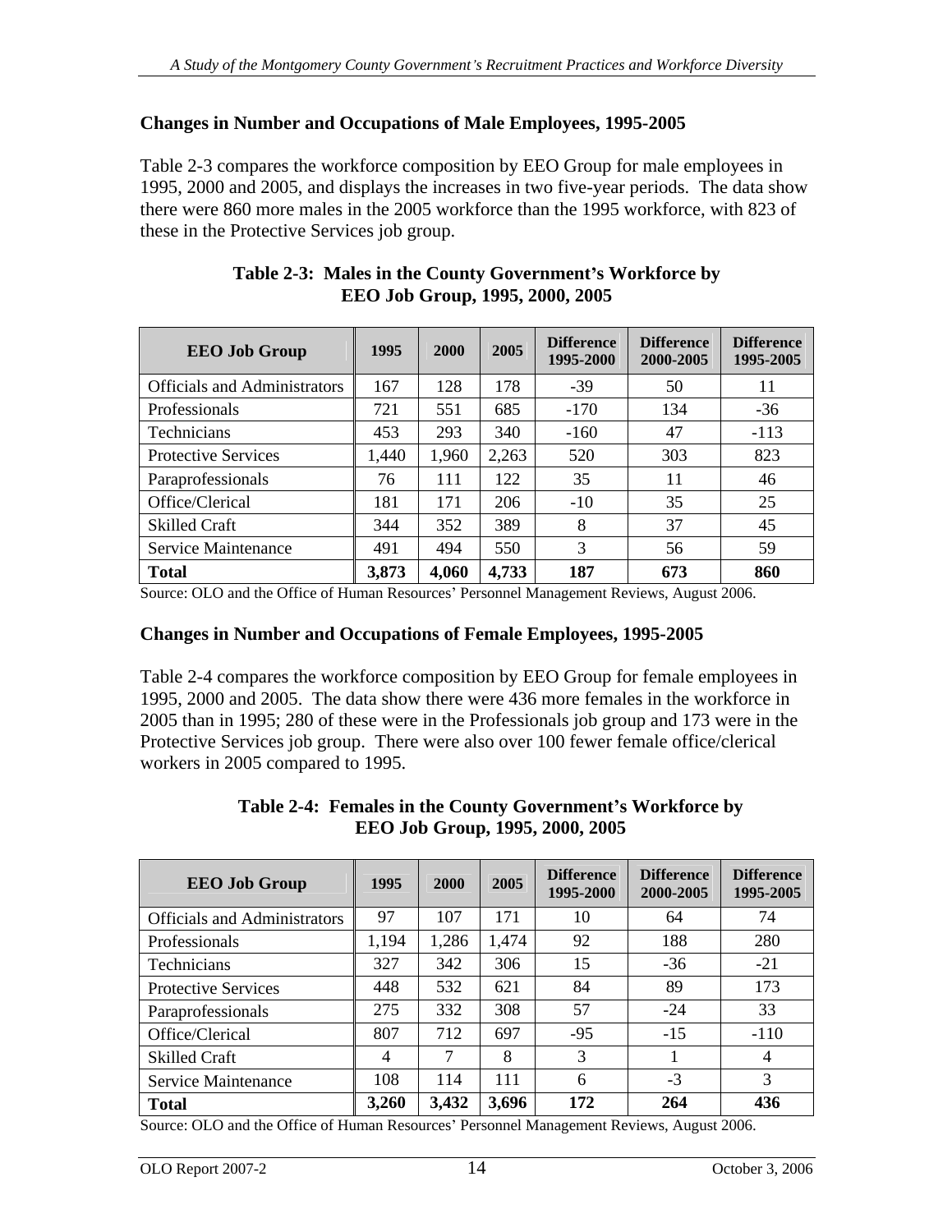### Changes in Number and Occupations of Male Employees, 1995-2005

Table 2-3 compares the workforce composition by EEO Group for male employees in 1995, 2000 and 2005, and displays the increases in two five-year periods. The data show there were 860 more males in the 2005 workforce than the 1995 workforce, with 823 of these in the Protective Services job group.

**Table 2-3: Males in the County Government's Workforce by EEO Job Group, 1995, 2000, 2005**

| EEO Job Group | 1995 | 2000 | 2005 | Difference 1995-2000 | Difference 2000-2005 | Difference 1995-2005 |
|---|---|---|---|---|---|---|
| Officials and Administrators | 167 | 128 | 178 | -39 | 50 | 11 |
| Professionals | 721 | 551 | 685 | -170 | 134 | -36 |
| Technicians | 453 | 293 | 340 | -160 | 47 | -113 |
| Protective Services | 1,440 | 1,960 | 2,263 | 520 | 303 | 823 |
| Paraprofessionals | 76 | 111 | 122 | 35 | 11 | 46 |
| Office/Clerical | 181 | 171 | 206 | -10 | 35 | 25 |
| Skilled Craft | 344 | 352 | 389 | 8 | 37 | 45 |
| Service Maintenance | 491 | 494 | 550 | 3 | 56 | 59 |
| **Total** | **3,873** | **4,060** | **4,733** | **187** | **673** | **860** |

Source: OLO and the Office of Human Resources' Personnel Management Reviews, August 2006.

### Changes in Number and Occupations of Female Employees, 1995-2005

Table 2-4 compares the workforce composition by EEO Group for female employees in 1995, 2000 and 2005. The data show there were 436 more females in the workforce in 2005 than in 1995; 280 of these were in the Professionals job group and 173 were in the Protective Services job group. There were also over 100 fewer female office/clerical workers in 2005 compared to 1995.

**Table 2-4: Females in the County Government's Workforce by EEO Job Group, 1995, 2000, 2005**

| EEO Job Group | 1995 | 2000 | 2005 | Difference 1995-2000 | Difference 2000-2005 | Difference 1995-2005 |
|---|---|---|---|---|---|---|
| Officials and Administrators | 97 | 107 | 171 | 10 | 64 | 74 |
| Professionals | 1,194 | 1,286 | 1,474 | 92 | 188 | 280 |
| Technicians | 327 | 342 | 306 | 15 | -36 | -21 |
| Protective Services | 448 | 532 | 621 | 84 | 89 | 173 |
| Paraprofessionals | 275 | 332 | 308 | 57 | -24 | 33 |
| Office/Clerical | 807 | 712 | 697 | -95 | -15 | -110 |
| Skilled Craft | 4 | 7 | 8 | 3 | 1 | 4 |
| Service Maintenance | 108 | 114 | 111 | 6 | -3 | 3 |
| **Total** | **3,260** | **3,432** | **3,696** | **172** | **264** | **436** |

Source: OLO and the Office of Human Resources' Personnel Management Reviews, August 2006.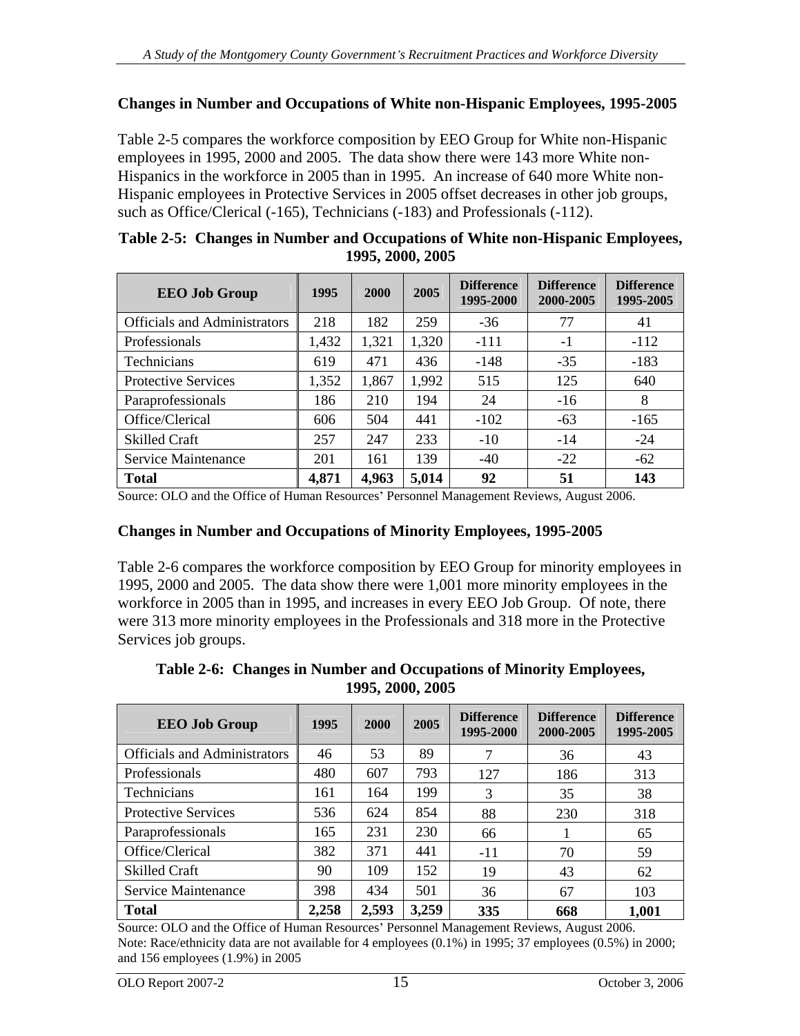## Changes in Number and Occupations of White non-Hispanic Employees, 1995-2005

Table 2-5 compares the workforce composition by EEO Group for White non-Hispanic employees in 1995, 2000 and 2005. The data show there were 143 more White non-Hispanics in the workforce in 2005 than in 1995. An increase of 640 more White non-Hispanic employees in Protective Services in 2005 offset decreases in other job groups, such as Office/Clerical (-165), Technicians (-183) and Professionals (-112).

**Table 2-5: Changes in Number and Occupations of White non-Hispanic Employees, 1995, 2000, 2005**

| EEO Job Group | 1995 | 2000 | 2005 | Difference 1995-2000 | Difference 2000-2005 | Difference 1995-2005 |
|---|---|---|---|---|---|---|
| Officials and Administrators | 218 | 182 | 259 | -36 | 77 | 41 |
| Professionals | 1,432 | 1,321 | 1,320 | -111 | -1 | -112 |
| Technicians | 619 | 471 | 436 | -148 | -35 | -183 |
| Protective Services | 1,352 | 1,867 | 1,992 | 515 | 125 | 640 |
| Paraprofessionals | 186 | 210 | 194 | 24 | -16 | 8 |
| Office/Clerical | 606 | 504 | 441 | -102 | -63 | -165 |
| Skilled Craft | 257 | 247 | 233 | -10 | -14 | -24 |
| Service Maintenance | 201 | 161 | 139 | -40 | -22 | -62 |
| **Total** | **4,871** | **4,963** | **5,014** | **92** | **51** | **143** |

Source: OLO and the Office of Human Resources' Personnel Management Reviews, August 2006.

## Changes in Number and Occupations of Minority Employees, 1995-2005

Table 2-6 compares the workforce composition by EEO Group for minority employees in 1995, 2000 and 2005. The data show there were 1,001 more minority employees in the workforce in 2005 than in 1995, and increases in every EEO Job Group. Of note, there were 313 more minority employees in the Professionals and 318 more in the Protective Services job groups.

**Table 2-6: Changes in Number and Occupations of Minority Employees, 1995, 2000, 2005**

| EEO Job Group | 1995 | 2000 | 2005 | Difference 1995-2000 | Difference 2000-2005 | Difference 1995-2005 |
|---|---|---|---|---|---|---|
| Officials and Administrators | 46 | 53 | 89 | 7 | 36 | 43 |
| Professionals | 480 | 607 | 793 | 127 | 186 | 313 |
| Technicians | 161 | 164 | 199 | 3 | 35 | 38 |
| Protective Services | 536 | 624 | 854 | 88 | 230 | 318 |
| Paraprofessionals | 165 | 231 | 230 | 66 | 1 | 65 |
| Office/Clerical | 382 | 371 | 441 | -11 | 70 | 59 |
| Skilled Craft | 90 | 109 | 152 | 19 | 43 | 62 |
| Service Maintenance | 398 | 434 | 501 | 36 | 67 | 103 |
| **Total** | **2,258** | **2,593** | **3,259** | **335** | **668** | **1,001** |

Source: OLO and the Office of Human Resources' Personnel Management Reviews, August 2006.
Note: Race/ethnicity data are not available for 4 employees (0.1%) in 1995; 37 employees (0.5%) in 2000; and 156 employees (1.9%) in 2005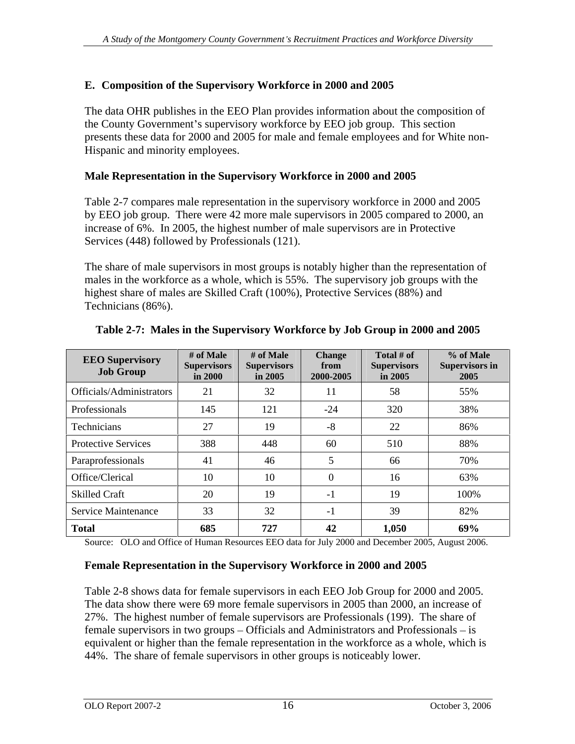## E. Composition of the Supervisory Workforce in 2000 and 2005

The data OHR publishes in the EEO Plan provides information about the composition of the County Government's supervisory workforce by EEO job group. This section presents these data for 2000 and 2005 for male and female employees and for White non-Hispanic and minority employees.

### Male Representation in the Supervisory Workforce in 2000 and 2005

Table 2-7 compares male representation in the supervisory workforce in 2000 and 2005 by EEO job group. There were 42 more male supervisors in 2005 compared to 2000, an increase of 6%. In 2005, the highest number of male supervisors are in Protective Services (448) followed by Professionals (121).

The share of male supervisors in most groups is notably higher than the representation of males in the workforce as a whole, which is 55%. The supervisory job groups with the highest share of males are Skilled Craft (100%), Protective Services (88%) and Technicians (86%).

**Table 2-7: Males in the Supervisory Workforce by Job Group in 2000 and 2005**

| EEO Supervisory Job Group | # of Male Supervisors in 2000 | # of Male Supervisors in 2005 | Change from 2000-2005 | Total # of Supervisors in 2005 | % of Male Supervisors in 2005 |
|---|---|---|---|---|---|
| Officials/Administrators | 21 | 32 | 11 | 58 | 55% |
| Professionals | 145 | 121 | -24 | 320 | 38% |
| Technicians | 27 | 19 | -8 | 22 | 86% |
| Protective Services | 388 | 448 | 60 | 510 | 88% |
| Paraprofessionals | 41 | 46 | 5 | 66 | 70% |
| Office/Clerical | 10 | 10 | 0 | 16 | 63% |
| Skilled Craft | 20 | 19 | -1 | 19 | 100% |
| Service Maintenance | 33 | 32 | -1 | 39 | 82% |
| **Total** | **685** | **727** | **42** | **1,050** | **69%** |

Source: OLO and Office of Human Resources EEO data for July 2000 and December 2005, August 2006.

### Female Representation in the Supervisory Workforce in 2000 and 2005

Table 2-8 shows data for female supervisors in each EEO Job Group for 2000 and 2005. The data show there were 69 more female supervisors in 2005 than 2000, an increase of 27%. The highest number of female supervisors are Professionals (199). The share of female supervisors in two groups – Officials and Administrators and Professionals – is equivalent or higher than the female representation in the workforce as a whole, which is 44%. The share of female supervisors in other groups is noticeably lower.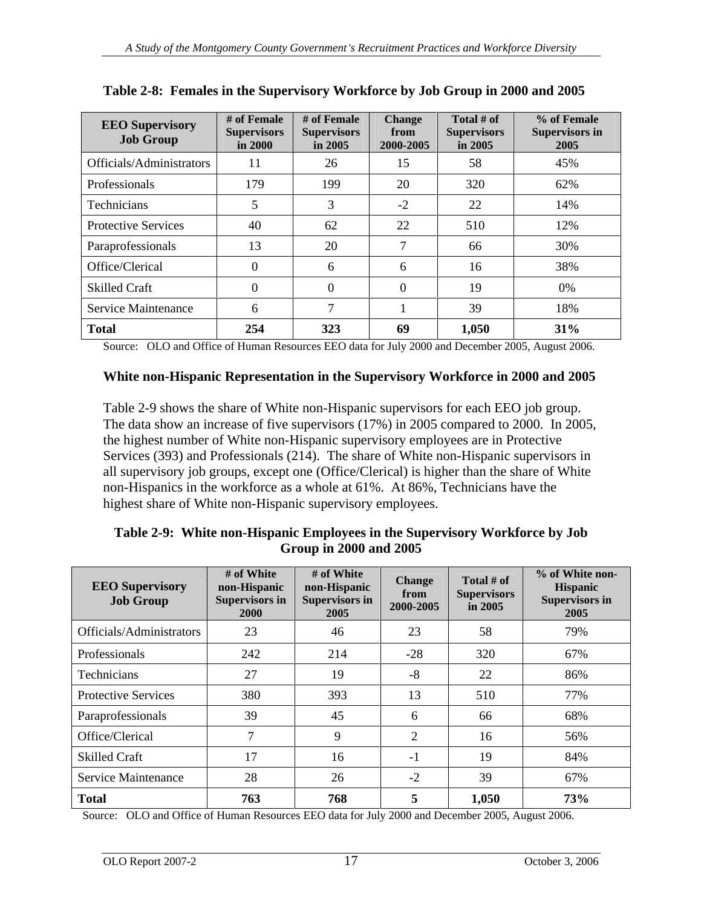**Table 2-8: Females in the Supervisory Workforce by Job Group in 2000 and 2005**

| EEO Supervisory Job Group | # of Female Supervisors in 2000 | # of Female Supervisors in 2005 | Change from 2000-2005 | Total # of Supervisors in 2005 | % of Female Supervisors in 2005 |
|---|---|---|---|---|---|
| Officials/Administrators | 11 | 26 | 15 | 58 | 45% |
| Professionals | 179 | 199 | 20 | 320 | 62% |
| Technicians | 5 | 3 | -2 | 22 | 14% |
| Protective Services | 40 | 62 | 22 | 510 | 12% |
| Paraprofessionals | 13 | 20 | 7 | 66 | 30% |
| Office/Clerical | 0 | 6 | 6 | 16 | 38% |
| Skilled Craft | 0 | 0 | 0 | 19 | 0% |
| Service Maintenance | 6 | 7 | 1 | 39 | 18% |
| **Total** | **254** | **323** | **69** | **1,050** | **31%** |

Source: OLO and Office of Human Resources EEO data for July 2000 and December 2005, August 2006.

### White non-Hispanic Representation in the Supervisory Workforce in 2000 and 2005

Table 2-9 shows the share of White non-Hispanic supervisors for each EEO job group. The data show an increase of five supervisors (17%) in 2005 compared to 2000. In 2005, the highest number of White non-Hispanic supervisory employees are in Protective Services (393) and Professionals (214). The share of White non-Hispanic supervisors in all supervisory job groups, except one (Office/Clerical) is higher than the share of White non-Hispanics in the workforce as a whole at 61%. At 86%, Technicians have the highest share of White non-Hispanic supervisory employees.

**Table 2-9: White non-Hispanic Employees in the Supervisory Workforce by Job Group in 2000 and 2005**

| EEO Supervisory Job Group | # of White non-Hispanic Supervisors in 2000 | # of White non-Hispanic Supervisors in 2005 | Change from 2000-2005 | Total # of Supervisors in 2005 | % of White non-Hispanic Supervisors in 2005 |
|---|---|---|---|---|---|
| Officials/Administrators | 23 | 46 | 23 | 58 | 79% |
| Professionals | 242 | 214 | -28 | 320 | 67% |
| Technicians | 27 | 19 | -8 | 22 | 86% |
| Protective Services | 380 | 393 | 13 | 510 | 77% |
| Paraprofessionals | 39 | 45 | 6 | 66 | 68% |
| Office/Clerical | 7 | 9 | 2 | 16 | 56% |
| Skilled Craft | 17 | 16 | -1 | 19 | 84% |
| Service Maintenance | 28 | 26 | -2 | 39 | 67% |
| **Total** | **763** | **768** | **5** | **1,050** | **73%** |

Source: OLO and Office of Human Resources EEO data for July 2000 and December 2005, August 2006.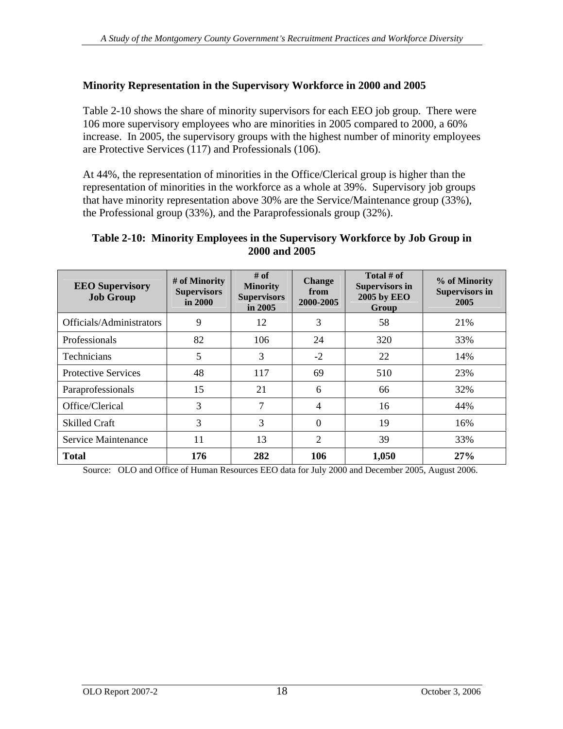## Minority Representation in the Supervisory Workforce in 2000 and 2005

Table 2-10 shows the share of minority supervisors for each EEO job group. There were 106 more supervisory employees who are minorities in 2005 compared to 2000, a 60% increase. In 2005, the supervisory groups with the highest number of minority employees are Protective Services (117) and Professionals (106).

At 44%, the representation of minorities in the Office/Clerical group is higher than the representation of minorities in the workforce as a whole at 39%. Supervisory job groups that have minority representation above 30% are the Service/Maintenance group (33%), the Professional group (33%), and the Paraprofessionals group (32%).

**Table 2-10: Minority Employees in the Supervisory Workforce by Job Group in 2000 and 2005**

| EEO Supervisory Job Group | # of Minority Supervisors in 2000 | # of Minority Supervisors in 2005 | Change from 2000-2005 | Total # of Supervisors in 2005 by EEO Group | % of Minority Supervisors in 2005 |
|---|---|---|---|---|---|
| Officials/Administrators | 9 | 12 | 3 | 58 | 21% |
| Professionals | 82 | 106 | 24 | 320 | 33% |
| Technicians | 5 | 3 | -2 | 22 | 14% |
| Protective Services | 48 | 117 | 69 | 510 | 23% |
| Paraprofessionals | 15 | 21 | 6 | 66 | 32% |
| Office/Clerical | 3 | 7 | 4 | 16 | 44% |
| Skilled Craft | 3 | 3 | 0 | 19 | 16% |
| Service Maintenance | 11 | 13 | 2 | 39 | 33% |
| **Total** | **176** | **282** | **106** | **1,050** | **27%** |

Source: OLO and Office of Human Resources EEO data for July 2000 and December 2005, August 2006.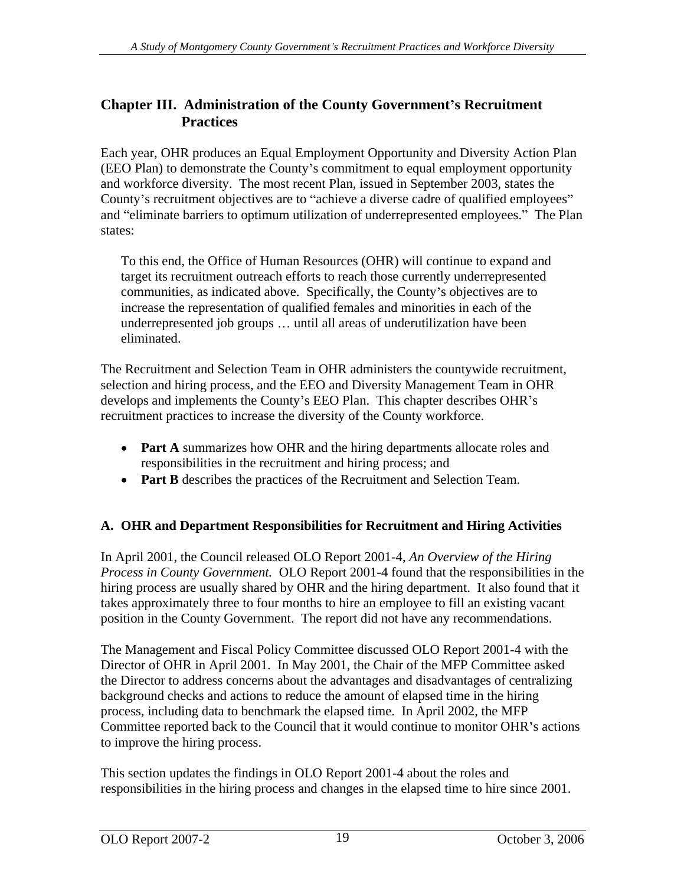# Chapter III. Administration of the County Government's Recruitment Practices

Each year, OHR produces an Equal Employment Opportunity and Diversity Action Plan (EEO Plan) to demonstrate the County's commitment to equal employment opportunity and workforce diversity. The most recent Plan, issued in September 2003, states the County's recruitment objectives are to "achieve a diverse cadre of qualified employees" and "eliminate barriers to optimum utilization of underrepresented employees." The Plan states:

> To this end, the Office of Human Resources (OHR) will continue to expand and target its recruitment outreach efforts to reach those currently underrepresented communities, as indicated above. Specifically, the County's objectives are to increase the representation of qualified females and minorities in each of the underrepresented job groups … until all areas of underutilization have been eliminated.

The Recruitment and Selection Team in OHR administers the countywide recruitment, selection and hiring process, and the EEO and Diversity Management Team in OHR develops and implements the County's EEO Plan. This chapter describes OHR's recruitment practices to increase the diversity of the County workforce.

- **Part A** summarizes how OHR and the hiring departments allocate roles and responsibilities in the recruitment and hiring process; and
- **Part B** describes the practices of the Recruitment and Selection Team.

## A. OHR and Department Responsibilities for Recruitment and Hiring Activities

In April 2001, the Council released OLO Report 2001-4, *An Overview of the Hiring Process in County Government.* OLO Report 2001-4 found that the responsibilities in the hiring process are usually shared by OHR and the hiring department. It also found that it takes approximately three to four months to hire an employee to fill an existing vacant position in the County Government. The report did not have any recommendations.

The Management and Fiscal Policy Committee discussed OLO Report 2001-4 with the Director of OHR in April 2001. In May 2001, the Chair of the MFP Committee asked the Director to address concerns about the advantages and disadvantages of centralizing background checks and actions to reduce the amount of elapsed time in the hiring process, including data to benchmark the elapsed time. In April 2002, the MFP Committee reported back to the Council that it would continue to monitor OHR's actions to improve the hiring process.

This section updates the findings in OLO Report 2001-4 about the roles and responsibilities in the hiring process and changes in the elapsed time to hire since 2001.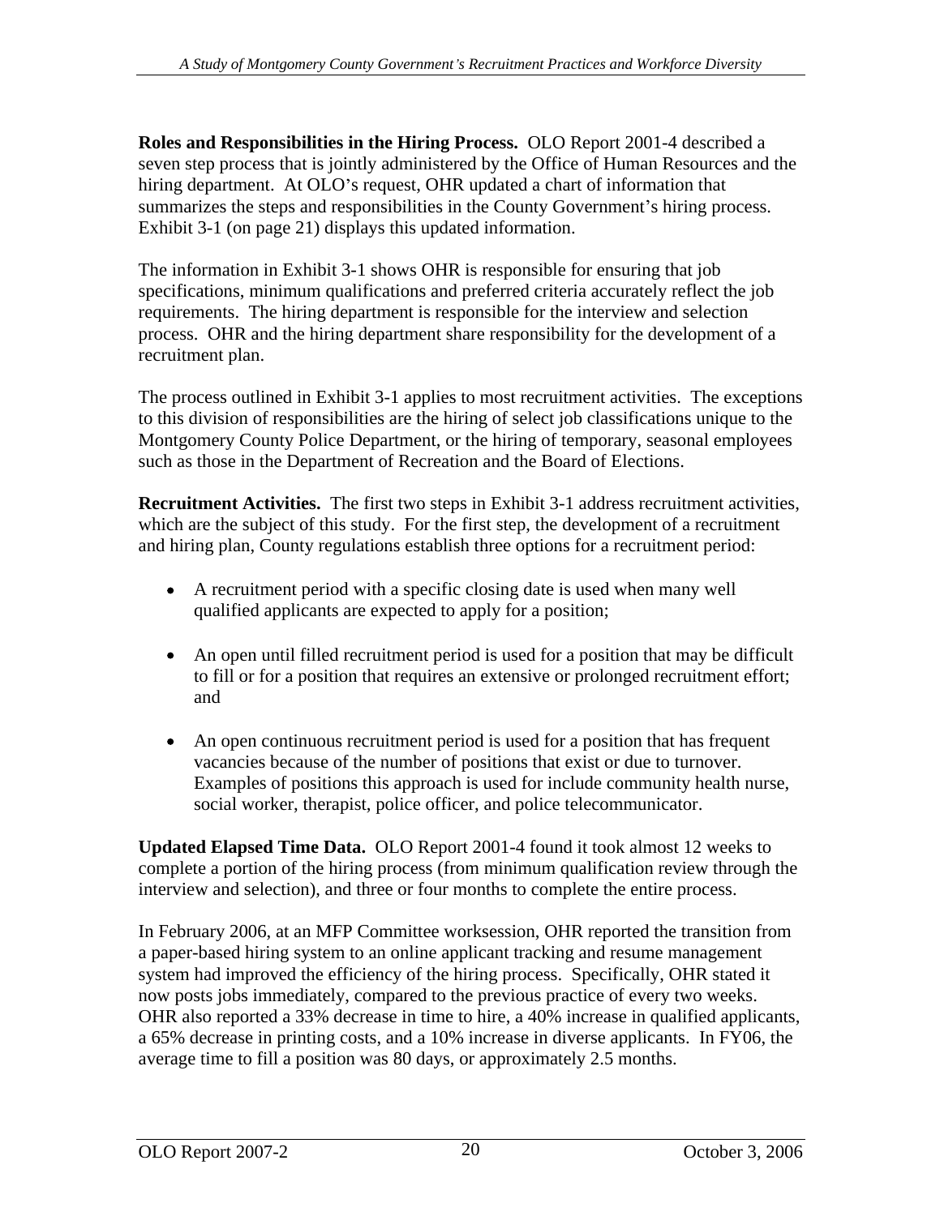**Roles and Responsibilities in the Hiring Process.** OLO Report 2001-4 described a seven step process that is jointly administered by the Office of Human Resources and the hiring department. At OLO's request, OHR updated a chart of information that summarizes the steps and responsibilities in the County Government's hiring process. Exhibit 3-1 (on page 21) displays this updated information.

The information in Exhibit 3-1 shows OHR is responsible for ensuring that job specifications, minimum qualifications and preferred criteria accurately reflect the job requirements. The hiring department is responsible for the interview and selection process. OHR and the hiring department share responsibility for the development of a recruitment plan.

The process outlined in Exhibit 3-1 applies to most recruitment activities. The exceptions to this division of responsibilities are the hiring of select job classifications unique to the Montgomery County Police Department, or the hiring of temporary, seasonal employees such as those in the Department of Recreation and the Board of Elections.

**Recruitment Activities.** The first two steps in Exhibit 3-1 address recruitment activities, which are the subject of this study. For the first step, the development of a recruitment and hiring plan, County regulations establish three options for a recruitment period:

- A recruitment period with a specific closing date is used when many well qualified applicants are expected to apply for a position;
- An open until filled recruitment period is used for a position that may be difficult to fill or for a position that requires an extensive or prolonged recruitment effort; and
- An open continuous recruitment period is used for a position that has frequent vacancies because of the number of positions that exist or due to turnover. Examples of positions this approach is used for include community health nurse, social worker, therapist, police officer, and police telecommunicator.

**Updated Elapsed Time Data.** OLO Report 2001-4 found it took almost 12 weeks to complete a portion of the hiring process (from minimum qualification review through the interview and selection), and three or four months to complete the entire process.

In February 2006, at an MFP Committee worksession, OHR reported the transition from a paper-based hiring system to an online applicant tracking and resume management system had improved the efficiency of the hiring process. Specifically, OHR stated it now posts jobs immediately, compared to the previous practice of every two weeks. OHR also reported a 33% decrease in time to hire, a 40% increase in qualified applicants, a 65% decrease in printing costs, and a 10% increase in diverse applicants. In FY06, the average time to fill a position was 80 days, or approximately 2.5 months.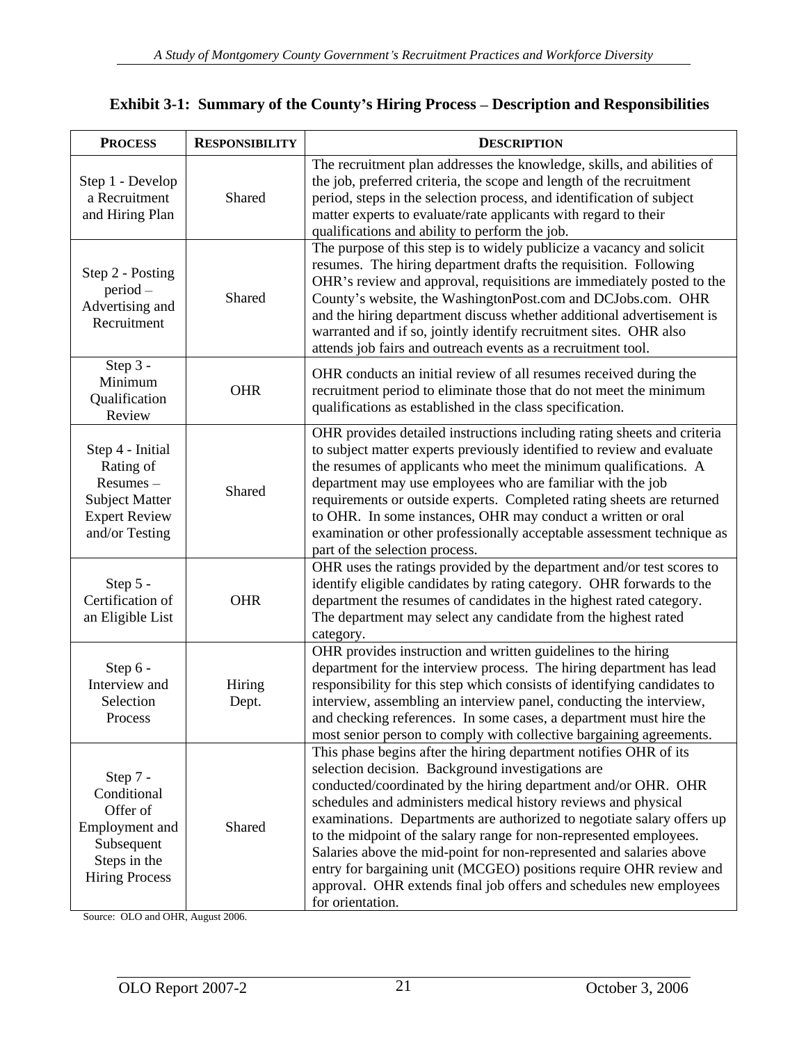**Exhibit 3-1: Summary of the County's Hiring Process – Description and Responsibilities**

| PROCESS | RESPONSIBILITY | DESCRIPTION |
|---|---|---|
| Step 1 - Develop a Recruitment and Hiring Plan | Shared | The recruitment plan addresses the knowledge, skills, and abilities of the job, preferred criteria, the scope and length of the recruitment period, steps in the selection process, and identification of subject matter experts to evaluate/rate applicants with regard to their qualifications and ability to perform the job. |
| Step 2 - Posting period – Advertising and Recruitment | Shared | The purpose of this step is to widely publicize a vacancy and solicit resumes. The hiring department drafts the requisition. Following OHR's review and approval, requisitions are immediately posted to the County's website, the WashingtonPost.com and DCJobs.com. OHR and the hiring department discuss whether additional advertisement is warranted and if so, jointly identify recruitment sites. OHR also attends job fairs and outreach events as a recruitment tool. |
| Step 3 - Minimum Qualification Review | OHR | OHR conducts an initial review of all resumes received during the recruitment period to eliminate those that do not meet the minimum qualifications as established in the class specification. |
| Step 4 - Initial Rating of Resumes – Subject Matter Expert Review and/or Testing | Shared | OHR provides detailed instructions including rating sheets and criteria to subject matter experts previously identified to review and evaluate the resumes of applicants who meet the minimum qualifications. A department may use employees who are familiar with the job requirements or outside experts. Completed rating sheets are returned to OHR. In some instances, OHR may conduct a written or oral examination or other professionally acceptable assessment technique as part of the selection process. |
| Step 5 - Certification of an Eligible List | OHR | OHR uses the ratings provided by the department and/or test scores to identify eligible candidates by rating category. OHR forwards to the department the resumes of candidates in the highest rated category. The department may select any candidate from the highest rated category. |
| Step 6 - Interview and Selection Process | Hiring Dept. | OHR provides instruction and written guidelines to the hiring department for the interview process. The hiring department has lead responsibility for this step which consists of identifying candidates to interview, assembling an interview panel, conducting the interview, and checking references. In some cases, a department must hire the most senior person to comply with collective bargaining agreements. |
| Step 7 - Conditional Offer of Employment and Subsequent Steps in the Hiring Process | Shared | This phase begins after the hiring department notifies OHR of its selection decision. Background investigations are conducted/coordinated by the hiring department and/or OHR. OHR schedules and administers medical history reviews and physical examinations. Departments are authorized to negotiate salary offers up to the midpoint of the salary range for non-represented employees. Salaries above the mid-point for non-represented and salaries above entry for bargaining unit (MCGEO) positions require OHR review and approval. OHR extends final job offers and schedules new employees for orientation. |

Source: OLO and OHR, August 2006.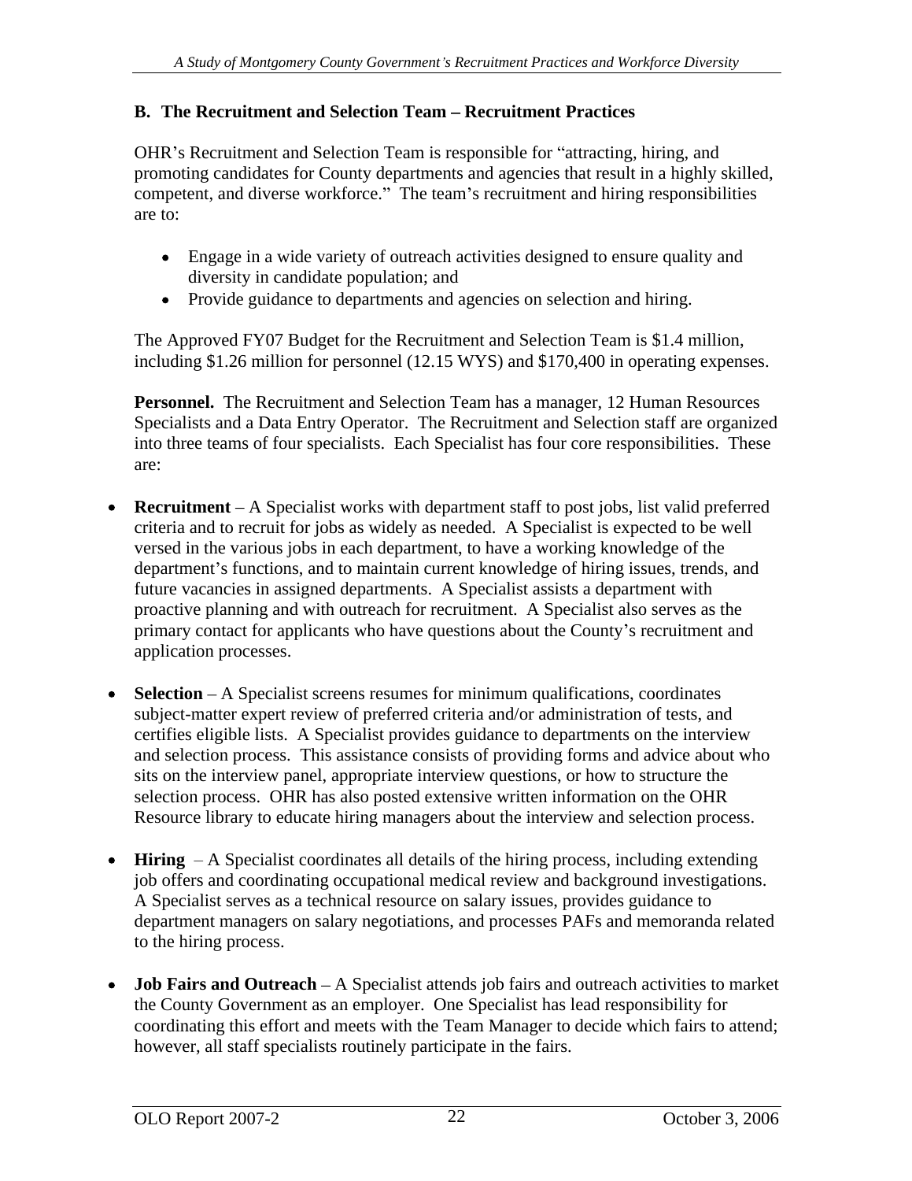## B. The Recruitment and Selection Team – Recruitment Practices

OHR's Recruitment and Selection Team is responsible for "attracting, hiring, and promoting candidates for County departments and agencies that result in a highly skilled, competent, and diverse workforce." The team's recruitment and hiring responsibilities are to:

- Engage in a wide variety of outreach activities designed to ensure quality and diversity in candidate population; and
- Provide guidance to departments and agencies on selection and hiring.

The Approved FY07 Budget for the Recruitment and Selection Team is $1.4 million, including $1.26 million for personnel (12.15 WYS) and $170,400 in operating expenses.

**Personnel.** The Recruitment and Selection Team has a manager, 12 Human Resources Specialists and a Data Entry Operator. The Recruitment and Selection staff are organized into three teams of four specialists. Each Specialist has four core responsibilities. These are:

- **Recruitment** – A Specialist works with department staff to post jobs, list valid preferred criteria and to recruit for jobs as widely as needed. A Specialist is expected to be well versed in the various jobs in each department, to have a working knowledge of the department's functions, and to maintain current knowledge of hiring issues, trends, and future vacancies in assigned departments. A Specialist assists a department with proactive planning and with outreach for recruitment. A Specialist also serves as the primary contact for applicants who have questions about the County's recruitment and application processes.

- **Selection** – A Specialist screens resumes for minimum qualifications, coordinates subject-matter expert review of preferred criteria and/or administration of tests, and certifies eligible lists. A Specialist provides guidance to departments on the interview and selection process. This assistance consists of providing forms and advice about who sits on the interview panel, appropriate interview questions, or how to structure the selection process. OHR has also posted extensive written information on the OHR Resource library to educate hiring managers about the interview and selection process.

- **Hiring** – A Specialist coordinates all details of the hiring process, including extending job offers and coordinating occupational medical review and background investigations. A Specialist serves as a technical resource on salary issues, provides guidance to department managers on salary negotiations, and processes PAFs and memoranda related to the hiring process.

- **Job Fairs and Outreach** – A Specialist attends job fairs and outreach activities to market the County Government as an employer. One Specialist has lead responsibility for coordinating this effort and meets with the Team Manager to decide which fairs to attend; however, all staff specialists routinely participate in the fairs.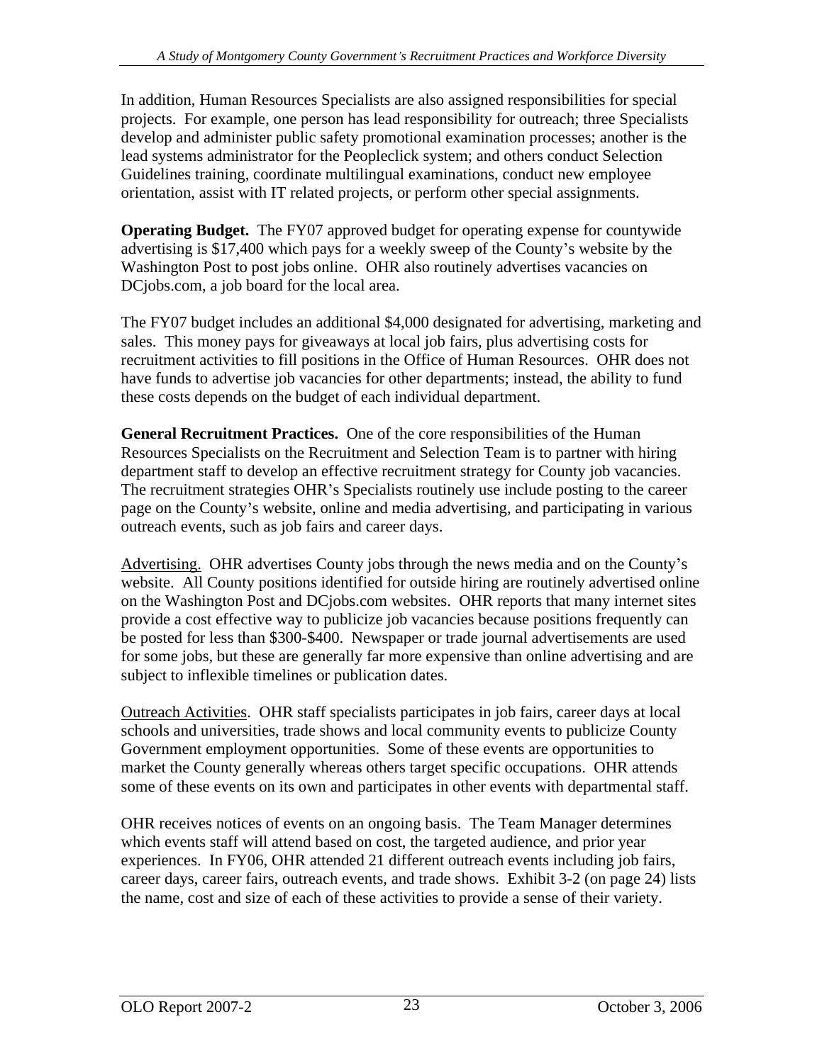In addition, Human Resources Specialists are also assigned responsibilities for special projects. For example, one person has lead responsibility for outreach; three Specialists develop and administer public safety promotional examination processes; another is the lead systems administrator for the Peopleclick system; and others conduct Selection Guidelines training, coordinate multilingual examinations, conduct new employee orientation, assist with IT related projects, or perform other special assignments.

**Operating Budget.** The FY07 approved budget for operating expense for countywide advertising is $17,400 which pays for a weekly sweep of the County's website by the Washington Post to post jobs online. OHR also routinely advertises vacancies on DCjobs.com, a job board for the local area.

The FY07 budget includes an additional $4,000 designated for advertising, marketing and sales. This money pays for giveaways at local job fairs, plus advertising costs for recruitment activities to fill positions in the Office of Human Resources. OHR does not have funds to advertise job vacancies for other departments; instead, the ability to fund these costs depends on the budget of each individual department.

**General Recruitment Practices.** One of the core responsibilities of the Human Resources Specialists on the Recruitment and Selection Team is to partner with hiring department staff to develop an effective recruitment strategy for County job vacancies. The recruitment strategies OHR's Specialists routinely use include posting to the career page on the County's website, online and media advertising, and participating in various outreach events, such as job fairs and career days.

<u>Advertising.</u> OHR advertises County jobs through the news media and on the County's website. All County positions identified for outside hiring are routinely advertised online on the Washington Post and DCjobs.com websites. OHR reports that many internet sites provide a cost effective way to publicize job vacancies because positions frequently can be posted for less than $300-$400. Newspaper or trade journal advertisements are used for some jobs, but these are generally far more expensive than online advertising and are subject to inflexible timelines or publication dates.

<u>Outreach Activities</u>. OHR staff specialists participates in job fairs, career days at local schools and universities, trade shows and local community events to publicize County Government employment opportunities. Some of these events are opportunities to market the County generally whereas others target specific occupations. OHR attends some of these events on its own and participates in other events with departmental staff.

OHR receives notices of events on an ongoing basis. The Team Manager determines which events staff will attend based on cost, the targeted audience, and prior year experiences. In FY06, OHR attended 21 different outreach events including job fairs, career days, career fairs, outreach events, and trade shows. Exhibit 3-2 (on page 24) lists the name, cost and size of each of these activities to provide a sense of their variety.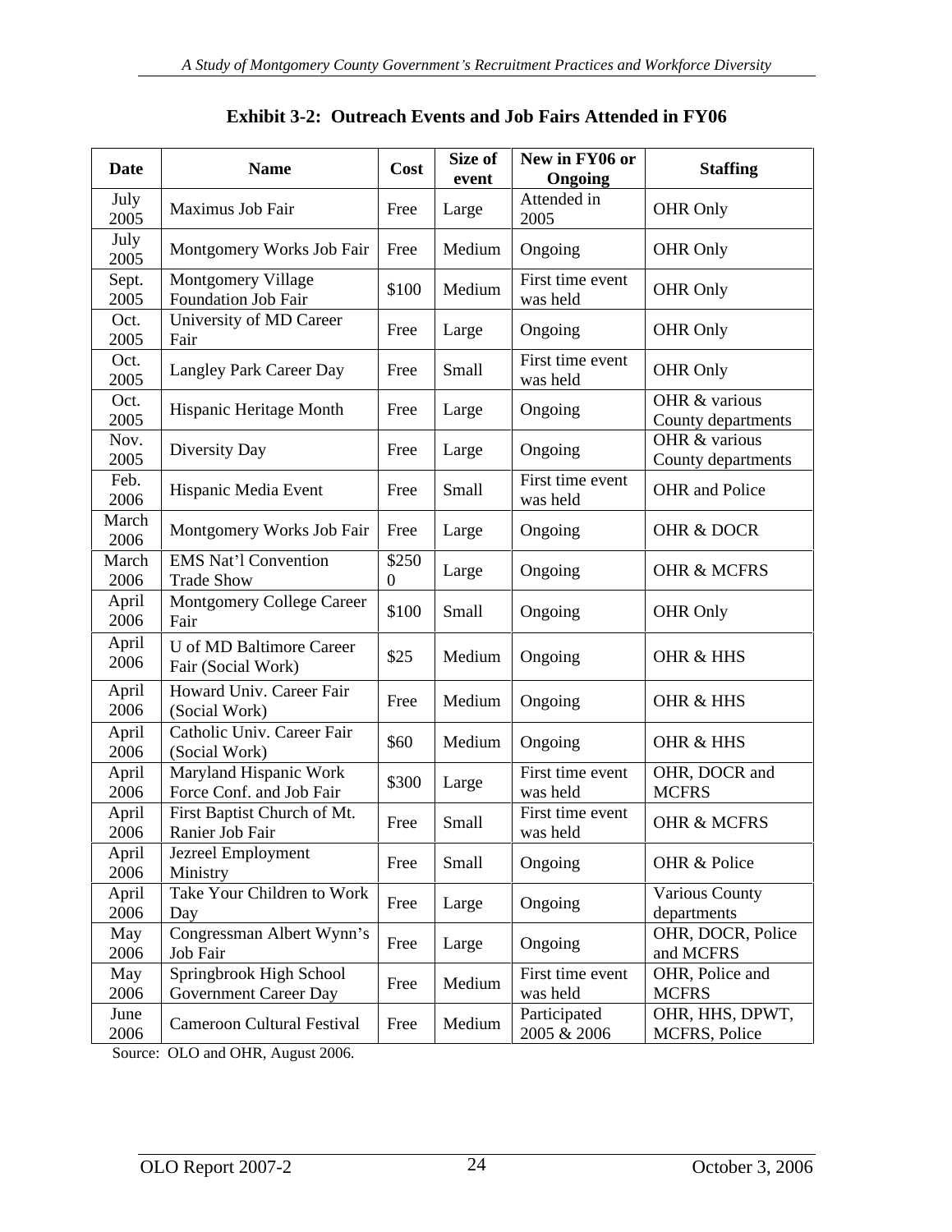## Exhibit 3-2: Outreach Events and Job Fairs Attended in FY06

| Date | Name | Cost | Size of event | New in FY06 or Ongoing | Staffing |
|---|---|---|---|---|---|
| July 2005 | Maximus Job Fair | Free | Large | Attended in 2005 | OHR Only |
| July 2005 | Montgomery Works Job Fair | Free | Medium | Ongoing | OHR Only |
| Sept. 2005 | Montgomery Village Foundation Job Fair | $100 | Medium | First time event was held | OHR Only |
| Oct. 2005 | University of MD Career Fair | Free | Large | Ongoing | OHR Only |
| Oct. 2005 | Langley Park Career Day | Free | Small | First time event was held | OHR Only |
| Oct. 2005 | Hispanic Heritage Month | Free | Large | Ongoing | OHR & various County departments |
| Nov. 2005 | Diversity Day | Free | Large | Ongoing | OHR & various County departments |
| Feb. 2006 | Hispanic Media Event | Free | Small | First time event was held | OHR and Police |
| March 2006 | Montgomery Works Job Fair | Free | Large | Ongoing | OHR & DOCR |
| March 2006 | EMS Nat'l Convention Trade Show | $2500 | Large | Ongoing | OHR & MCFRS |
| April 2006 | Montgomery College Career Fair | $100 | Small | Ongoing | OHR Only |
| April 2006 | U of MD Baltimore Career Fair (Social Work) | $25 | Medium | Ongoing | OHR & HHS |
| April 2006 | Howard Univ. Career Fair (Social Work) | Free | Medium | Ongoing | OHR & HHS |
| April 2006 | Catholic Univ. Career Fair (Social Work) | $60 | Medium | Ongoing | OHR & HHS |
| April 2006 | Maryland Hispanic Work Force Conf. and Job Fair | $300 | Large | First time event was held | OHR, DOCR and MCFRS |
| April 2006 | First Baptist Church of Mt. Ranier Job Fair | Free | Small | First time event was held | OHR & MCFRS |
| April 2006 | Jezreel Employment Ministry | Free | Small | Ongoing | OHR & Police |
| April 2006 | Take Your Children to Work Day | Free | Large | Ongoing | Various County departments |
| May 2006 | Congressman Albert Wynn's Job Fair | Free | Large | Ongoing | OHR, DOCR, Police and MCFRS |
| May 2006 | Springbrook High School Government Career Day | Free | Medium | First time event was held | OHR, Police and MCFRS |
| June 2006 | Cameroon Cultural Festival | Free | Medium | Participated 2005 & 2006 | OHR, HHS, DPWT, MCFRS, Police |

Source: OLO and OHR, August 2006.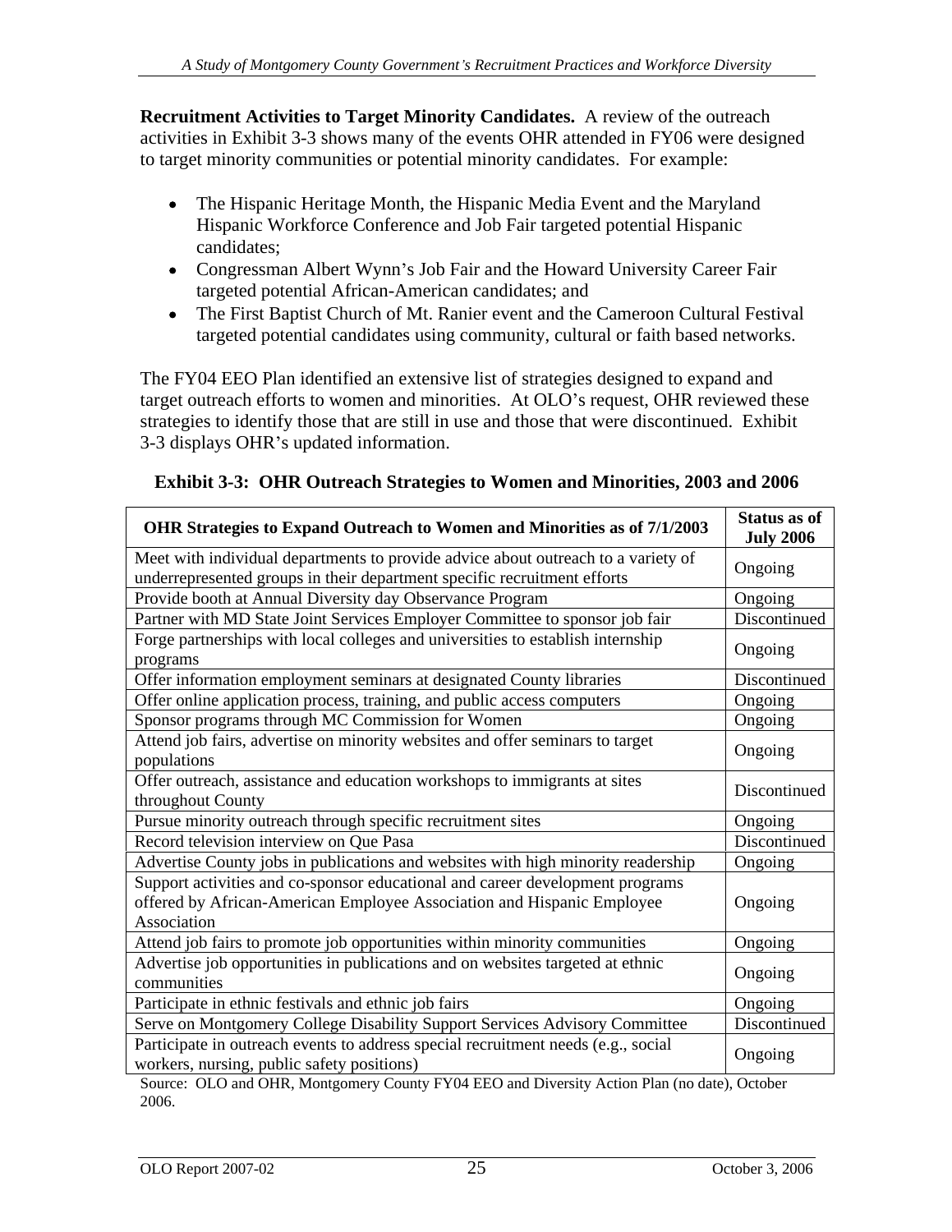**Recruitment Activities to Target Minority Candidates.** A review of the outreach activities in Exhibit 3-3 shows many of the events OHR attended in FY06 were designed to target minority communities or potential minority candidates. For example:

- The Hispanic Heritage Month, the Hispanic Media Event and the Maryland Hispanic Workforce Conference and Job Fair targeted potential Hispanic candidates;
- Congressman Albert Wynn's Job Fair and the Howard University Career Fair targeted potential African-American candidates; and
- The First Baptist Church of Mt. Ranier event and the Cameroon Cultural Festival targeted potential candidates using community, cultural or faith based networks.

The FY04 EEO Plan identified an extensive list of strategies designed to expand and target outreach efforts to women and minorities. At OLO's request, OHR reviewed these strategies to identify those that are still in use and those that were discontinued. Exhibit 3-3 displays OHR's updated information.

**Exhibit 3-3: OHR Outreach Strategies to Women and Minorities, 2003 and 2006**

| OHR Strategies to Expand Outreach to Women and Minorities as of 7/1/2003 | Status as of July 2006 |
|---|---|
| Meet with individual departments to provide advice about outreach to a variety of underrepresented groups in their department specific recruitment efforts | Ongoing |
| Provide booth at Annual Diversity day Observance Program | Ongoing |
| Partner with MD State Joint Services Employer Committee to sponsor job fair | Discontinued |
| Forge partnerships with local colleges and universities to establish internship programs | Ongoing |
| Offer information employment seminars at designated County libraries | Discontinued |
| Offer online application process, training, and public access computers | Ongoing |
| Sponsor programs through MC Commission for Women | Ongoing |
| Attend job fairs, advertise on minority websites and offer seminars to target populations | Ongoing |
| Offer outreach, assistance and education workshops to immigrants at sites throughout County | Discontinued |
| Pursue minority outreach through specific recruitment sites | Ongoing |
| Record television interview on Que Pasa | Discontinued |
| Advertise County jobs in publications and websites with high minority readership | Ongoing |
| Support activities and co-sponsor educational and career development programs offered by African-American Employee Association and Hispanic Employee Association | Ongoing |
| Attend job fairs to promote job opportunities within minority communities | Ongoing |
| Advertise job opportunities in publications and on websites targeted at ethnic communities | Ongoing |
| Participate in ethnic festivals and ethnic job fairs | Ongoing |
| Serve on Montgomery College Disability Support Services Advisory Committee | Discontinued |
| Participate in outreach events to address special recruitment needs (e.g., social workers, nursing, public safety positions) | Ongoing |

Source: OLO and OHR, Montgomery County FY04 EEO and Diversity Action Plan (no date), October 2006.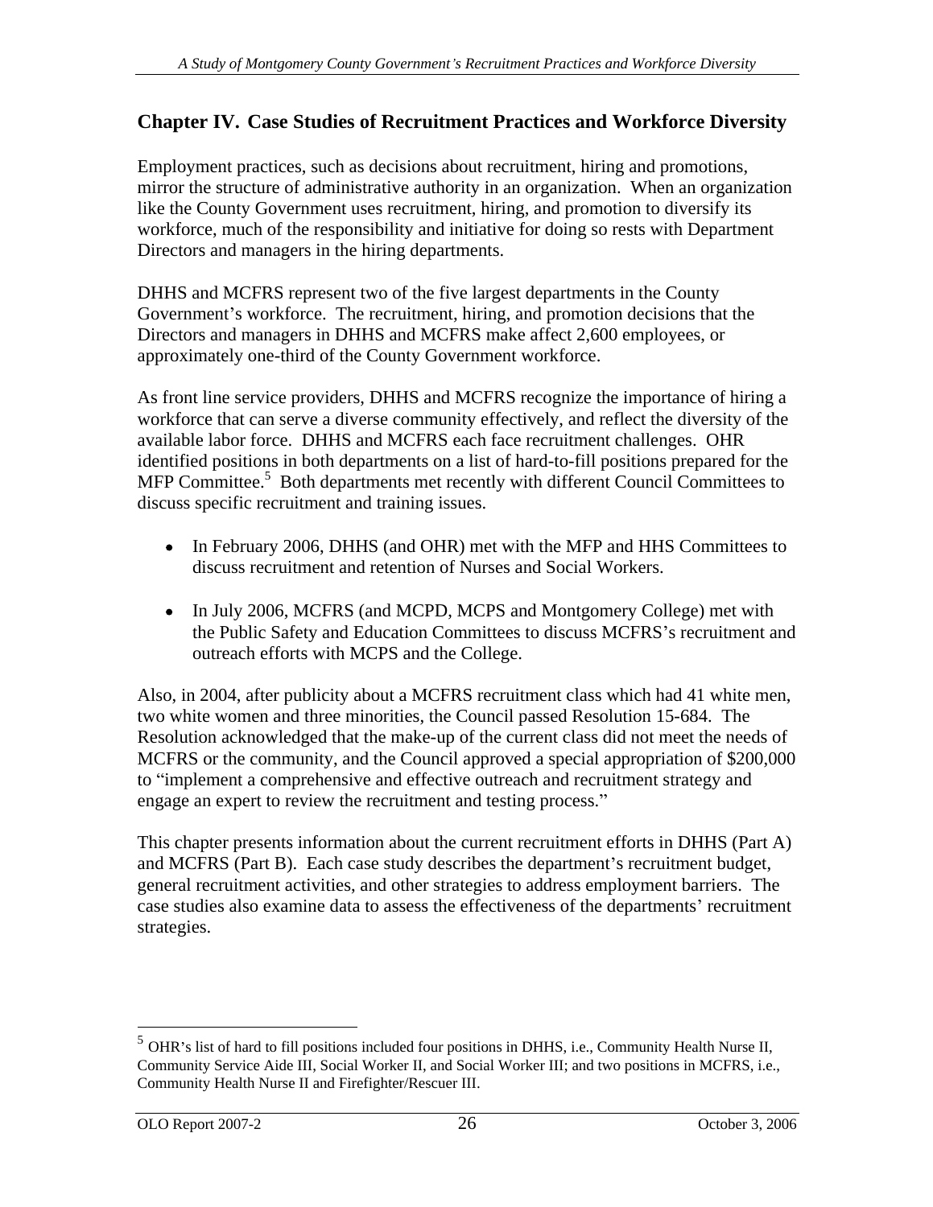## Chapter IV. Case Studies of Recruitment Practices and Workforce Diversity

Employment practices, such as decisions about recruitment, hiring and promotions, mirror the structure of administrative authority in an organization. When an organization like the County Government uses recruitment, hiring, and promotion to diversify its workforce, much of the responsibility and initiative for doing so rests with Department Directors and managers in the hiring departments.

DHHS and MCFRS represent two of the five largest departments in the County Government's workforce. The recruitment, hiring, and promotion decisions that the Directors and managers in DHHS and MCFRS make affect 2,600 employees, or approximately one-third of the County Government workforce.

As front line service providers, DHHS and MCFRS recognize the importance of hiring a workforce that can serve a diverse community effectively, and reflect the diversity of the available labor force. DHHS and MCFRS each face recruitment challenges. OHR identified positions in both departments on a list of hard-to-fill positions prepared for the MFP Committee.[5] Both departments met recently with different Council Committees to discuss specific recruitment and training issues.

- In February 2006, DHHS (and OHR) met with the MFP and HHS Committees to discuss recruitment and retention of Nurses and Social Workers.
- In July 2006, MCFRS (and MCPD, MCPS and Montgomery College) met with the Public Safety and Education Committees to discuss MCFRS's recruitment and outreach efforts with MCPS and the College.

Also, in 2004, after publicity about a MCFRS recruitment class which had 41 white men, two white women and three minorities, the Council passed Resolution 15-684. The Resolution acknowledged that the make-up of the current class did not meet the needs of MCFRS or the community, and the Council approved a special appropriation of $200,000 to "implement a comprehensive and effective outreach and recruitment strategy and engage an expert to review the recruitment and testing process."

This chapter presents information about the current recruitment efforts in DHHS (Part A) and MCFRS (Part B). Each case study describes the department's recruitment budget, general recruitment activities, and other strategies to address employment barriers. The case studies also examine data to assess the effectiveness of the departments' recruitment strategies.

[5] OHR's list of hard to fill positions included four positions in DHHS, i.e., Community Health Nurse II, Community Service Aide III, Social Worker II, and Social Worker III; and two positions in MCFRS, i.e., Community Health Nurse II and Firefighter/Rescuer III.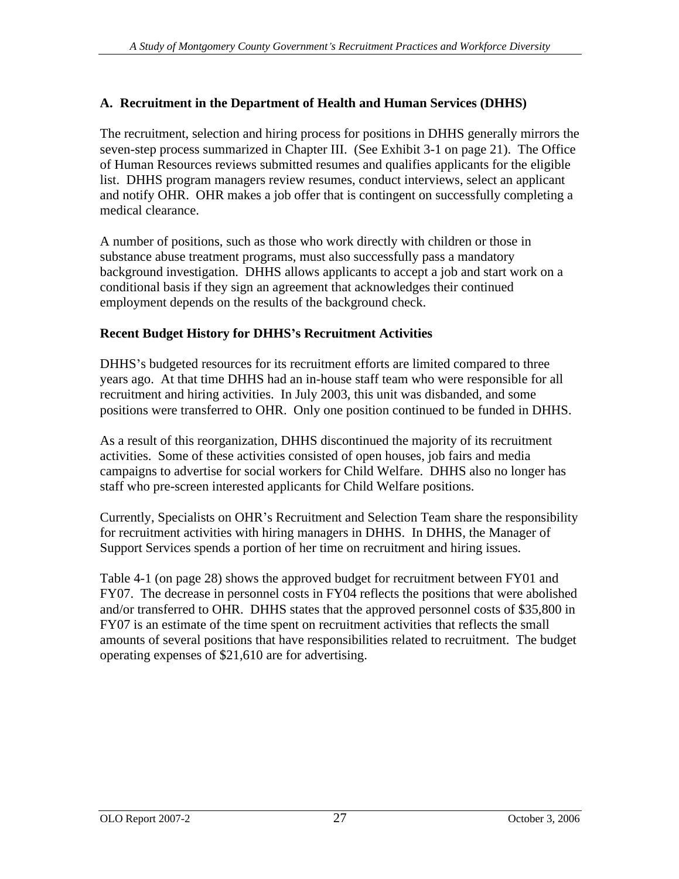### A. Recruitment in the Department of Health and Human Services (DHHS)

The recruitment, selection and hiring process for positions in DHHS generally mirrors the seven-step process summarized in Chapter III. (See Exhibit 3-1 on page 21). The Office of Human Resources reviews submitted resumes and qualifies applicants for the eligible list. DHHS program managers review resumes, conduct interviews, select an applicant and notify OHR. OHR makes a job offer that is contingent on successfully completing a medical clearance.

A number of positions, such as those who work directly with children or those in substance abuse treatment programs, must also successfully pass a mandatory background investigation. DHHS allows applicants to accept a job and start work on a conditional basis if they sign an agreement that acknowledges their continued employment depends on the results of the background check.

#### Recent Budget History for DHHS's Recruitment Activities

DHHS's budgeted resources for its recruitment efforts are limited compared to three years ago. At that time DHHS had an in-house staff team who were responsible for all recruitment and hiring activities. In July 2003, this unit was disbanded, and some positions were transferred to OHR. Only one position continued to be funded in DHHS.

As a result of this reorganization, DHHS discontinued the majority of its recruitment activities. Some of these activities consisted of open houses, job fairs and media campaigns to advertise for social workers for Child Welfare. DHHS also no longer has staff who pre-screen interested applicants for Child Welfare positions.

Currently, Specialists on OHR's Recruitment and Selection Team share the responsibility for recruitment activities with hiring managers in DHHS. In DHHS, the Manager of Support Services spends a portion of her time on recruitment and hiring issues.

Table 4-1 (on page 28) shows the approved budget for recruitment between FY01 and FY07. The decrease in personnel costs in FY04 reflects the positions that were abolished and/or transferred to OHR. DHHS states that the approved personnel costs of $35,800 in FY07 is an estimate of the time spent on recruitment activities that reflects the small amounts of several positions that have responsibilities related to recruitment. The budget operating expenses of $21,610 are for advertising.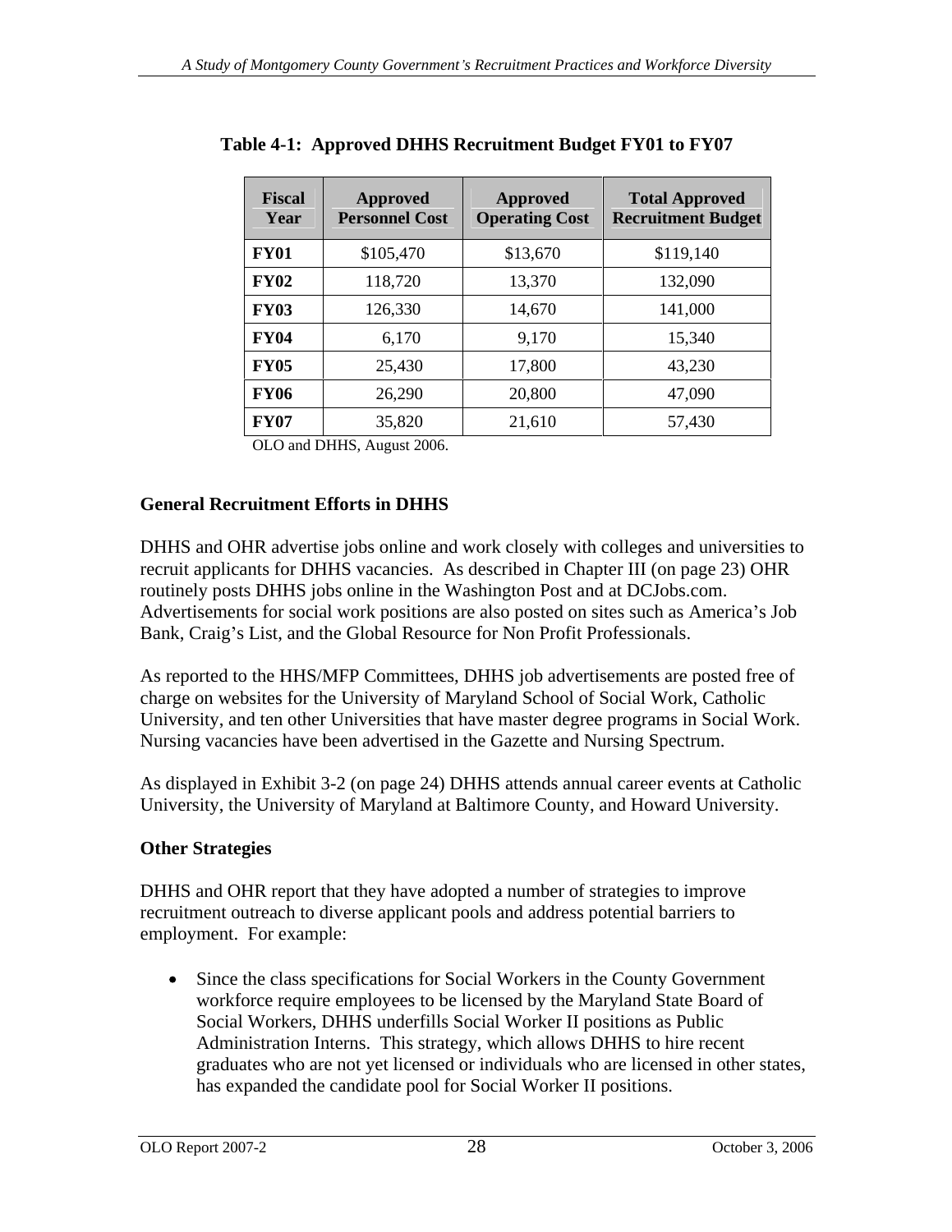**Table 4-1: Approved DHHS Recruitment Budget FY01 to FY07**

| Fiscal Year | Approved Personnel Cost | Approved Operating Cost | Total Approved Recruitment Budget |
|---|---|---|---|
| **FY01** | $105,470 | $13,670 | $119,140 |
| **FY02** | 118,720 | 13,370 | 132,090 |
| **FY03** | 126,330 | 14,670 | 141,000 |
| **FY04** | 6,170 | 9,170 | 15,340 |
| **FY05** | 25,430 | 17,800 | 43,230 |
| **FY06** | 26,290 | 20,800 | 47,090 |
| **FY07** | 35,820 | 21,610 | 57,430 |

OLO and DHHS, August 2006.

## General Recruitment Efforts in DHHS

DHHS and OHR advertise jobs online and work closely with colleges and universities to recruit applicants for DHHS vacancies. As described in Chapter III (on page 23) OHR routinely posts DHHS jobs online in the Washington Post and at DCJobs.com. Advertisements for social work positions are also posted on sites such as America's Job Bank, Craig's List, and the Global Resource for Non Profit Professionals.

As reported to the HHS/MFP Committees, DHHS job advertisements are posted free of charge on websites for the University of Maryland School of Social Work, Catholic University, and ten other Universities that have master degree programs in Social Work. Nursing vacancies have been advertised in the Gazette and Nursing Spectrum.

As displayed in Exhibit 3-2 (on page 24) DHHS attends annual career events at Catholic University, the University of Maryland at Baltimore County, and Howard University.

## Other Strategies

DHHS and OHR report that they have adopted a number of strategies to improve recruitment outreach to diverse applicant pools and address potential barriers to employment. For example:

- Since the class specifications for Social Workers in the County Government workforce require employees to be licensed by the Maryland State Board of Social Workers, DHHS underfills Social Worker II positions as Public Administration Interns. This strategy, which allows DHHS to hire recent graduates who are not yet licensed or individuals who are licensed in other states, has expanded the candidate pool for Social Worker II positions.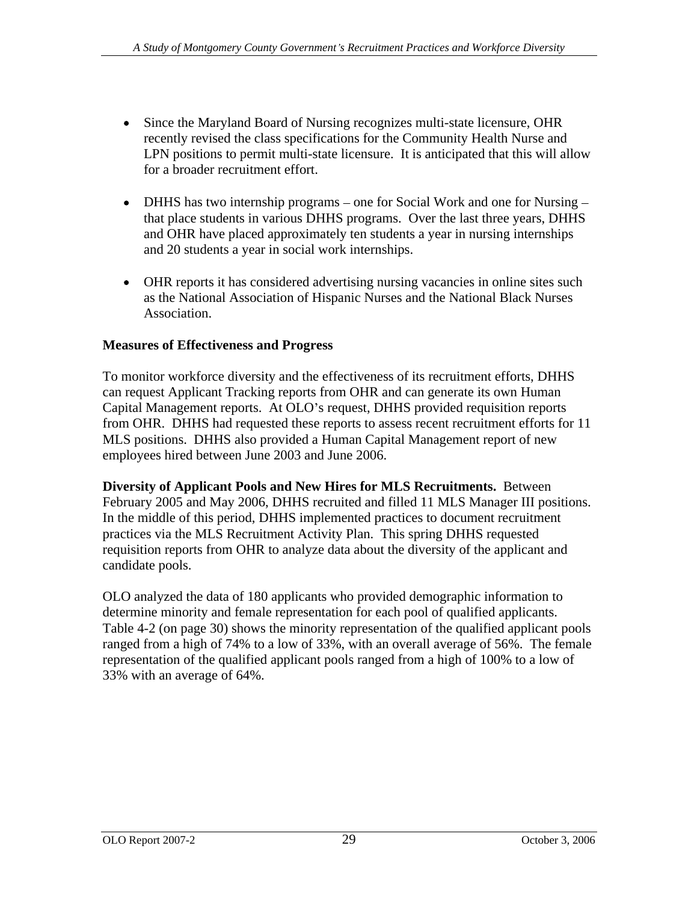- Since the Maryland Board of Nursing recognizes multi-state licensure, OHR recently revised the class specifications for the Community Health Nurse and LPN positions to permit multi-state licensure. It is anticipated that this will allow for a broader recruitment effort.

- DHHS has two internship programs – one for Social Work and one for Nursing – that place students in various DHHS programs. Over the last three years, DHHS and OHR have placed approximately ten students a year in nursing internships and 20 students a year in social work internships.

- OHR reports it has considered advertising nursing vacancies in online sites such as the National Association of Hispanic Nurses and the National Black Nurses Association.

**Measures of Effectiveness and Progress**

To monitor workforce diversity and the effectiveness of its recruitment efforts, DHHS can request Applicant Tracking reports from OHR and can generate its own Human Capital Management reports. At OLO's request, DHHS provided requisition reports from OHR. DHHS had requested these reports to assess recent recruitment efforts for 11 MLS positions. DHHS also provided a Human Capital Management report of new employees hired between June 2003 and June 2006.

**Diversity of Applicant Pools and New Hires for MLS Recruitments.** Between February 2005 and May 2006, DHHS recruited and filled 11 MLS Manager III positions. In the middle of this period, DHHS implemented practices to document recruitment practices via the MLS Recruitment Activity Plan. This spring DHHS requested requisition reports from OHR to analyze data about the diversity of the applicant and candidate pools.

OLO analyzed the data of 180 applicants who provided demographic information to determine minority and female representation for each pool of qualified applicants. Table 4-2 (on page 30) shows the minority representation of the qualified applicant pools ranged from a high of 74% to a low of 33%, with an overall average of 56%. The female representation of the qualified applicant pools ranged from a high of 100% to a low of 33% with an average of 64%.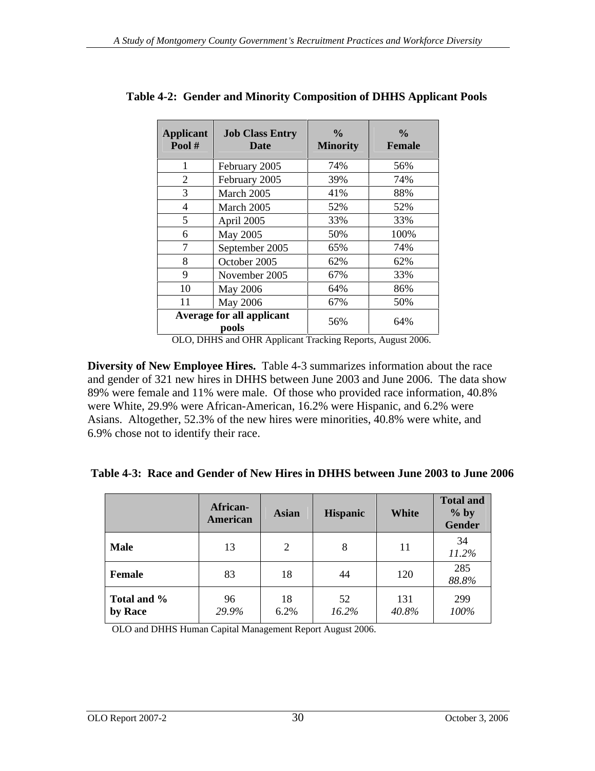**Table 4-2: Gender and Minority Composition of DHHS Applicant Pools**

| Applicant Pool # | Job Class Entry Date | % Minority | % Female |
|---|---|---|---|
| 1 | February 2005 | 74% | 56% |
| 2 | February 2005 | 39% | 74% |
| 3 | March 2005 | 41% | 88% |
| 4 | March 2005 | 52% | 52% |
| 5 | April 2005 | 33% | 33% |
| 6 | May 2005 | 50% | 100% |
| 7 | September 2005 | 65% | 74% |
| 8 | October 2005 | 62% | 62% |
| 9 | November 2005 | 67% | 33% |
| 10 | May 2006 | 64% | 86% |
| 11 | May 2006 | 67% | 50% |
| **Average for all applicant pools** | | 56% | 64% |

OLO, DHHS and OHR Applicant Tracking Reports, August 2006.

**Diversity of New Employee Hires.** Table 4-3 summarizes information about the race and gender of 321 new hires in DHHS between June 2003 and June 2006. The data show 89% were female and 11% were male. Of those who provided race information, 40.8% were White, 29.9% were African-American, 16.2% were Hispanic, and 6.2% were Asians. Altogether, 52.3% of the new hires were minorities, 40.8% were white, and 6.9% chose not to identify their race.

**Table 4-3: Race and Gender of New Hires in DHHS between June 2003 to June 2006**

| | African-American | Asian | Hispanic | White | Total and % by Gender |
|---|---|---|---|---|---|
| **Male** | 13 | 2 | 8 | 11 | 34 *11.2%* |
| **Female** | 83 | 18 | 44 | 120 | 285 *88.8%* |
| **Total and % by Race** | 96 *29.9%* | 18 6.2% | 52 *16.2%* | 131 *40.8%* | 299 *100%* |

OLO and DHHS Human Capital Management Report August 2006.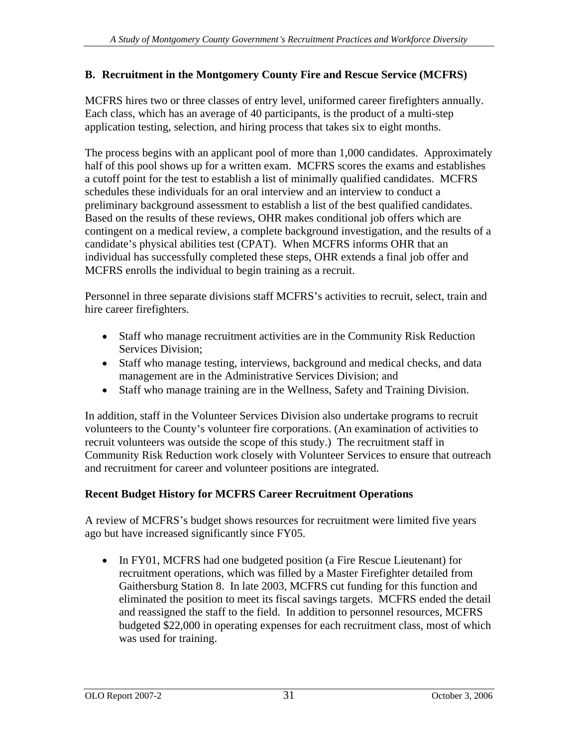## B. Recruitment in the Montgomery County Fire and Rescue Service (MCFRS)

MCFRS hires two or three classes of entry level, uniformed career firefighters annually. Each class, which has an average of 40 participants, is the product of a multi-step application testing, selection, and hiring process that takes six to eight months.

The process begins with an applicant pool of more than 1,000 candidates. Approximately half of this pool shows up for a written exam. MCFRS scores the exams and establishes a cutoff point for the test to establish a list of minimally qualified candidates. MCFRS schedules these individuals for an oral interview and an interview to conduct a preliminary background assessment to establish a list of the best qualified candidates. Based on the results of these reviews, OHR makes conditional job offers which are contingent on a medical review, a complete background investigation, and the results of a candidate's physical abilities test (CPAT). When MCFRS informs OHR that an individual has successfully completed these steps, OHR extends a final job offer and MCFRS enrolls the individual to begin training as a recruit.

Personnel in three separate divisions staff MCFRS's activities to recruit, select, train and hire career firefighters.

- Staff who manage recruitment activities are in the Community Risk Reduction Services Division;
- Staff who manage testing, interviews, background and medical checks, and data management are in the Administrative Services Division; and
- Staff who manage training are in the Wellness, Safety and Training Division.

In addition, staff in the Volunteer Services Division also undertake programs to recruit volunteers to the County's volunteer fire corporations. (An examination of activities to recruit volunteers was outside the scope of this study.) The recruitment staff in Community Risk Reduction work closely with Volunteer Services to ensure that outreach and recruitment for career and volunteer positions are integrated.

### Recent Budget History for MCFRS Career Recruitment Operations

A review of MCFRS's budget shows resources for recruitment were limited five years ago but have increased significantly since FY05.

- In FY01, MCFRS had one budgeted position (a Fire Rescue Lieutenant) for recruitment operations, which was filled by a Master Firefighter detailed from Gaithersburg Station 8. In late 2003, MCFRS cut funding for this function and eliminated the position to meet its fiscal savings targets. MCFRS ended the detail and reassigned the staff to the field. In addition to personnel resources, MCFRS budgeted $22,000 in operating expenses for each recruitment class, most of which was used for training.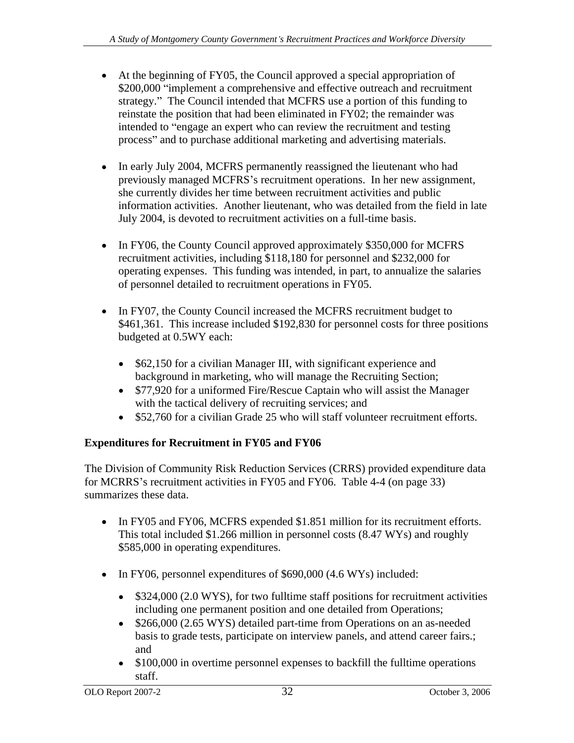- At the beginning of FY05, the Council approved a special appropriation of $200,000 "implement a comprehensive and effective outreach and recruitment strategy." The Council intended that MCFRS use a portion of this funding to reinstate the position that had been eliminated in FY02; the remainder was intended to "engage an expert who can review the recruitment and testing process" and to purchase additional marketing and advertising materials.

- In early July 2004, MCFRS permanently reassigned the lieutenant who had previously managed MCFRS's recruitment operations. In her new assignment, she currently divides her time between recruitment activities and public information activities. Another lieutenant, who was detailed from the field in late July 2004, is devoted to recruitment activities on a full-time basis.

- In FY06, the County Council approved approximately $350,000 for MCFRS recruitment activities, including $118,180 for personnel and $232,000 for operating expenses. This funding was intended, in part, to annualize the salaries of personnel detailed to recruitment operations in FY05.

- In FY07, the County Council increased the MCFRS recruitment budget to $461,361. This increase included $192,830 for personnel costs for three positions budgeted at 0.5WY each:

  - $62,150 for a civilian Manager III, with significant experience and background in marketing, who will manage the Recruiting Section;
  - $77,920 for a uniformed Fire/Rescue Captain who will assist the Manager with the tactical delivery of recruiting services; and
  - $52,760 for a civilian Grade 25 who will staff volunteer recruitment efforts.

**Expenditures for Recruitment in FY05 and FY06**

The Division of Community Risk Reduction Services (CRRS) provided expenditure data for MCRRS's recruitment activities in FY05 and FY06. Table 4-4 (on page 33) summarizes these data.

- In FY05 and FY06, MCFRS expended $1.851 million for its recruitment efforts. This total included $1.266 million in personnel costs (8.47 WYs) and roughly $585,000 in operating expenditures.

- In FY06, personnel expenditures of $690,000 (4.6 WYs) included:

  - $324,000 (2.0 WYS), for two fulltime staff positions for recruitment activities including one permanent position and one detailed from Operations;
  - $266,000 (2.65 WYS) detailed part-time from Operations on an as-needed basis to grade tests, participate on interview panels, and attend career fairs.; and
  - $100,000 in overtime personnel expenses to backfill the fulltime operations staff.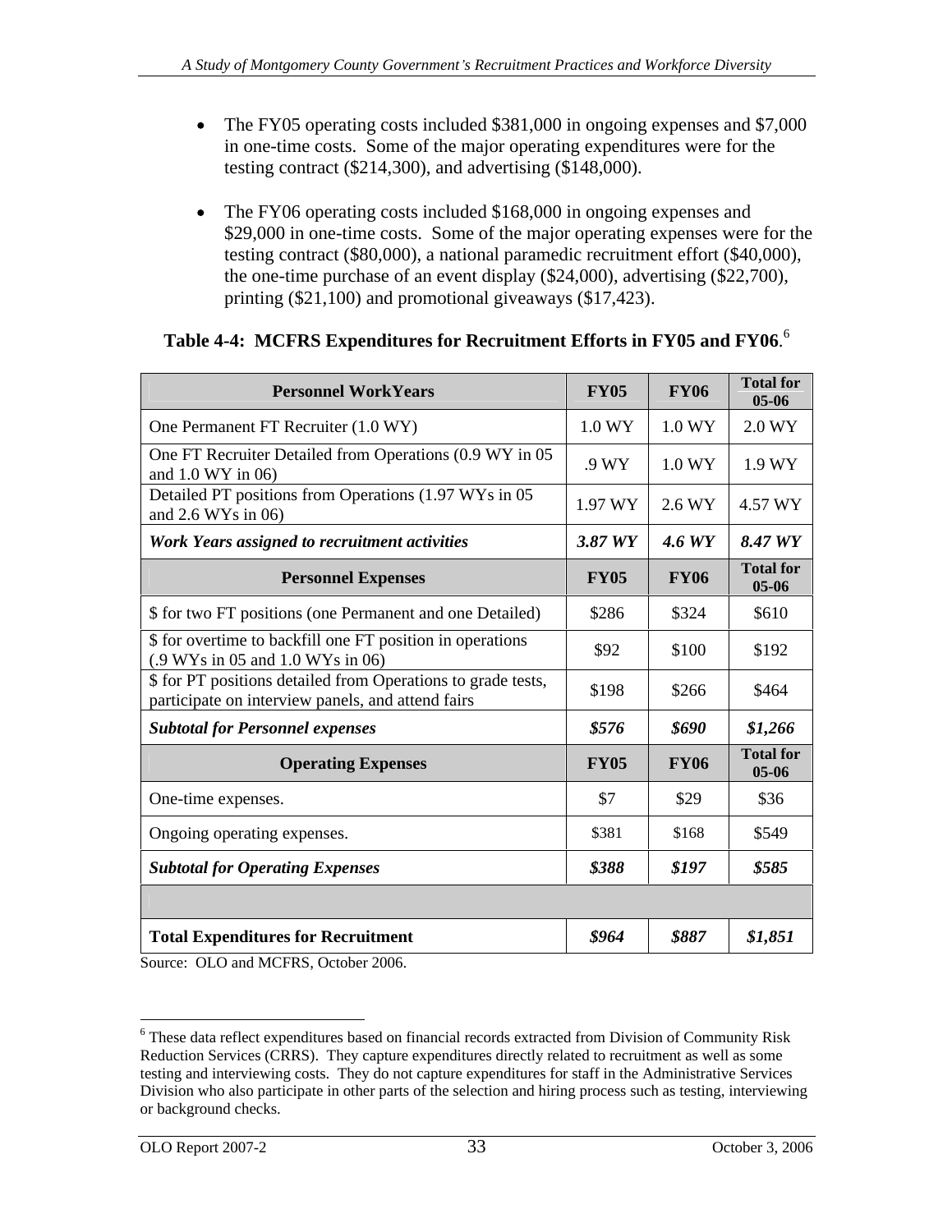- The FY05 operating costs included $381,000 in ongoing expenses and $7,000 in one-time costs. Some of the major operating expenditures were for the testing contract ($214,300), and advertising ($148,000).

- The FY06 operating costs included $168,000 in ongoing expenses and $29,000 in one-time costs. Some of the major operating expenses were for the testing contract ($80,000), a national paramedic recruitment effort ($40,000), the one-time purchase of an event display ($24,000), advertising ($22,700), printing ($21,100) and promotional giveaways ($17,423).

**Table 4-4: MCFRS Expenditures for Recruitment Efforts in FY05 and FY06.**[6]

| Personnel WorkYears | FY05 | FY06 | Total for 05-06 |
|---|---|---|---|
| One Permanent FT Recruiter (1.0 WY) | 1.0 WY | 1.0 WY | 2.0 WY |
| One FT Recruiter Detailed from Operations (0.9 WY in 05 and 1.0 WY in 06) | .9 WY | 1.0 WY | 1.9 WY |
| Detailed PT positions from Operations (1.97 WYs in 05 and 2.6 WYs in 06) | 1.97 WY | 2.6 WY | 4.57 WY |
| ***Work Years assigned to recruitment activities*** | ***3.87 WY*** | ***4.6 WY*** | ***8.47 WY*** |
| **Personnel Expenses** | **FY05** | **FY06** | **Total for 05-06** |
| $ for two FT positions (one Permanent and one Detailed) | $286 | $324 | $610 |
| $ for overtime to backfill one FT position in operations (.9 WYs in 05 and 1.0 WYs in 06) | $92 | $100 | $192 |
| $ for PT positions detailed from Operations to grade tests, participate on interview panels, and attend fairs | $198 | $266 | $464 |
| ***Subtotal for Personnel expenses*** | ***$576*** | ***$690*** | ***$1,266*** |
| **Operating Expenses** | **FY05** | **FY06** | **Total for 05-06** |
| One-time expenses. | $7 | $29 | $36 |
| Ongoing operating expenses. | $381 | $168 | $549 |
| ***Subtotal for Operating Expenses*** | ***$388*** | ***$197*** | ***$585*** |
| | | | |
| **Total Expenditures for Recruitment** | ***$964*** | ***$887*** | ***$1,851*** |

Source: OLO and MCFRS, October 2006.

[6] These data reflect expenditures based on financial records extracted from Division of Community Risk Reduction Services (CRRS). They capture expenditures directly related to recruitment as well as some testing and interviewing costs. They do not capture expenditures for staff in the Administrative Services Division who also participate in other parts of the selection and hiring process such as testing, interviewing or background checks.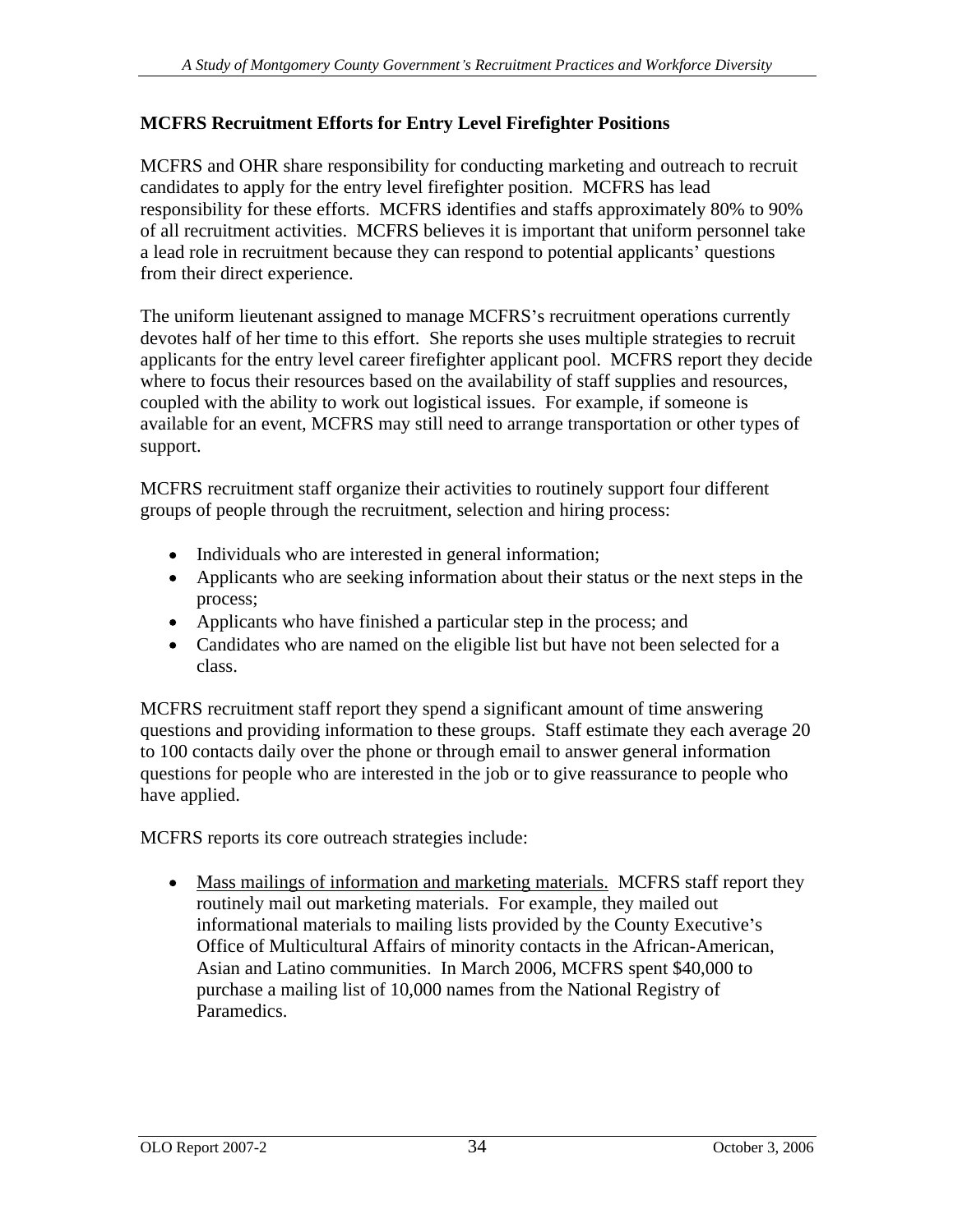### MCFRS Recruitment Efforts for Entry Level Firefighter Positions

MCFRS and OHR share responsibility for conducting marketing and outreach to recruit candidates to apply for the entry level firefighter position. MCFRS has lead responsibility for these efforts. MCFRS identifies and staffs approximately 80% to 90% of all recruitment activities. MCFRS believes it is important that uniform personnel take a lead role in recruitment because they can respond to potential applicants' questions from their direct experience.

The uniform lieutenant assigned to manage MCFRS's recruitment operations currently devotes half of her time to this effort. She reports she uses multiple strategies to recruit applicants for the entry level career firefighter applicant pool. MCFRS report they decide where to focus their resources based on the availability of staff supplies and resources, coupled with the ability to work out logistical issues. For example, if someone is available for an event, MCFRS may still need to arrange transportation or other types of support.

MCFRS recruitment staff organize their activities to routinely support four different groups of people through the recruitment, selection and hiring process:

- Individuals who are interested in general information;
- Applicants who are seeking information about their status or the next steps in the process;
- Applicants who have finished a particular step in the process; and
- Candidates who are named on the eligible list but have not been selected for a class.

MCFRS recruitment staff report they spend a significant amount of time answering questions and providing information to these groups. Staff estimate they each average 20 to 100 contacts daily over the phone or through email to answer general information questions for people who are interested in the job or to give reassurance to people who have applied.

MCFRS reports its core outreach strategies include:

- Mass mailings of information and marketing materials. MCFRS staff report they routinely mail out marketing materials. For example, they mailed out informational materials to mailing lists provided by the County Executive's Office of Multicultural Affairs of minority contacts in the African-American, Asian and Latino communities. In March 2006, MCFRS spent $40,000 to purchase a mailing list of 10,000 names from the National Registry of Paramedics.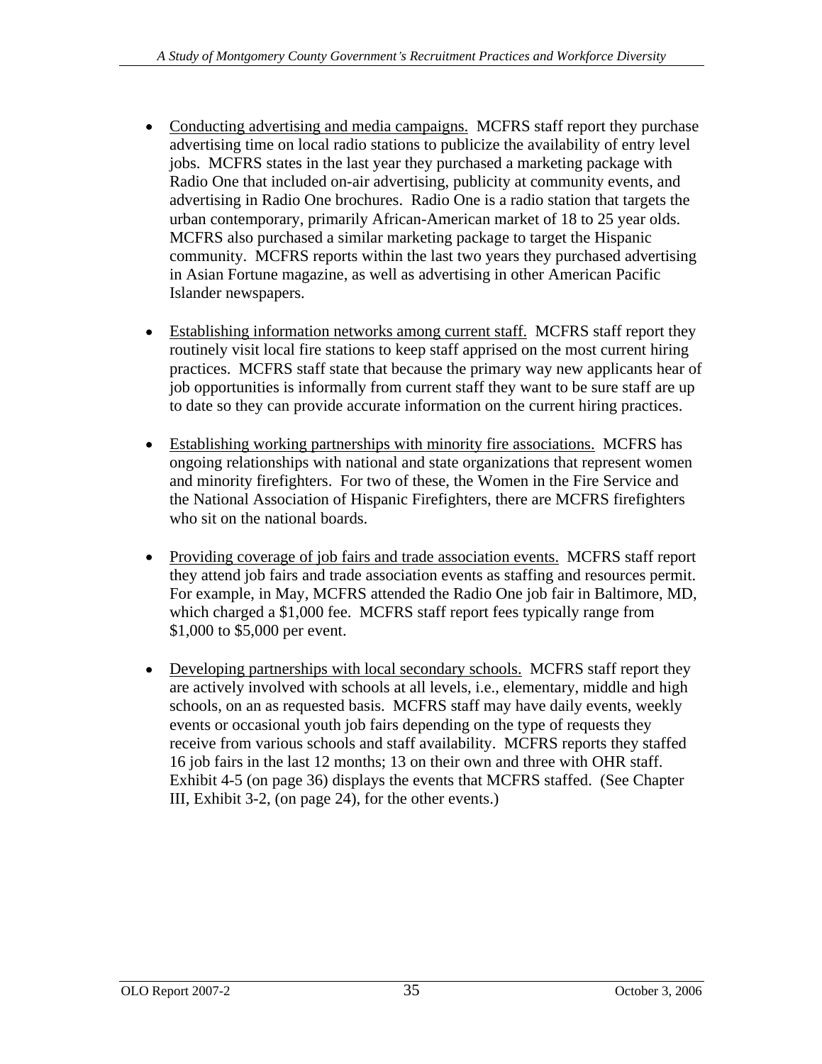- <u>Conducting advertising and media campaigns.</u> MCFRS staff report they purchase advertising time on local radio stations to publicize the availability of entry level jobs. MCFRS states in the last year they purchased a marketing package with Radio One that included on-air advertising, publicity at community events, and advertising in Radio One brochures. Radio One is a radio station that targets the urban contemporary, primarily African-American market of 18 to 25 year olds. MCFRS also purchased a similar marketing package to target the Hispanic community. MCFRS reports within the last two years they purchased advertising in Asian Fortune magazine, as well as advertising in other American Pacific Islander newspapers.

- <u>Establishing information networks among current staff.</u> MCFRS staff report they routinely visit local fire stations to keep staff apprised on the most current hiring practices. MCFRS staff state that because the primary way new applicants hear of job opportunities is informally from current staff they want to be sure staff are up to date so they can provide accurate information on the current hiring practices.

- <u>Establishing working partnerships with minority fire associations.</u> MCFRS has ongoing relationships with national and state organizations that represent women and minority firefighters. For two of these, the Women in the Fire Service and the National Association of Hispanic Firefighters, there are MCFRS firefighters who sit on the national boards.

- <u>Providing coverage of job fairs and trade association events.</u> MCFRS staff report they attend job fairs and trade association events as staffing and resources permit. For example, in May, MCFRS attended the Radio One job fair in Baltimore, MD, which charged a $1,000 fee. MCFRS staff report fees typically range from $1,000 to $5,000 per event.

- <u>Developing partnerships with local secondary schools.</u> MCFRS staff report they are actively involved with schools at all levels, i.e., elementary, middle and high schools, on an as requested basis. MCFRS staff may have daily events, weekly events or occasional youth job fairs depending on the type of requests they receive from various schools and staff availability. MCFRS reports they staffed 16 job fairs in the last 12 months; 13 on their own and three with OHR staff. Exhibit 4-5 (on page 36) displays the events that MCFRS staffed. (See Chapter III, Exhibit 3-2, (on page 24), for the other events.)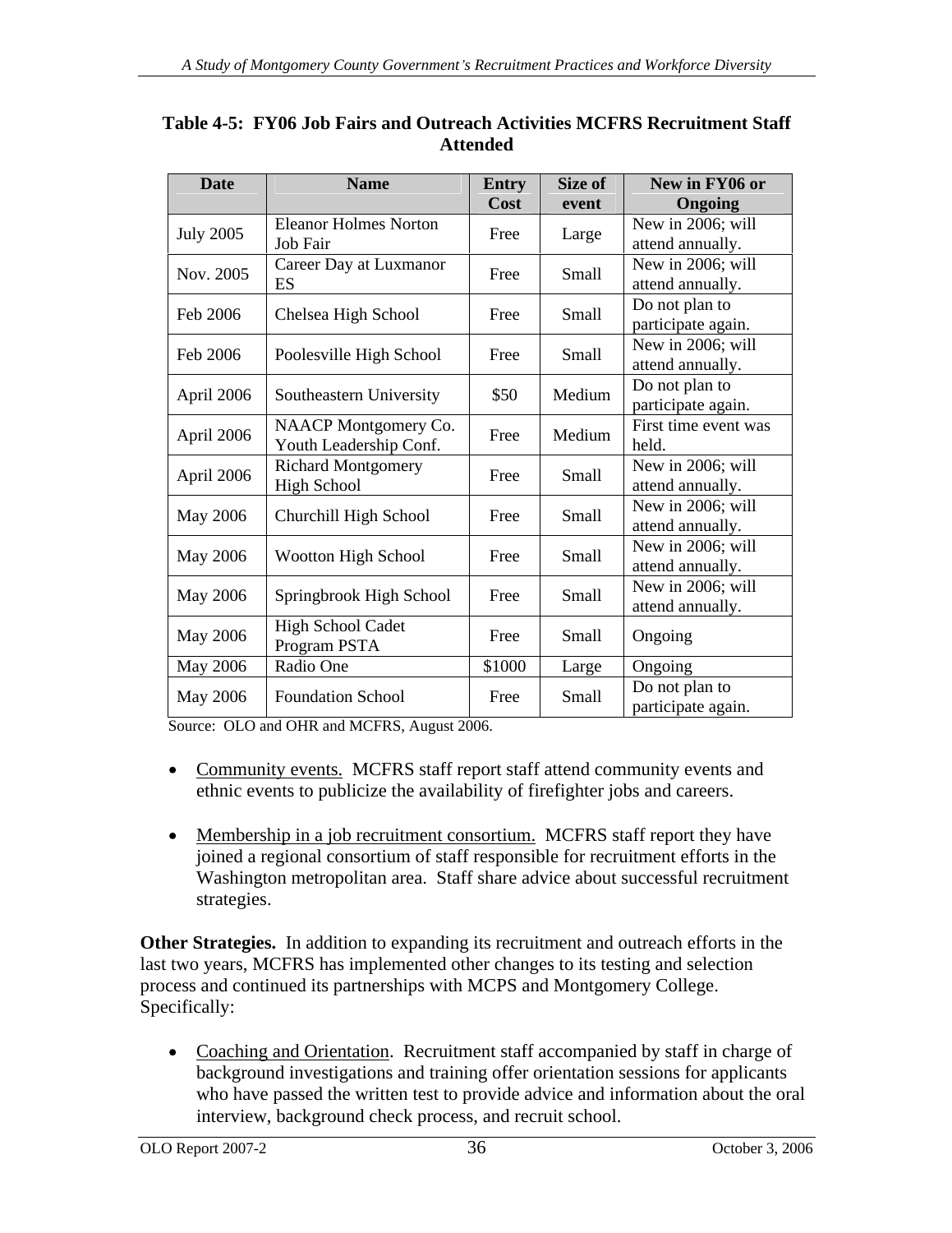**Table 4-5: FY06 Job Fairs and Outreach Activities MCFRS Recruitment Staff Attended**

| Date | Name | Entry Cost | Size of event | New in FY06 or Ongoing |
|---|---|---|---|---|
| July 2005 | Eleanor Holmes Norton Job Fair | Free | Large | New in 2006; will attend annually. |
| Nov. 2005 | Career Day at Luxmanor ES | Free | Small | New in 2006; will attend annually. |
| Feb 2006 | Chelsea High School | Free | Small | Do not plan to participate again. |
| Feb 2006 | Poolesville High School | Free | Small | New in 2006; will attend annually. |
| April 2006 | Southeastern University | $50 | Medium | Do not plan to participate again. |
| April 2006 | NAACP Montgomery Co. Youth Leadership Conf. | Free | Medium | First time event was held. |
| April 2006 | Richard Montgomery High School | Free | Small | New in 2006; will attend annually. |
| May 2006 | Churchill High School | Free | Small | New in 2006; will attend annually. |
| May 2006 | Wootton High School | Free | Small | New in 2006; will attend annually. |
| May 2006 | Springbrook High School | Free | Small | New in 2006; will attend annually. |
| May 2006 | High School Cadet Program PSTA | Free | Small | Ongoing |
| May 2006 | Radio One | $1000 | Large | Ongoing |
| May 2006 | Foundation School | Free | Small | Do not plan to participate again. |

Source: OLO and OHR and MCFRS, August 2006.

- Community events. MCFRS staff report staff attend community events and ethnic events to publicize the availability of firefighter jobs and careers.
- Membership in a job recruitment consortium. MCFRS staff report they have joined a regional consortium of staff responsible for recruitment efforts in the Washington metropolitan area. Staff share advice about successful recruitment strategies.

**Other Strategies.** In addition to expanding its recruitment and outreach efforts in the last two years, MCFRS has implemented other changes to its testing and selection process and continued its partnerships with MCPS and Montgomery College. Specifically:

- Coaching and Orientation. Recruitment staff accompanied by staff in charge of background investigations and training offer orientation sessions for applicants who have passed the written test to provide advice and information about the oral interview, background check process, and recruit school.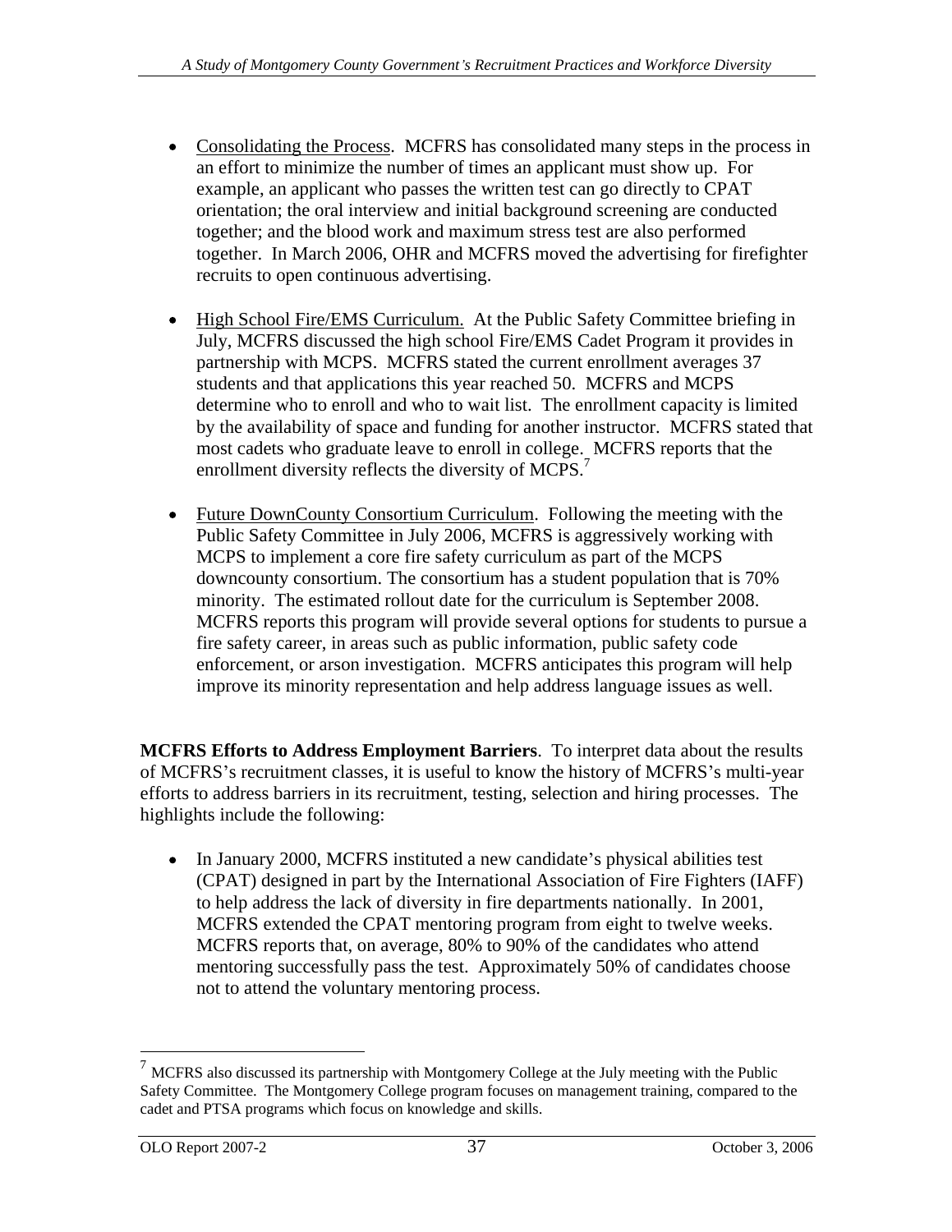- Consolidating the Process. MCFRS has consolidated many steps in the process in an effort to minimize the number of times an applicant must show up. For example, an applicant who passes the written test can go directly to CPAT orientation; the oral interview and initial background screening are conducted together; and the blood work and maximum stress test are also performed together. In March 2006, OHR and MCFRS moved the advertising for firefighter recruits to open continuous advertising.

- High School Fire/EMS Curriculum. At the Public Safety Committee briefing in July, MCFRS discussed the high school Fire/EMS Cadet Program it provides in partnership with MCPS. MCFRS stated the current enrollment averages 37 students and that applications this year reached 50. MCFRS and MCPS determine who to enroll and who to wait list. The enrollment capacity is limited by the availability of space and funding for another instructor. MCFRS stated that most cadets who graduate leave to enroll in college. MCFRS reports that the enrollment diversity reflects the diversity of MCPS.[7]

- Future DownCounty Consortium Curriculum. Following the meeting with the Public Safety Committee in July 2006, MCFRS is aggressively working with MCPS to implement a core fire safety curriculum as part of the MCPS downcounty consortium. The consortium has a student population that is 70% minority. The estimated rollout date for the curriculum is September 2008. MCFRS reports this program will provide several options for students to pursue a fire safety career, in areas such as public information, public safety code enforcement, or arson investigation. MCFRS anticipates this program will help improve its minority representation and help address language issues as well.

**MCFRS Efforts to Address Employment Barriers**. To interpret data about the results of MCFRS's recruitment classes, it is useful to know the history of MCFRS's multi-year efforts to address barriers in its recruitment, testing, selection and hiring processes. The highlights include the following:

- In January 2000, MCFRS instituted a new candidate's physical abilities test (CPAT) designed in part by the International Association of Fire Fighters (IAFF) to help address the lack of diversity in fire departments nationally. In 2001, MCFRS extended the CPAT mentoring program from eight to twelve weeks. MCFRS reports that, on average, 80% to 90% of the candidates who attend mentoring successfully pass the test. Approximately 50% of candidates choose not to attend the voluntary mentoring process.

[7] MCFRS also discussed its partnership with Montgomery College at the July meeting with the Public Safety Committee. The Montgomery College program focuses on management training, compared to the cadet and PTSA programs which focus on knowledge and skills.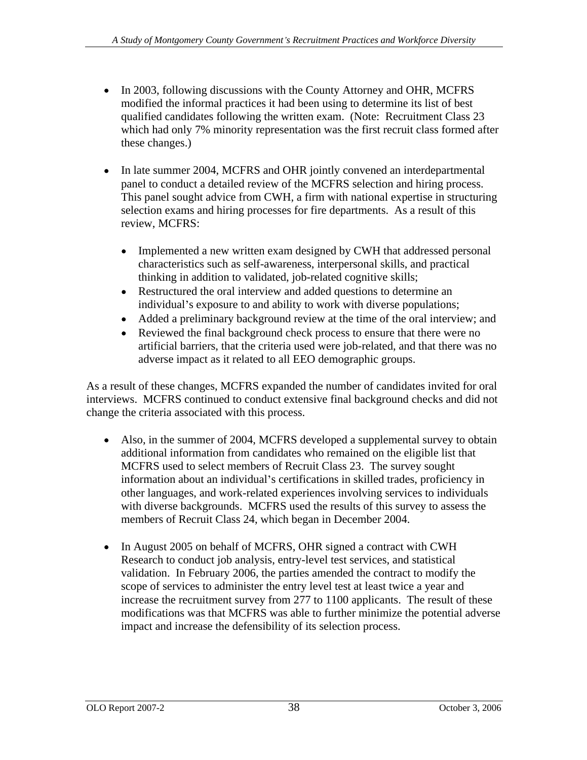- In 2003, following discussions with the County Attorney and OHR, MCFRS modified the informal practices it had been using to determine its list of best qualified candidates following the written exam. (Note: Recruitment Class 23 which had only 7% minority representation was the first recruit class formed after these changes.)

- In late summer 2004, MCFRS and OHR jointly convened an interdepartmental panel to conduct a detailed review of the MCFRS selection and hiring process. This panel sought advice from CWH, a firm with national expertise in structuring selection exams and hiring processes for fire departments. As a result of this review, MCFRS:

  - Implemented a new written exam designed by CWH that addressed personal characteristics such as self-awareness, interpersonal skills, and practical thinking in addition to validated, job-related cognitive skills;
  - Restructured the oral interview and added questions to determine an individual's exposure to and ability to work with diverse populations;
  - Added a preliminary background review at the time of the oral interview; and
  - Reviewed the final background check process to ensure that there were no artificial barriers, that the criteria used were job-related, and that there was no adverse impact as it related to all EEO demographic groups.

As a result of these changes, MCFRS expanded the number of candidates invited for oral interviews. MCFRS continued to conduct extensive final background checks and did not change the criteria associated with this process.

- Also, in the summer of 2004, MCFRS developed a supplemental survey to obtain additional information from candidates who remained on the eligible list that MCFRS used to select members of Recruit Class 23. The survey sought information about an individual's certifications in skilled trades, proficiency in other languages, and work-related experiences involving services to individuals with diverse backgrounds. MCFRS used the results of this survey to assess the members of Recruit Class 24, which began in December 2004.

- In August 2005 on behalf of MCFRS, OHR signed a contract with CWH Research to conduct job analysis, entry-level test services, and statistical validation. In February 2006, the parties amended the contract to modify the scope of services to administer the entry level test at least twice a year and increase the recruitment survey from 277 to 1100 applicants. The result of these modifications was that MCFRS was able to further minimize the potential adverse impact and increase the defensibility of its selection process.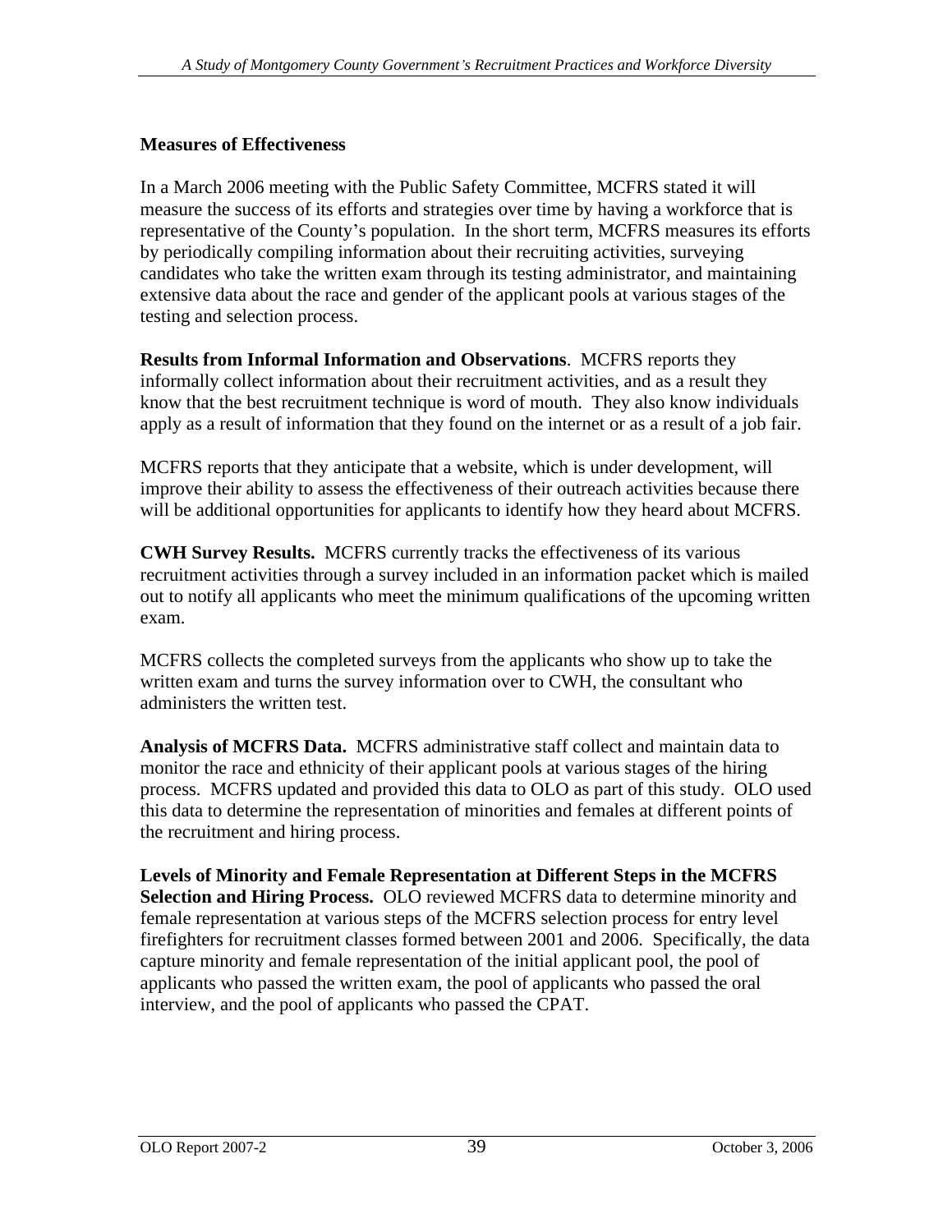### Measures of Effectiveness

In a March 2006 meeting with the Public Safety Committee, MCFRS stated it will measure the success of its efforts and strategies over time by having a workforce that is representative of the County's population. In the short term, MCFRS measures its efforts by periodically compiling information about their recruiting activities, surveying candidates who take the written exam through its testing administrator, and maintaining extensive data about the race and gender of the applicant pools at various stages of the testing and selection process.

**Results from Informal Information and Observations**. MCFRS reports they informally collect information about their recruitment activities, and as a result they know that the best recruitment technique is word of mouth. They also know individuals apply as a result of information that they found on the internet or as a result of a job fair.

MCFRS reports that they anticipate that a website, which is under development, will improve their ability to assess the effectiveness of their outreach activities because there will be additional opportunities for applicants to identify how they heard about MCFRS.

**CWH Survey Results.** MCFRS currently tracks the effectiveness of its various recruitment activities through a survey included in an information packet which is mailed out to notify all applicants who meet the minimum qualifications of the upcoming written exam.

MCFRS collects the completed surveys from the applicants who show up to take the written exam and turns the survey information over to CWH, the consultant who administers the written test.

**Analysis of MCFRS Data.** MCFRS administrative staff collect and maintain data to monitor the race and ethnicity of their applicant pools at various stages of the hiring process. MCFRS updated and provided this data to OLO as part of this study. OLO used this data to determine the representation of minorities and females at different points of the recruitment and hiring process.

**Levels of Minority and Female Representation at Different Steps in the MCFRS Selection and Hiring Process.** OLO reviewed MCFRS data to determine minority and female representation at various steps of the MCFRS selection process for entry level firefighters for recruitment classes formed between 2001 and 2006. Specifically, the data capture minority and female representation of the initial applicant pool, the pool of applicants who passed the written exam, the pool of applicants who passed the oral interview, and the pool of applicants who passed the CPAT.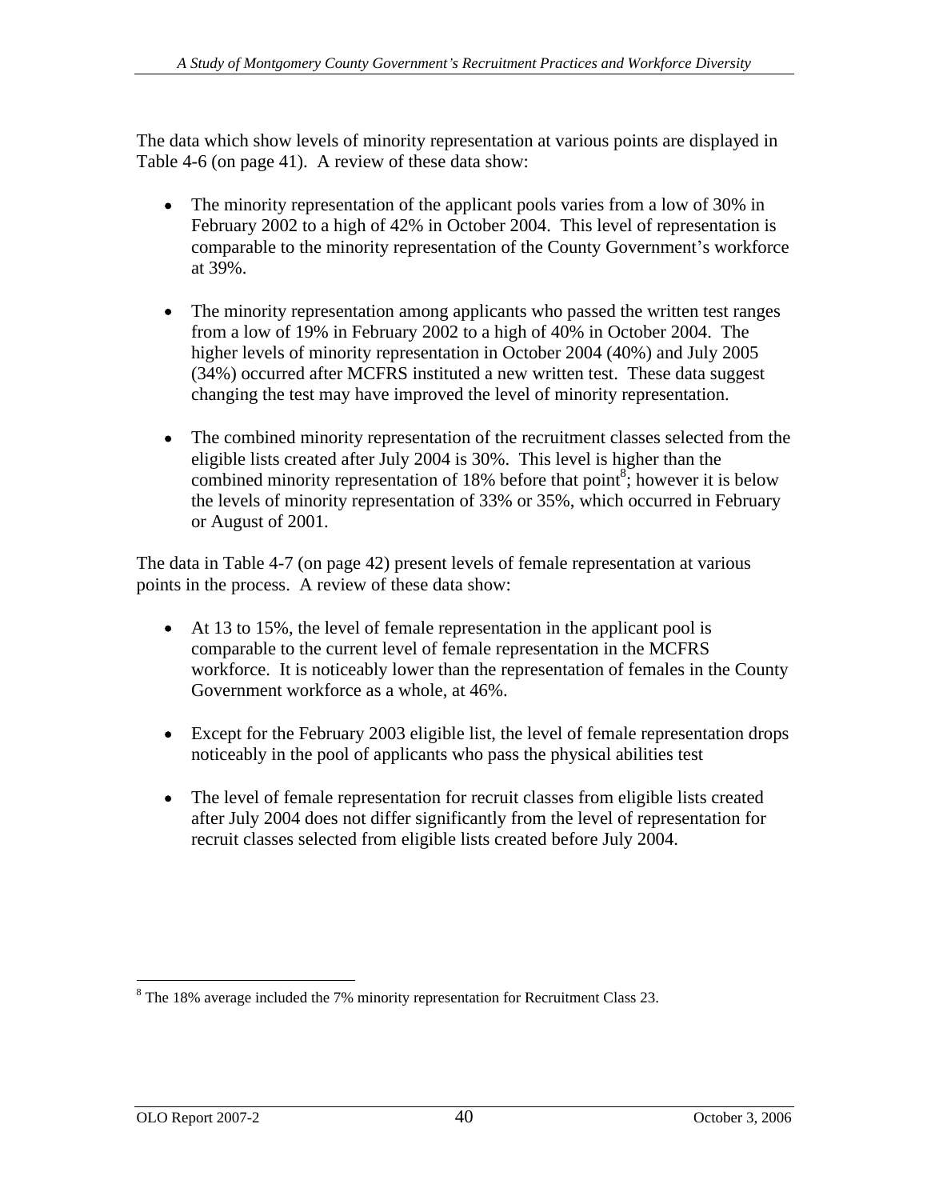The data which show levels of minority representation at various points are displayed in Table 4-6 (on page 41). A review of these data show:

- The minority representation of the applicant pools varies from a low of 30% in February 2002 to a high of 42% in October 2004. This level of representation is comparable to the minority representation of the County Government's workforce at 39%.

- The minority representation among applicants who passed the written test ranges from a low of 19% in February 2002 to a high of 40% in October 2004. The higher levels of minority representation in October 2004 (40%) and July 2005 (34%) occurred after MCFRS instituted a new written test. These data suggest changing the test may have improved the level of minority representation.

- The combined minority representation of the recruitment classes selected from the eligible lists created after July 2004 is 30%. This level is higher than the combined minority representation of 18% before that point[8]; however it is below the levels of minority representation of 33% or 35%, which occurred in February or August of 2001.

The data in Table 4-7 (on page 42) present levels of female representation at various points in the process. A review of these data show:

- At 13 to 15%, the level of female representation in the applicant pool is comparable to the current level of female representation in the MCFRS workforce. It is noticeably lower than the representation of females in the County Government workforce as a whole, at 46%.

- Except for the February 2003 eligible list, the level of female representation drops noticeably in the pool of applicants who pass the physical abilities test

- The level of female representation for recruit classes from eligible lists created after July 2004 does not differ significantly from the level of representation for recruit classes selected from eligible lists created before July 2004.

---

[8] The 18% average included the 7% minority representation for Recruitment Class 23.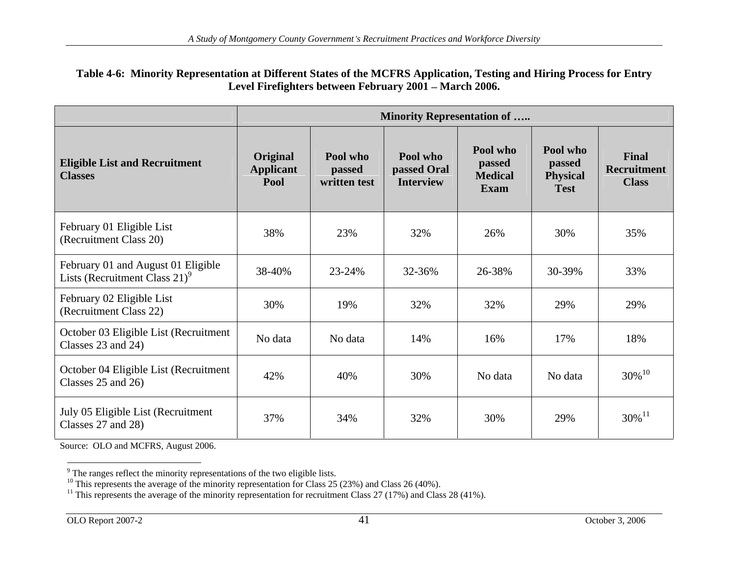**Table 4-6: Minority Representation at Different States of the MCFRS Application, Testing and Hiring Process for Entry Level Firefighters between February 2001 – March 2006.**

| | Minority Representation of ….. | | | | | |
|---|---|---|---|---|---|---|
| **Eligible List and Recruitment Classes** | **Original Applicant Pool** | **Pool who passed written test** | **Pool who passed Oral Interview** | **Pool who passed Medical Exam** | **Pool who passed Physical Test** | **Final Recruitment Class** |
| February 01 Eligible List (Recruitment Class 20) | 38% | 23% | 32% | 26% | 30% | 35% |
| February 01 and August 01 Eligible Lists (Recruitment Class 21)[9] | 38-40% | 23-24% | 32-36% | 26-38% | 30-39% | 33% |
| February 02 Eligible List (Recruitment Class 22) | 30% | 19% | 32% | 32% | 29% | 29% |
| October 03 Eligible List (Recruitment Classes 23 and 24) | No data | No data | 14% | 16% | 17% | 18% |
| October 04 Eligible List (Recruitment Classes 25 and 26) | 42% | 40% | 30% | No data | No data | 30%[10] |
| July 05 Eligible List (Recruitment Classes 27 and 28) | 37% | 34% | 32% | 30% | 29% | 30%[11] |

Source: OLO and MCFRS, August 2006.

[9] The ranges reflect the minority representations of the two eligible lists.
[10] This represents the average of the minority representation for Class 25 (23%) and Class 26 (40%).
[11] This represents the average of the minority representation for recruitment Class 27 (17%) and Class 28 (41%).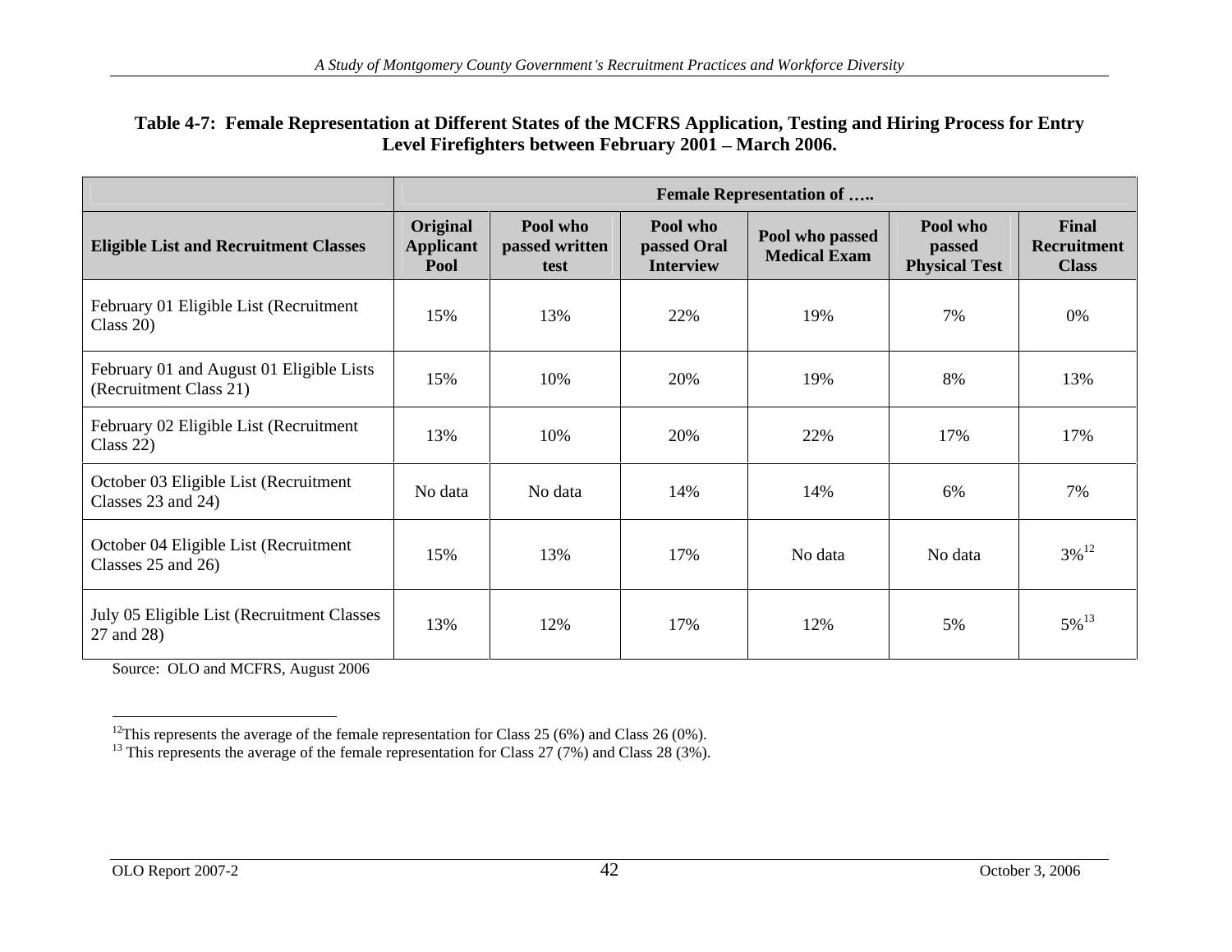**Table 4-7: Female Representation at Different States of the MCFRS Application, Testing and Hiring Process for Entry Level Firefighters between February 2001 – March 2006.**

| | Female Representation of ….. | | | | | |
|---|---|---|---|---|---|---|
| **Eligible List and Recruitment Classes** | **Original Applicant Pool** | **Pool who passed written test** | **Pool who passed Oral Interview** | **Pool who passed Medical Exam** | **Pool who passed Physical Test** | **Final Recruitment Class** |
| February 01 Eligible List (Recruitment Class 20) | 15% | 13% | 22% | 19% | 7% | 0% |
| February 01 and August 01 Eligible Lists (Recruitment Class 21) | 15% | 10% | 20% | 19% | 8% | 13% |
| February 02 Eligible List (Recruitment Class 22) | 13% | 10% | 20% | 22% | 17% | 17% |
| October 03 Eligible List (Recruitment Classes 23 and 24) | No data | No data | 14% | 14% | 6% | 7% |
| October 04 Eligible List (Recruitment Classes 25 and 26) | 15% | 13% | 17% | No data | No data | 3%[12] |
| July 05 Eligible List (Recruitment Classes 27 and 28) | 13% | 12% | 17% | 12% | 5% | 5%[13] |

Source: OLO and MCFRS, August 2006

---

[12] This represents the average of the female representation for Class 25 (6%) and Class 26 (0%).

[13] This represents the average of the female representation for Class 27 (7%) and Class 28 (3%).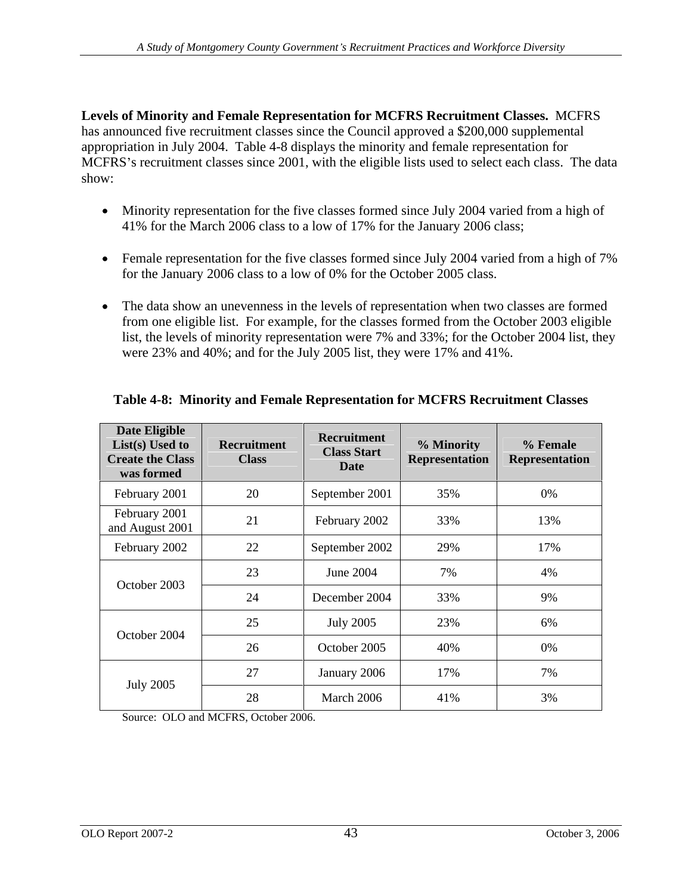**Levels of Minority and Female Representation for MCFRS Recruitment Classes.** MCFRS has announced five recruitment classes since the Council approved a $200,000 supplemental appropriation in July 2004. Table 4-8 displays the minority and female representation for MCFRS's recruitment classes since 2001, with the eligible lists used to select each class. The data show:

- Minority representation for the five classes formed since July 2004 varied from a high of 41% for the March 2006 class to a low of 17% for the January 2006 class;
- Female representation for the five classes formed since July 2004 varied from a high of 7% for the January 2006 class to a low of 0% for the October 2005 class.
- The data show an unevenness in the levels of representation when two classes are formed from one eligible list. For example, for the classes formed from the October 2003 eligible list, the levels of minority representation were 7% and 33%; for the October 2004 list, they were 23% and 40%; and for the July 2005 list, they were 17% and 41%.

**Table 4-8: Minority and Female Representation for MCFRS Recruitment Classes**

| Date Eligible List(s) Used to Create the Class was formed | Recruitment Class | Recruitment Class Start Date | % Minority Representation | % Female Representation |
|---|---|---|---|---|
| February 2001 | 20 | September 2001 | 35% | 0% |
| February 2001 and August 2001 | 21 | February 2002 | 33% | 13% |
| February 2002 | 22 | September 2002 | 29% | 17% |
| October 2003 | 23 | June 2004 | 7% | 4% |
| | 24 | December 2004 | 33% | 9% |
| October 2004 | 25 | July 2005 | 23% | 6% |
| | 26 | October 2005 | 40% | 0% |
| July 2005 | 27 | January 2006 | 17% | 7% |
| | 28 | March 2006 | 41% | 3% |

Source: OLO and MCFRS, October 2006.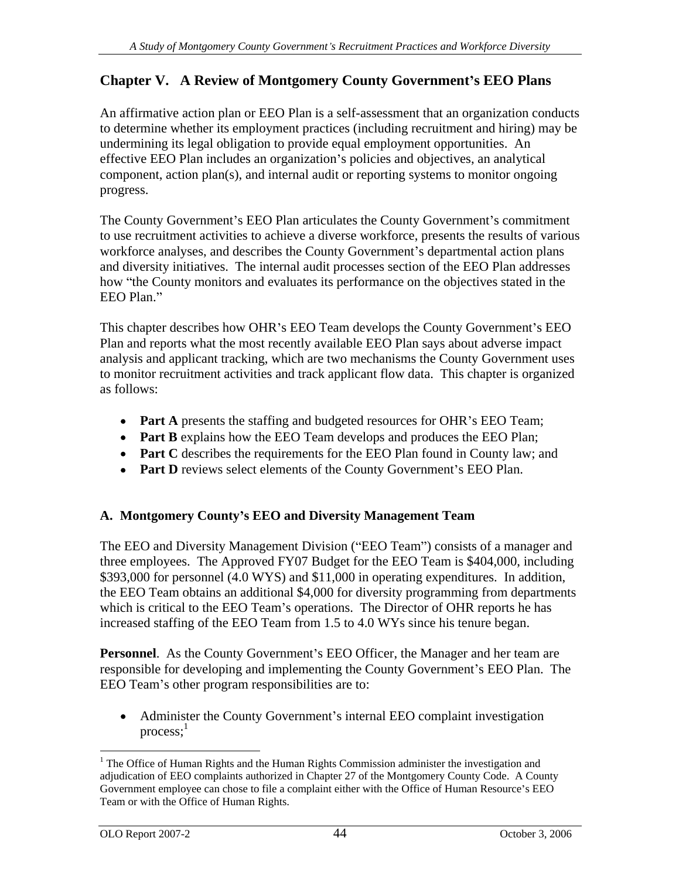# Chapter V. A Review of Montgomery County Government's EEO Plans

An affirmative action plan or EEO Plan is a self-assessment that an organization conducts to determine whether its employment practices (including recruitment and hiring) may be undermining its legal obligation to provide equal employment opportunities. An effective EEO Plan includes an organization's policies and objectives, an analytical component, action plan(s), and internal audit or reporting systems to monitor ongoing progress.

The County Government's EEO Plan articulates the County Government's commitment to use recruitment activities to achieve a diverse workforce, presents the results of various workforce analyses, and describes the County Government's departmental action plans and diversity initiatives. The internal audit processes section of the EEO Plan addresses how "the County monitors and evaluates its performance on the objectives stated in the EEO Plan."

This chapter describes how OHR's EEO Team develops the County Government's EEO Plan and reports what the most recently available EEO Plan says about adverse impact analysis and applicant tracking, which are two mechanisms the County Government uses to monitor recruitment activities and track applicant flow data. This chapter is organized as follows:

- **Part A** presents the staffing and budgeted resources for OHR's EEO Team;
- **Part B** explains how the EEO Team develops and produces the EEO Plan;
- **Part C** describes the requirements for the EEO Plan found in County law; and
- **Part D** reviews select elements of the County Government's EEO Plan.

## A. Montgomery County's EEO and Diversity Management Team

The EEO and Diversity Management Division ("EEO Team") consists of a manager and three employees. The Approved FY07 Budget for the EEO Team is $404,000, including $393,000 for personnel (4.0 WYS) and $11,000 in operating expenditures. In addition, the EEO Team obtains an additional $4,000 for diversity programming from departments which is critical to the EEO Team's operations. The Director of OHR reports he has increased staffing of the EEO Team from 1.5 to 4.0 WYs since his tenure began.

**Personnel**. As the County Government's EEO Officer, the Manager and her team are responsible for developing and implementing the County Government's EEO Plan. The EEO Team's other program responsibilities are to:

- Administer the County Government's internal EEO complaint investigation process;[1]

[1] The Office of Human Rights and the Human Rights Commission administer the investigation and adjudication of EEO complaints authorized in Chapter 27 of the Montgomery County Code. A County Government employee can chose to file a complaint either with the Office of Human Resource's EEO Team or with the Office of Human Rights.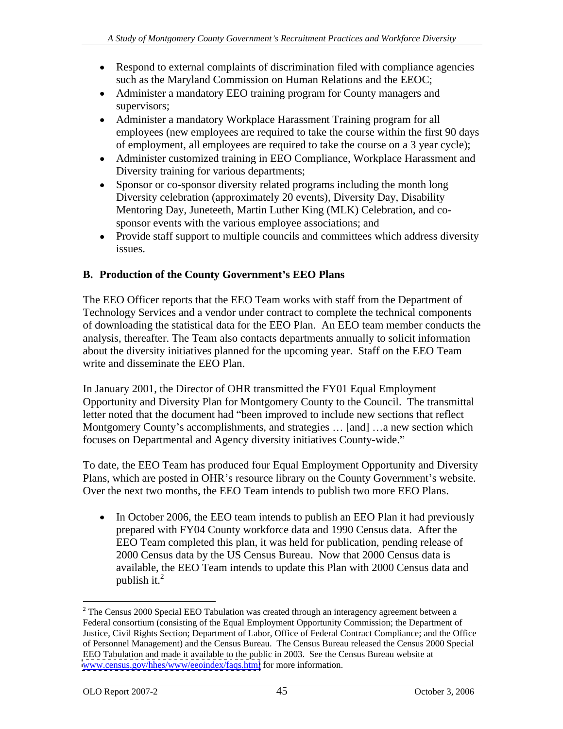- Respond to external complaints of discrimination filed with compliance agencies such as the Maryland Commission on Human Relations and the EEOC;
- Administer a mandatory EEO training program for County managers and supervisors;
- Administer a mandatory Workplace Harassment Training program for all employees (new employees are required to take the course within the first 90 days of employment, all employees are required to take the course on a 3 year cycle);
- Administer customized training in EEO Compliance, Workplace Harassment and Diversity training for various departments;
- Sponsor or co-sponsor diversity related programs including the month long Diversity celebration (approximately 20 events), Diversity Day, Disability Mentoring Day, Juneteeth, Martin Luther King (MLK) Celebration, and co-sponsor events with the various employee associations; and
- Provide staff support to multiple councils and committees which address diversity issues.

### B. Production of the County Government's EEO Plans

The EEO Officer reports that the EEO Team works with staff from the Department of Technology Services and a vendor under contract to complete the technical components of downloading the statistical data for the EEO Plan. An EEO team member conducts the analysis, thereafter. The Team also contacts departments annually to solicit information about the diversity initiatives planned for the upcoming year. Staff on the EEO Team write and disseminate the EEO Plan.

In January 2001, the Director of OHR transmitted the FY01 Equal Employment Opportunity and Diversity Plan for Montgomery County to the Council. The transmittal letter noted that the document had "been improved to include new sections that reflect Montgomery County's accomplishments, and strategies … [and] …a new section which focuses on Departmental and Agency diversity initiatives County-wide."

To date, the EEO Team has produced four Equal Employment Opportunity and Diversity Plans, which are posted in OHR's resource library on the County Government's website. Over the next two months, the EEO Team intends to publish two more EEO Plans.

- In October 2006, the EEO team intends to publish an EEO Plan it had previously prepared with FY04 County workforce data and 1990 Census data. After the EEO Team completed this plan, it was held for publication, pending release of 2000 Census data by the US Census Bureau. Now that 2000 Census data is available, the EEO Team intends to update this Plan with 2000 Census data and publish it.[2]

---

[2] The Census 2000 Special EEO Tabulation was created through an interagency agreement between a Federal consortium (consisting of the Equal Employment Opportunity Commission; the Department of Justice, Civil Rights Section; Department of Labor, Office of Federal Contract Compliance; and the Office of Personnel Management) and the Census Bureau. The Census Bureau released the Census 2000 Special EEO Tabulation and made it available to the public in 2003. See the Census Bureau website at www.census.gov/hhes/www/eeoindex/faqs.html for more information.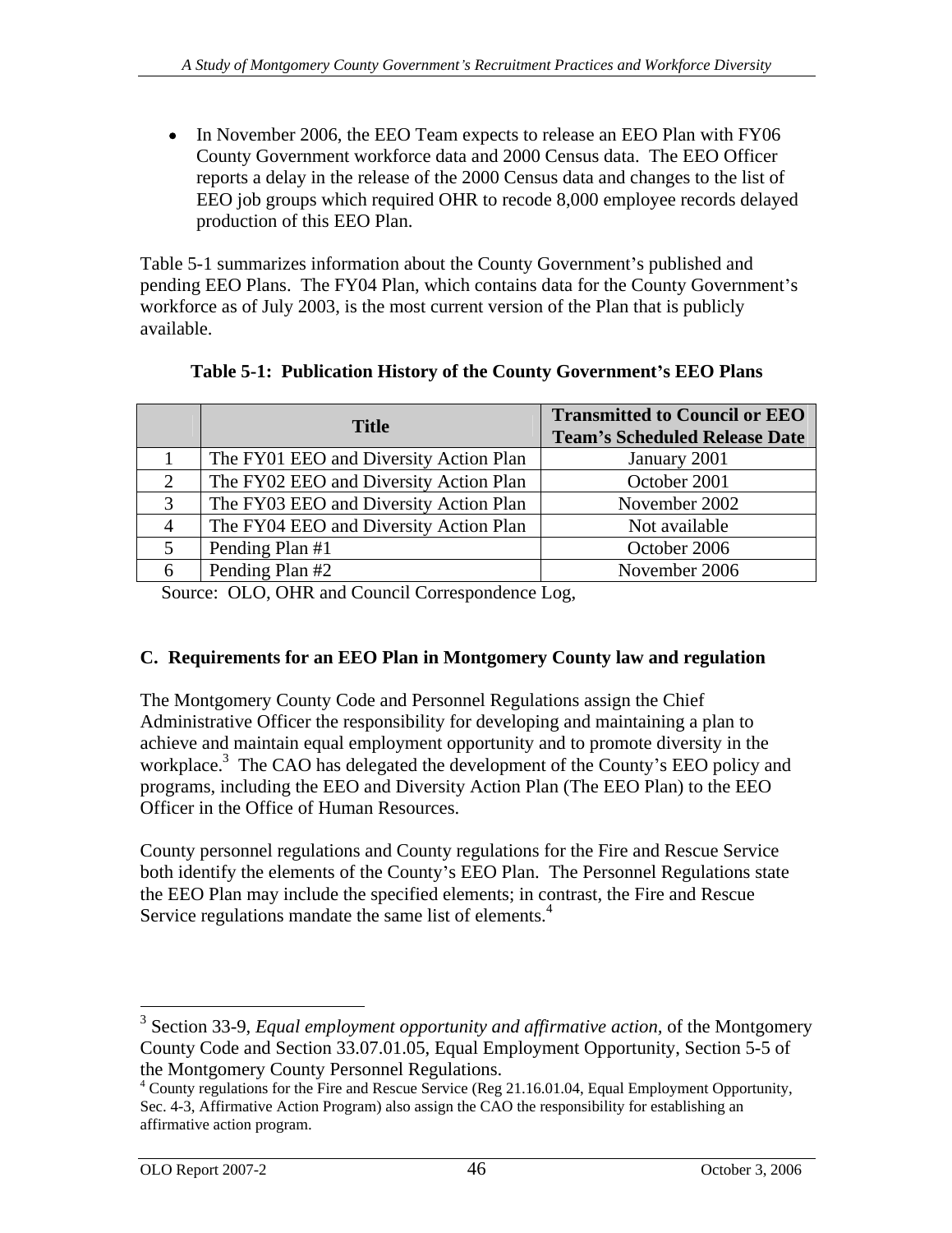- In November 2006, the EEO Team expects to release an EEO Plan with FY06 County Government workforce data and 2000 Census data. The EEO Officer reports a delay in the release of the 2000 Census data and changes to the list of EEO job groups which required OHR to recode 8,000 employee records delayed production of this EEO Plan.

Table 5-1 summarizes information about the County Government's published and pending EEO Plans. The FY04 Plan, which contains data for the County Government's workforce as of July 2003, is the most current version of the Plan that is publicly available.

**Table 5-1: Publication History of the County Government's EEO Plans**

| | Title | Transmitted to Council or EEO Team's Scheduled Release Date |
|---|---|---|
| 1 | The FY01 EEO and Diversity Action Plan | January 2001 |
| 2 | The FY02 EEO and Diversity Action Plan | October 2001 |
| 3 | The FY03 EEO and Diversity Action Plan | November 2002 |
| 4 | The FY04 EEO and Diversity Action Plan | Not available |
| 5 | Pending Plan #1 | October 2006 |
| 6 | Pending Plan #2 | November 2006 |

Source: OLO, OHR and Council Correspondence Log,

### C. Requirements for an EEO Plan in Montgomery County law and regulation

The Montgomery County Code and Personnel Regulations assign the Chief Administrative Officer the responsibility for developing and maintaining a plan to achieve and maintain equal employment opportunity and to promote diversity in the workplace.[3] The CAO has delegated the development of the County's EEO policy and programs, including the EEO and Diversity Action Plan (The EEO Plan) to the EEO Officer in the Office of Human Resources.

County personnel regulations and County regulations for the Fire and Rescue Service both identify the elements of the County's EEO Plan. The Personnel Regulations state the EEO Plan may include the specified elements; in contrast, the Fire and Rescue Service regulations mandate the same list of elements.[4]

[3] Section 33-9, *Equal employment opportunity and affirmative action,* of the Montgomery County Code and Section 33.07.01.05, Equal Employment Opportunity, Section 5-5 of the Montgomery County Personnel Regulations.

[4] County regulations for the Fire and Rescue Service (Reg 21.16.01.04, Equal Employment Opportunity, Sec. 4-3, Affirmative Action Program) also assign the CAO the responsibility for establishing an affirmative action program.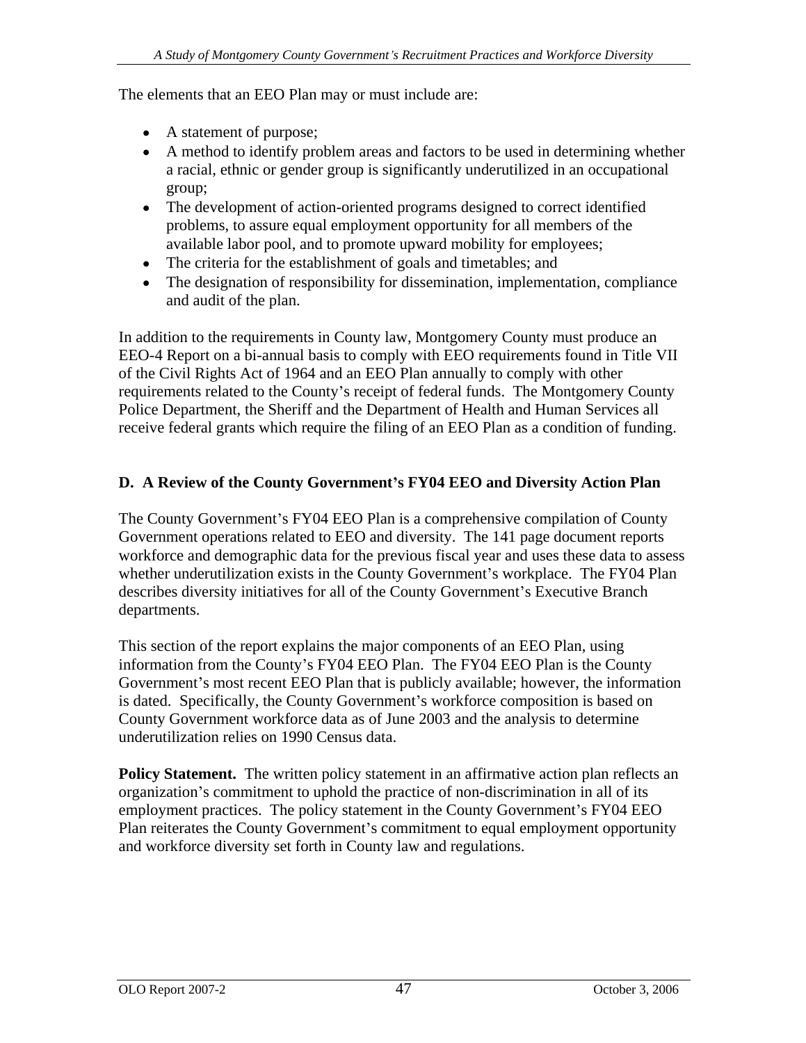The elements that an EEO Plan may or must include are:

- A statement of purpose;
- A method to identify problem areas and factors to be used in determining whether a racial, ethnic or gender group is significantly underutilized in an occupational group;
- The development of action-oriented programs designed to correct identified problems, to assure equal employment opportunity for all members of the available labor pool, and to promote upward mobility for employees;
- The criteria for the establishment of goals and timetables; and
- The designation of responsibility for dissemination, implementation, compliance and audit of the plan.

In addition to the requirements in County law, Montgomery County must produce an EEO-4 Report on a bi-annual basis to comply with EEO requirements found in Title VII of the Civil Rights Act of 1964 and an EEO Plan annually to comply with other requirements related to the County's receipt of federal funds. The Montgomery County Police Department, the Sheriff and the Department of Health and Human Services all receive federal grants which require the filing of an EEO Plan as a condition of funding.

### D. A Review of the County Government's FY04 EEO and Diversity Action Plan

The County Government's FY04 EEO Plan is a comprehensive compilation of County Government operations related to EEO and diversity. The 141 page document reports workforce and demographic data for the previous fiscal year and uses these data to assess whether underutilization exists in the County Government's workplace. The FY04 Plan describes diversity initiatives for all of the County Government's Executive Branch departments.

This section of the report explains the major components of an EEO Plan, using information from the County's FY04 EEO Plan. The FY04 EEO Plan is the County Government's most recent EEO Plan that is publicly available; however, the information is dated. Specifically, the County Government's workforce composition is based on County Government workforce data as of June 2003 and the analysis to determine underutilization relies on 1990 Census data.

**Policy Statement.** The written policy statement in an affirmative action plan reflects an organization's commitment to uphold the practice of non-discrimination in all of its employment practices. The policy statement in the County Government's FY04 EEO Plan reiterates the County Government's commitment to equal employment opportunity and workforce diversity set forth in County law and regulations.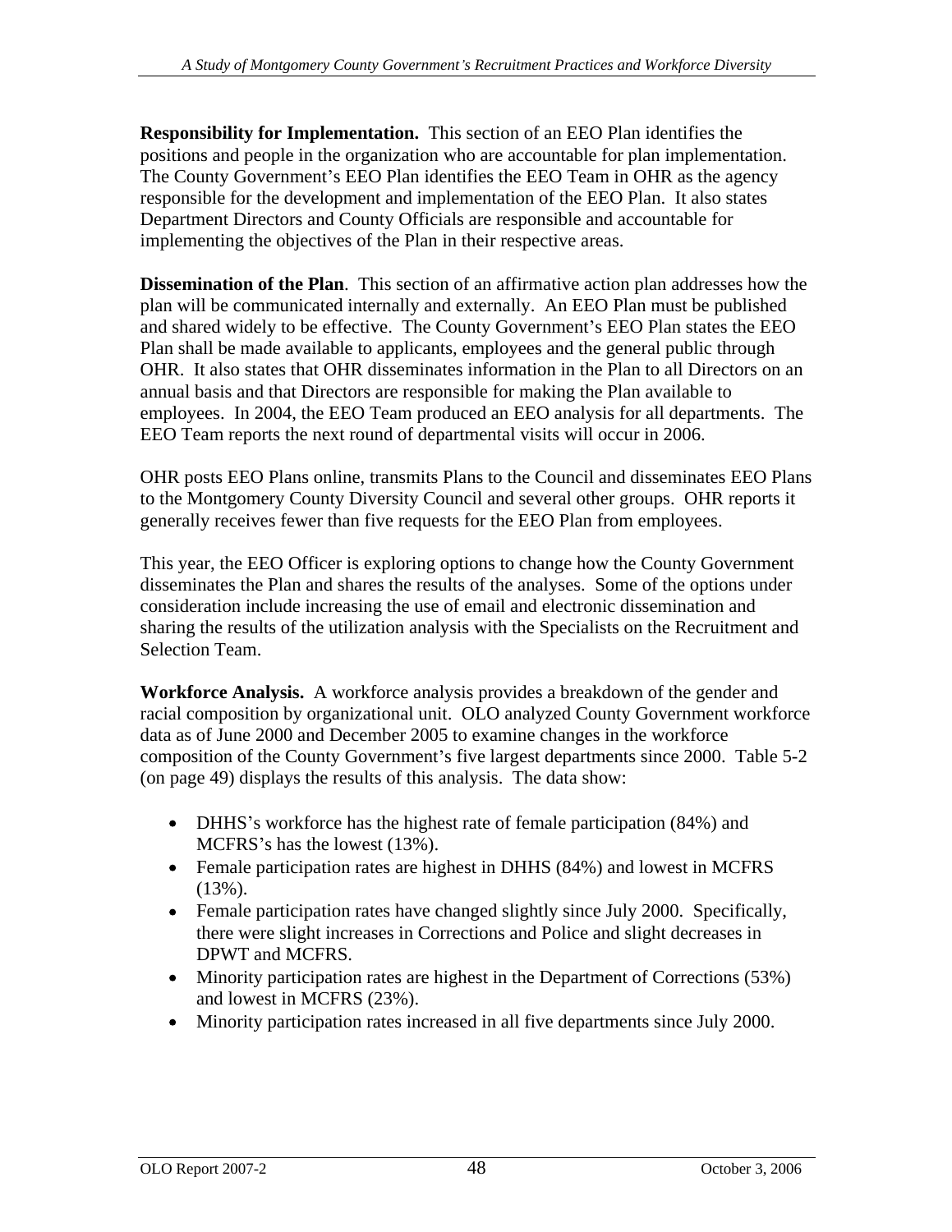**Responsibility for Implementation.** This section of an EEO Plan identifies the positions and people in the organization who are accountable for plan implementation. The County Government's EEO Plan identifies the EEO Team in OHR as the agency responsible for the development and implementation of the EEO Plan. It also states Department Directors and County Officials are responsible and accountable for implementing the objectives of the Plan in their respective areas.

**Dissemination of the Plan**. This section of an affirmative action plan addresses how the plan will be communicated internally and externally. An EEO Plan must be published and shared widely to be effective. The County Government's EEO Plan states the EEO Plan shall be made available to applicants, employees and the general public through OHR. It also states that OHR disseminates information in the Plan to all Directors on an annual basis and that Directors are responsible for making the Plan available to employees. In 2004, the EEO Team produced an EEO analysis for all departments. The EEO Team reports the next round of departmental visits will occur in 2006.

OHR posts EEO Plans online, transmits Plans to the Council and disseminates EEO Plans to the Montgomery County Diversity Council and several other groups. OHR reports it generally receives fewer than five requests for the EEO Plan from employees.

This year, the EEO Officer is exploring options to change how the County Government disseminates the Plan and shares the results of the analyses. Some of the options under consideration include increasing the use of email and electronic dissemination and sharing the results of the utilization analysis with the Specialists on the Recruitment and Selection Team.

**Workforce Analysis.** A workforce analysis provides a breakdown of the gender and racial composition by organizational unit. OLO analyzed County Government workforce data as of June 2000 and December 2005 to examine changes in the workforce composition of the County Government's five largest departments since 2000. Table 5-2 (on page 49) displays the results of this analysis. The data show:

- DHHS's workforce has the highest rate of female participation (84%) and MCFRS's has the lowest (13%).
- Female participation rates are highest in DHHS (84%) and lowest in MCFRS (13%).
- Female participation rates have changed slightly since July 2000. Specifically, there were slight increases in Corrections and Police and slight decreases in DPWT and MCFRS.
- Minority participation rates are highest in the Department of Corrections (53%) and lowest in MCFRS (23%).
- Minority participation rates increased in all five departments since July 2000.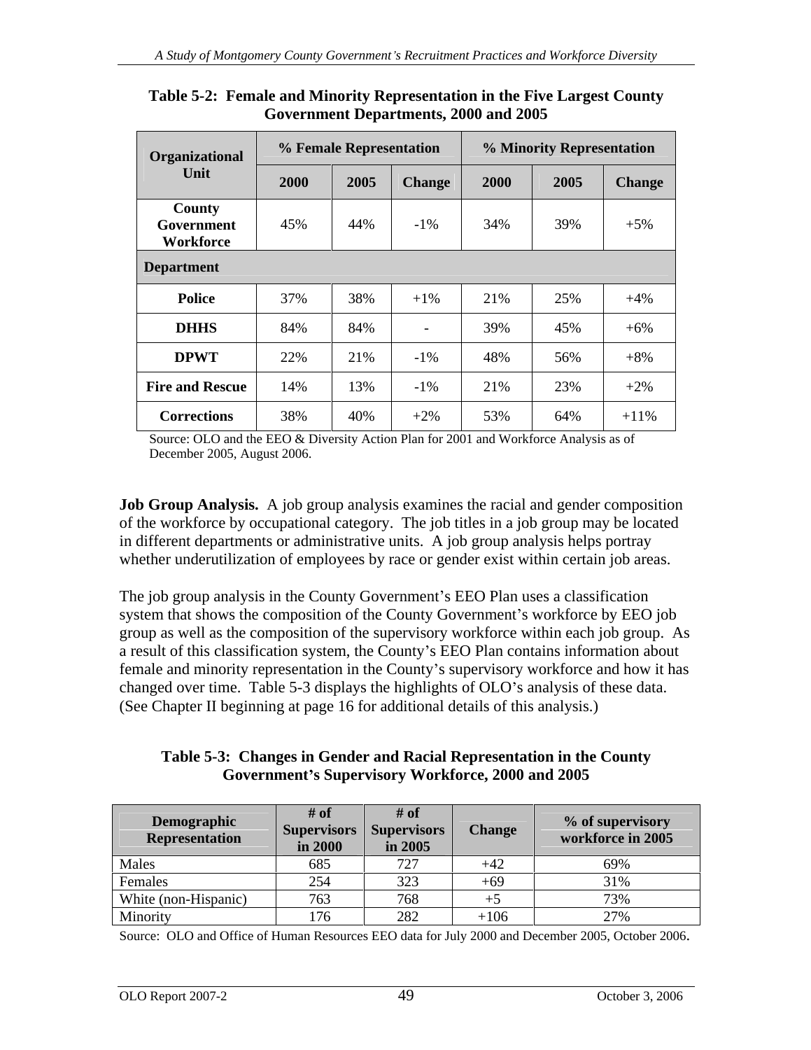**Table 5-2: Female and Minority Representation in the Five Largest County Government Departments, 2000 and 2005**

| Organizational Unit | % Female Representation | | | % Minority Representation | | |
|---|---|---|---|---|---|---|
| | 2000 | 2005 | Change | 2000 | 2005 | Change |
| **County Government Workforce** | 45% | 44% | -1% | 34% | 39% | +5% |
| **Department** | | | | | | |
| **Police** | 37% | 38% | +1% | 21% | 25% | +4% |
| **DHHS** | 84% | 84% | - | 39% | 45% | +6% |
| **DPWT** | 22% | 21% | -1% | 48% | 56% | +8% |
| **Fire and Rescue** | 14% | 13% | -1% | 21% | 23% | +2% |
| **Corrections** | 38% | 40% | +2% | 53% | 64% | +11% |

Source: OLO and the EEO & Diversity Action Plan for 2001 and Workforce Analysis as of December 2005, August 2006.

**Job Group Analysis.** A job group analysis examines the racial and gender composition of the workforce by occupational category. The job titles in a job group may be located in different departments or administrative units. A job group analysis helps portray whether underutilization of employees by race or gender exist within certain job areas.

The job group analysis in the County Government's EEO Plan uses a classification system that shows the composition of the County Government's workforce by EEO job group as well as the composition of the supervisory workforce within each job group. As a result of this classification system, the County's EEO Plan contains information about female and minority representation in the County's supervisory workforce and how it has changed over time. Table 5-3 displays the highlights of OLO's analysis of these data. (See Chapter II beginning at page 16 for additional details of this analysis.)

**Table 5-3: Changes in Gender and Racial Representation in the County Government's Supervisory Workforce, 2000 and 2005**

| Demographic Representation | # of Supervisors in 2000 | # of Supervisors in 2005 | Change | % of supervisory workforce in 2005 |
|---|---|---|---|---|
| Males | 685 | 727 | +42 | 69% |
| Females | 254 | 323 | +69 | 31% |
| White (non-Hispanic) | 763 | 768 | +5 | 73% |
| Minority | 176 | 282 | +106 | 27% |

Source: OLO and Office of Human Resources EEO data for July 2000 and December 2005, October 2006.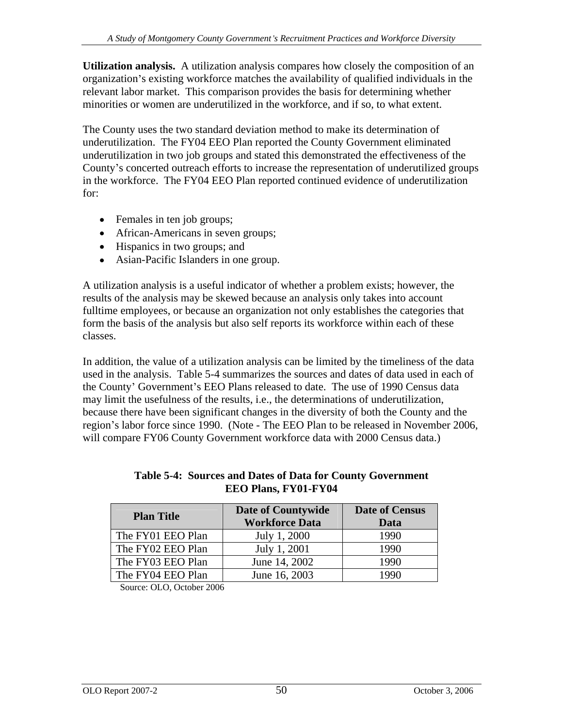**Utilization analysis.** A utilization analysis compares how closely the composition of an organization's existing workforce matches the availability of qualified individuals in the relevant labor market. This comparison provides the basis for determining whether minorities or women are underutilized in the workforce, and if so, to what extent.

The County uses the two standard deviation method to make its determination of underutilization. The FY04 EEO Plan reported the County Government eliminated underutilization in two job groups and stated this demonstrated the effectiveness of the County's concerted outreach efforts to increase the representation of underutilized groups in the workforce. The FY04 EEO Plan reported continued evidence of underutilization for:

- Females in ten job groups;
- African-Americans in seven groups;
- Hispanics in two groups; and
- Asian-Pacific Islanders in one group.

A utilization analysis is a useful indicator of whether a problem exists; however, the results of the analysis may be skewed because an analysis only takes into account fulltime employees, or because an organization not only establishes the categories that form the basis of the analysis but also self reports its workforce within each of these classes.

In addition, the value of a utilization analysis can be limited by the timeliness of the data used in the analysis. Table 5-4 summarizes the sources and dates of data used in each of the County' Government's EEO Plans released to date. The use of 1990 Census data may limit the usefulness of the results, i.e., the determinations of underutilization, because there have been significant changes in the diversity of both the County and the region's labor force since 1990. (Note - The EEO Plan to be released in November 2006, will compare FY06 County Government workforce data with 2000 Census data.)

**Table 5-4: Sources and Dates of Data for County Government EEO Plans, FY01-FY04**

| Plan Title | Date of Countywide Workforce Data | Date of Census Data |
|---|---|---|
| The FY01 EEO Plan | July 1, 2000 | 1990 |
| The FY02 EEO Plan | July 1, 2001 | 1990 |
| The FY03 EEO Plan | June 14, 2002 | 1990 |
| The FY04 EEO Plan | June 16, 2003 | 1990 |

Source: OLO, October 2006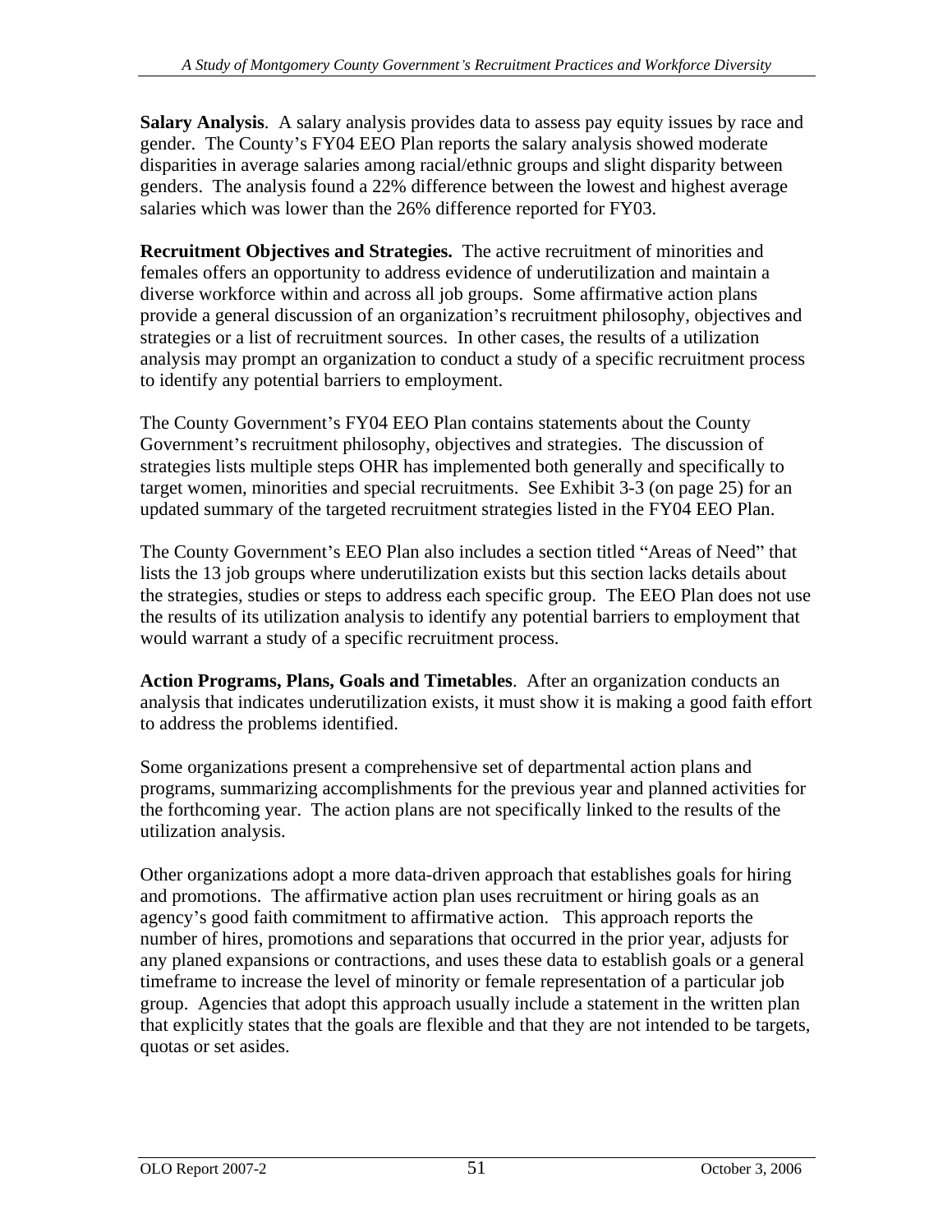**Salary Analysis**. A salary analysis provides data to assess pay equity issues by race and gender. The County's FY04 EEO Plan reports the salary analysis showed moderate disparities in average salaries among racial/ethnic groups and slight disparity between genders. The analysis found a 22% difference between the lowest and highest average salaries which was lower than the 26% difference reported for FY03.

**Recruitment Objectives and Strategies.** The active recruitment of minorities and females offers an opportunity to address evidence of underutilization and maintain a diverse workforce within and across all job groups. Some affirmative action plans provide a general discussion of an organization's recruitment philosophy, objectives and strategies or a list of recruitment sources. In other cases, the results of a utilization analysis may prompt an organization to conduct a study of a specific recruitment process to identify any potential barriers to employment.

The County Government's FY04 EEO Plan contains statements about the County Government's recruitment philosophy, objectives and strategies. The discussion of strategies lists multiple steps OHR has implemented both generally and specifically to target women, minorities and special recruitments. See Exhibit 3-3 (on page 25) for an updated summary of the targeted recruitment strategies listed in the FY04 EEO Plan.

The County Government's EEO Plan also includes a section titled "Areas of Need" that lists the 13 job groups where underutilization exists but this section lacks details about the strategies, studies or steps to address each specific group. The EEO Plan does not use the results of its utilization analysis to identify any potential barriers to employment that would warrant a study of a specific recruitment process.

**Action Programs, Plans, Goals and Timetables**. After an organization conducts an analysis that indicates underutilization exists, it must show it is making a good faith effort to address the problems identified.

Some organizations present a comprehensive set of departmental action plans and programs, summarizing accomplishments for the previous year and planned activities for the forthcoming year. The action plans are not specifically linked to the results of the utilization analysis.

Other organizations adopt a more data-driven approach that establishes goals for hiring and promotions. The affirmative action plan uses recruitment or hiring goals as an agency's good faith commitment to affirmative action. This approach reports the number of hires, promotions and separations that occurred in the prior year, adjusts for any planed expansions or contractions, and uses these data to establish goals or a general timeframe to increase the level of minority or female representation of a particular job group. Agencies that adopt this approach usually include a statement in the written plan that explicitly states that the goals are flexible and that they are not intended to be targets, quotas or set asides.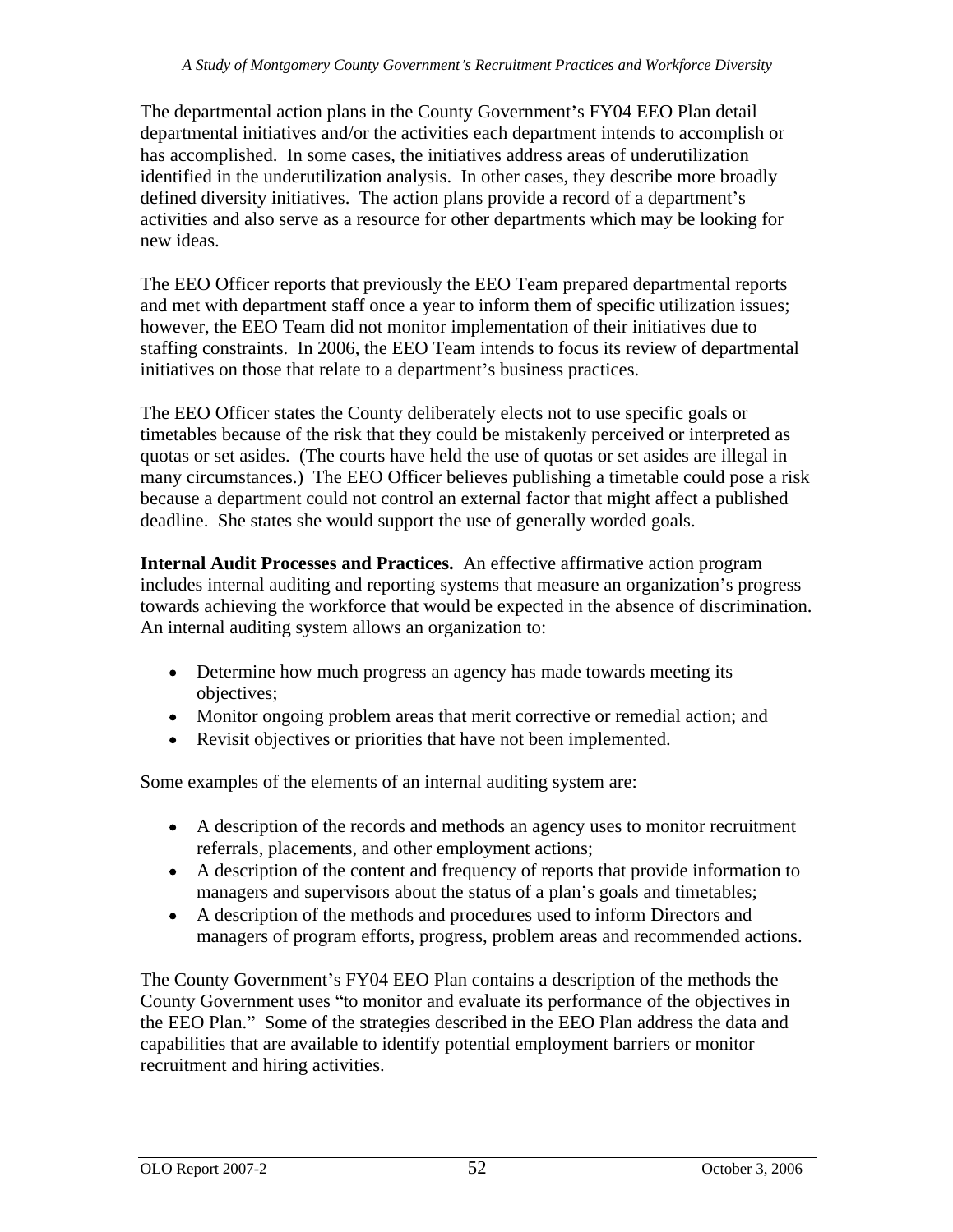The departmental action plans in the County Government's FY04 EEO Plan detail departmental initiatives and/or the activities each department intends to accomplish or has accomplished. In some cases, the initiatives address areas of underutilization identified in the underutilization analysis. In other cases, they describe more broadly defined diversity initiatives. The action plans provide a record of a department's activities and also serve as a resource for other departments which may be looking for new ideas.

The EEO Officer reports that previously the EEO Team prepared departmental reports and met with department staff once a year to inform them of specific utilization issues; however, the EEO Team did not monitor implementation of their initiatives due to staffing constraints. In 2006, the EEO Team intends to focus its review of departmental initiatives on those that relate to a department's business practices.

The EEO Officer states the County deliberately elects not to use specific goals or timetables because of the risk that they could be mistakenly perceived or interpreted as quotas or set asides. (The courts have held the use of quotas or set asides are illegal in many circumstances.) The EEO Officer believes publishing a timetable could pose a risk because a department could not control an external factor that might affect a published deadline. She states she would support the use of generally worded goals.

**Internal Audit Processes and Practices.** An effective affirmative action program includes internal auditing and reporting systems that measure an organization's progress towards achieving the workforce that would be expected in the absence of discrimination. An internal auditing system allows an organization to:

- Determine how much progress an agency has made towards meeting its objectives;
- Monitor ongoing problem areas that merit corrective or remedial action; and
- Revisit objectives or priorities that have not been implemented.

Some examples of the elements of an internal auditing system are:

- A description of the records and methods an agency uses to monitor recruitment referrals, placements, and other employment actions;
- A description of the content and frequency of reports that provide information to managers and supervisors about the status of a plan's goals and timetables;
- A description of the methods and procedures used to inform Directors and managers of program efforts, progress, problem areas and recommended actions.

The County Government's FY04 EEO Plan contains a description of the methods the County Government uses "to monitor and evaluate its performance of the objectives in the EEO Plan." Some of the strategies described in the EEO Plan address the data and capabilities that are available to identify potential employment barriers or monitor recruitment and hiring activities.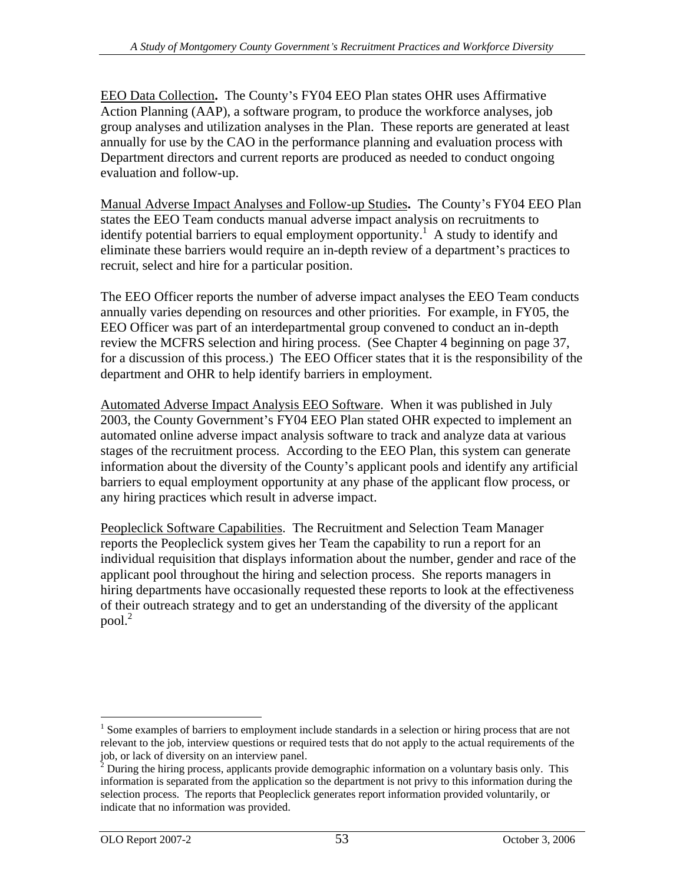EEO Data Collection**.** The County's FY04 EEO Plan states OHR uses Affirmative Action Planning (AAP), a software program, to produce the workforce analyses, job group analyses and utilization analyses in the Plan. These reports are generated at least annually for use by the CAO in the performance planning and evaluation process with Department directors and current reports are produced as needed to conduct ongoing evaluation and follow-up.

Manual Adverse Impact Analyses and Follow-up Studies**.** The County's FY04 EEO Plan states the EEO Team conducts manual adverse impact analysis on recruitments to identify potential barriers to equal employment opportunity.[1] A study to identify and eliminate these barriers would require an in-depth review of a department's practices to recruit, select and hire for a particular position.

The EEO Officer reports the number of adverse impact analyses the EEO Team conducts annually varies depending on resources and other priorities. For example, in FY05, the EEO Officer was part of an interdepartmental group convened to conduct an in-depth review the MCFRS selection and hiring process. (See Chapter 4 beginning on page 37, for a discussion of this process.) The EEO Officer states that it is the responsibility of the department and OHR to help identify barriers in employment.

Automated Adverse Impact Analysis EEO Software. When it was published in July 2003, the County Government's FY04 EEO Plan stated OHR expected to implement an automated online adverse impact analysis software to track and analyze data at various stages of the recruitment process. According to the EEO Plan, this system can generate information about the diversity of the County's applicant pools and identify any artificial barriers to equal employment opportunity at any phase of the applicant flow process, or any hiring practices which result in adverse impact.

Peopleclick Software Capabilities. The Recruitment and Selection Team Manager reports the Peopleclick system gives her Team the capability to run a report for an individual requisition that displays information about the number, gender and race of the applicant pool throughout the hiring and selection process. She reports managers in hiring departments have occasionally requested these reports to look at the effectiveness of their outreach strategy and to get an understanding of the diversity of the applicant pool.[2]

---

[1] Some examples of barriers to employment include standards in a selection or hiring process that are not relevant to the job, interview questions or required tests that do not apply to the actual requirements of the job, or lack of diversity on an interview panel.

[2] During the hiring process, applicants provide demographic information on a voluntary basis only. This information is separated from the application so the department is not privy to this information during the selection process. The reports that Peopleclick generates report information provided voluntarily, or indicate that no information was provided.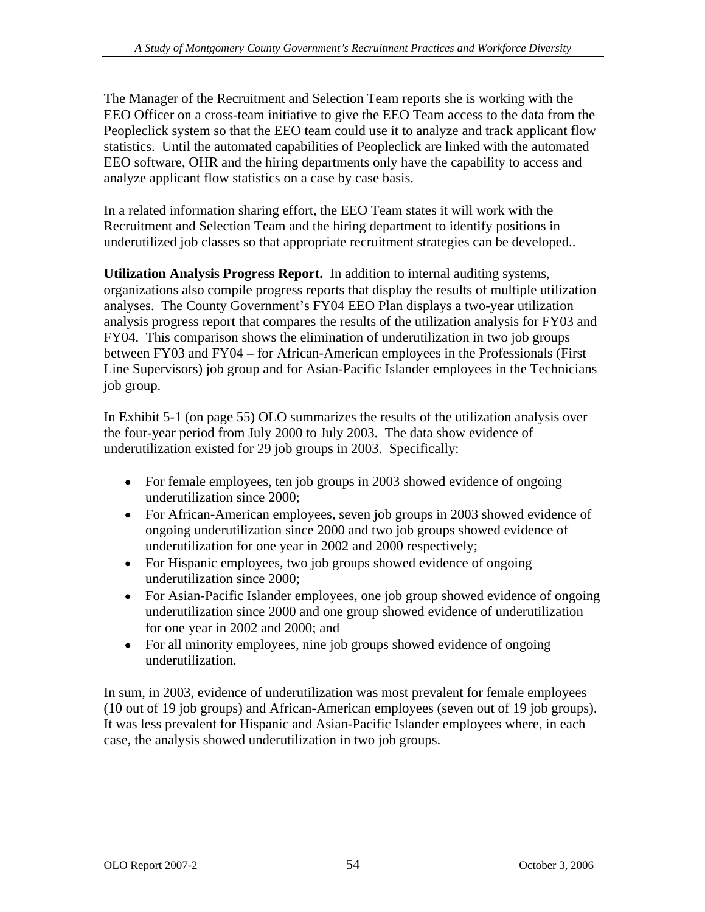The Manager of the Recruitment and Selection Team reports she is working with the EEO Officer on a cross-team initiative to give the EEO Team access to the data from the Peopleclick system so that the EEO team could use it to analyze and track applicant flow statistics. Until the automated capabilities of Peopleclick are linked with the automated EEO software, OHR and the hiring departments only have the capability to access and analyze applicant flow statistics on a case by case basis.

In a related information sharing effort, the EEO Team states it will work with the Recruitment and Selection Team and the hiring department to identify positions in underutilized job classes so that appropriate recruitment strategies can be developed..

**Utilization Analysis Progress Report.** In addition to internal auditing systems, organizations also compile progress reports that display the results of multiple utilization analyses. The County Government's FY04 EEO Plan displays a two-year utilization analysis progress report that compares the results of the utilization analysis for FY03 and FY04. This comparison shows the elimination of underutilization in two job groups between FY03 and FY04 – for African-American employees in the Professionals (First Line Supervisors) job group and for Asian-Pacific Islander employees in the Technicians job group.

In Exhibit 5-1 (on page 55) OLO summarizes the results of the utilization analysis over the four-year period from July 2000 to July 2003. The data show evidence of underutilization existed for 29 job groups in 2003. Specifically:

- For female employees, ten job groups in 2003 showed evidence of ongoing underutilization since 2000;
- For African-American employees, seven job groups in 2003 showed evidence of ongoing underutilization since 2000 and two job groups showed evidence of underutilization for one year in 2002 and 2000 respectively;
- For Hispanic employees, two job groups showed evidence of ongoing underutilization since 2000;
- For Asian-Pacific Islander employees, one job group showed evidence of ongoing underutilization since 2000 and one group showed evidence of underutilization for one year in 2002 and 2000; and
- For all minority employees, nine job groups showed evidence of ongoing underutilization.

In sum, in 2003, evidence of underutilization was most prevalent for female employees (10 out of 19 job groups) and African-American employees (seven out of 19 job groups). It was less prevalent for Hispanic and Asian-Pacific Islander employees where, in each case, the analysis showed underutilization in two job groups.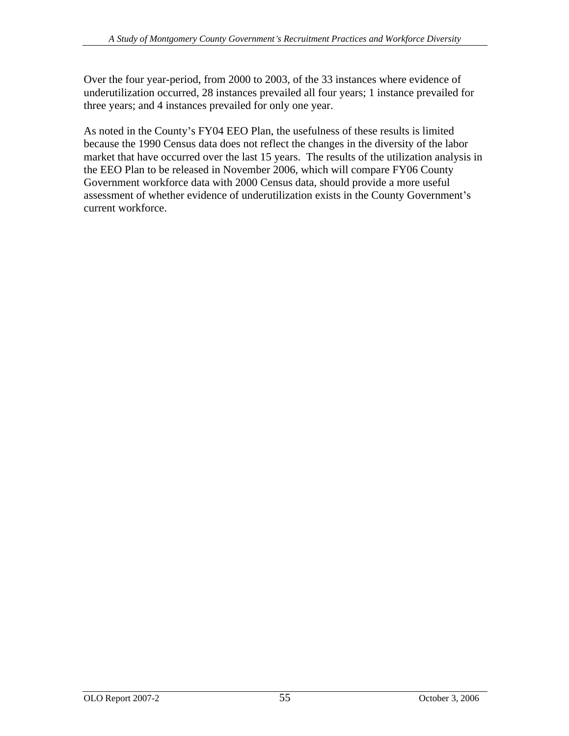Over the four year-period, from 2000 to 2003, of the 33 instances where evidence of underutilization occurred, 28 instances prevailed all four years; 1 instance prevailed for three years; and 4 instances prevailed for only one year.

As noted in the County's FY04 EEO Plan, the usefulness of these results is limited because the 1990 Census data does not reflect the changes in the diversity of the labor market that have occurred over the last 15 years. The results of the utilization analysis in the EEO Plan to be released in November 2006, which will compare FY06 County Government workforce data with 2000 Census data, should provide a more useful assessment of whether evidence of underutilization exists in the County Government's current workforce.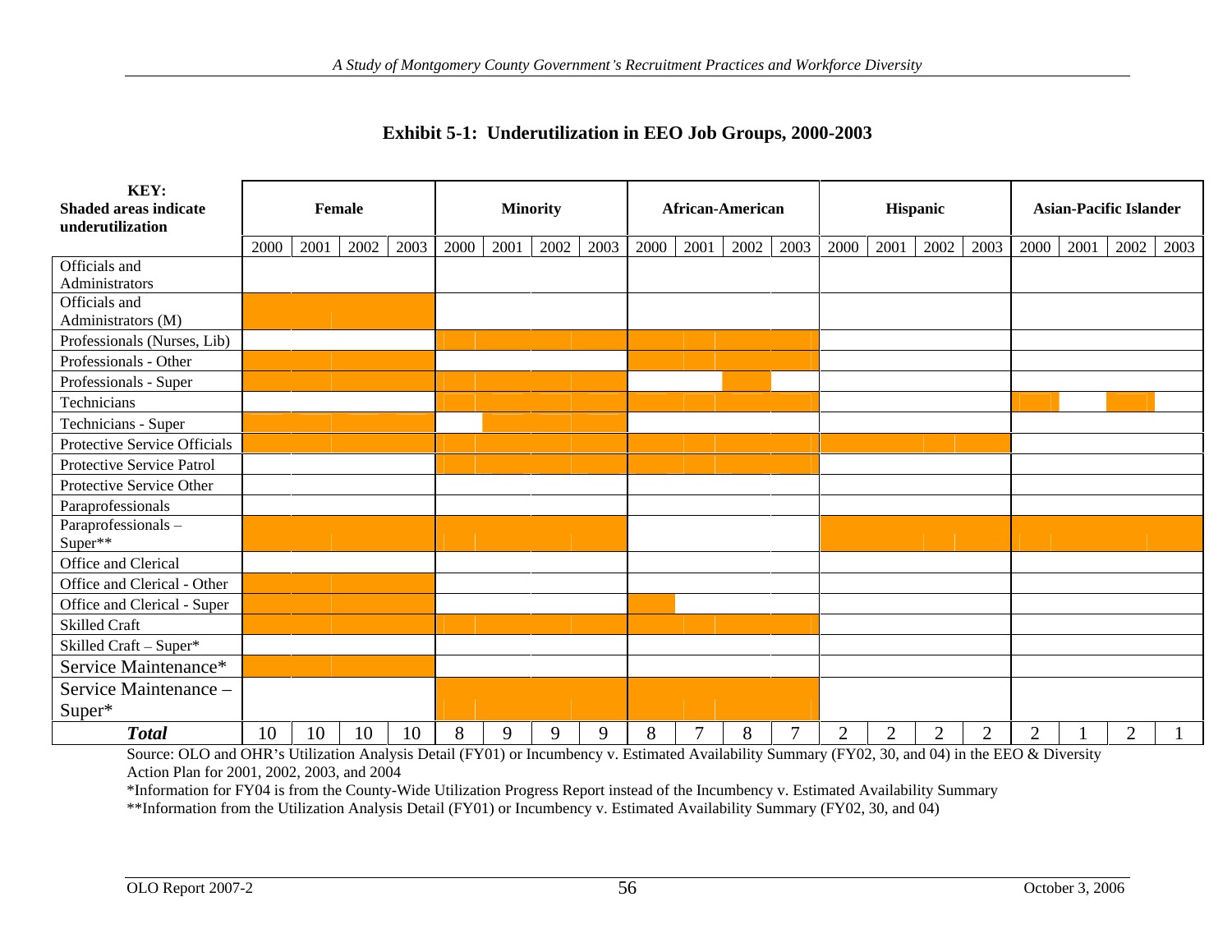## Exhibit 5-1: Underutilization in EEO Job Groups, 2000-2003

| KEY: Shaded areas indicate underutilization | Female | | | | Minority | | | | African-American | | | | Hispanic | | | | Asian-Pacific Islander | | | |
|---|---|---|---|---|---|---|---|---|---|---|---|---|---|---|---|---|---|---|---|---|
| | 2000 | 2001 | 2002 | 2003 | 2000 | 2001 | 2002 | 2003 | 2000 | 2001 | 2002 | 2003 | 2000 | 2001 | 2002 | 2003 | 2000 | 2001 | 2002 | 2003 |
| Officials and Administrators | | | | | | | | | | | | | | | | | | | | |
| Officials and Administrators (M) | ■ | ■ | ■ | ■ | | | | | | | | | | | | | | | | |
| Professionals (Nurses, Lib) | | | | | ■ | ■ | ■ | ■ | ■ | ■ | ■ | ■ | | | | | | | | |
| Professionals - Other | ■ | ■ | ■ | ■ | | | | | ■ | ■ | ■ | ■ | | | | | | | | |
| Professionals - Super | ■ | ■ | ■ | ■ | ■ | ■ | ■ | ■ | | | ■ | | | | | | | | | |
| Technicians | | | | | ■ | ■ | ■ | ■ | ■ | ■ | ■ | ■ | | | | | ■ | | ■ | |
| Technicians - Super | ■ | ■ | ■ | ■ | | ■ | ■ | ■ | | | | | | | | | | | | |
| Protective Service Officials | ■ | ■ | ■ | ■ | ■ | ■ | ■ | ■ | ■ | ■ | ■ | ■ | ■ | ■ | ■ | ■ | | | | |
| Protective Service Patrol | | | | | ■ | ■ | ■ | ■ | ■ | ■ | ■ | ■ | | | | | | | | |
| Protective Service Other | | | | | | | | | | | | | | | | | | | | |
| Paraprofessionals | | | | | | | | | | | | | | | | | | | | |
| Paraprofessionals – Super** | ■ | ■ | ■ | ■ | ■ | ■ | ■ | ■ | | | | | ■ | ■ | ■ | ■ | ■ | ■ | ■ | ■ |
| Office and Clerical | | | | | | | | | | | | | | | | | | | | |
| Office and Clerical - Other | ■ | ■ | ■ | ■ | | | | | | | | | | | | | | | | |
| Office and Clerical - Super | ■ | ■ | ■ | ■ | | | | | ■ | | | | | | | | | | | |
| Skilled Craft | ■ | ■ | ■ | ■ | ■ | ■ | ■ | ■ | ■ | ■ | ■ | ■ | | | | | | | | |
| Skilled Craft – Super* | | | | | | | | | | | | | | | | | | | | |
| Service Maintenance* | ■ | ■ | ■ | ■ | | | | | | | | | | | | | | | | |
| Service Maintenance – Super* | | | | | ■ | ■ | ■ | ■ | ■ | ■ | ■ | ■ | | | | | | | | |
| ***Total*** | 10 | 10 | 10 | 10 | 8 | 9 | 9 | 9 | 8 | 7 | 8 | 7 | 2 | 2 | 2 | 2 | 2 | 1 | 2 | 1 |

Source: OLO and OHR's Utilization Analysis Detail (FY01) or Incumbency v. Estimated Availability Summary (FY02, 30, and 04) in the EEO & Diversity Action Plan for 2001, 2002, 2003, and 2004

*Information for FY04 is from the County-Wide Utilization Progress Report instead of the Incumbency v. Estimated Availability Summary

**Information from the Utilization Analysis Detail (FY01) or Incumbency v. Estimated Availability Summary (FY02, 30, and 04)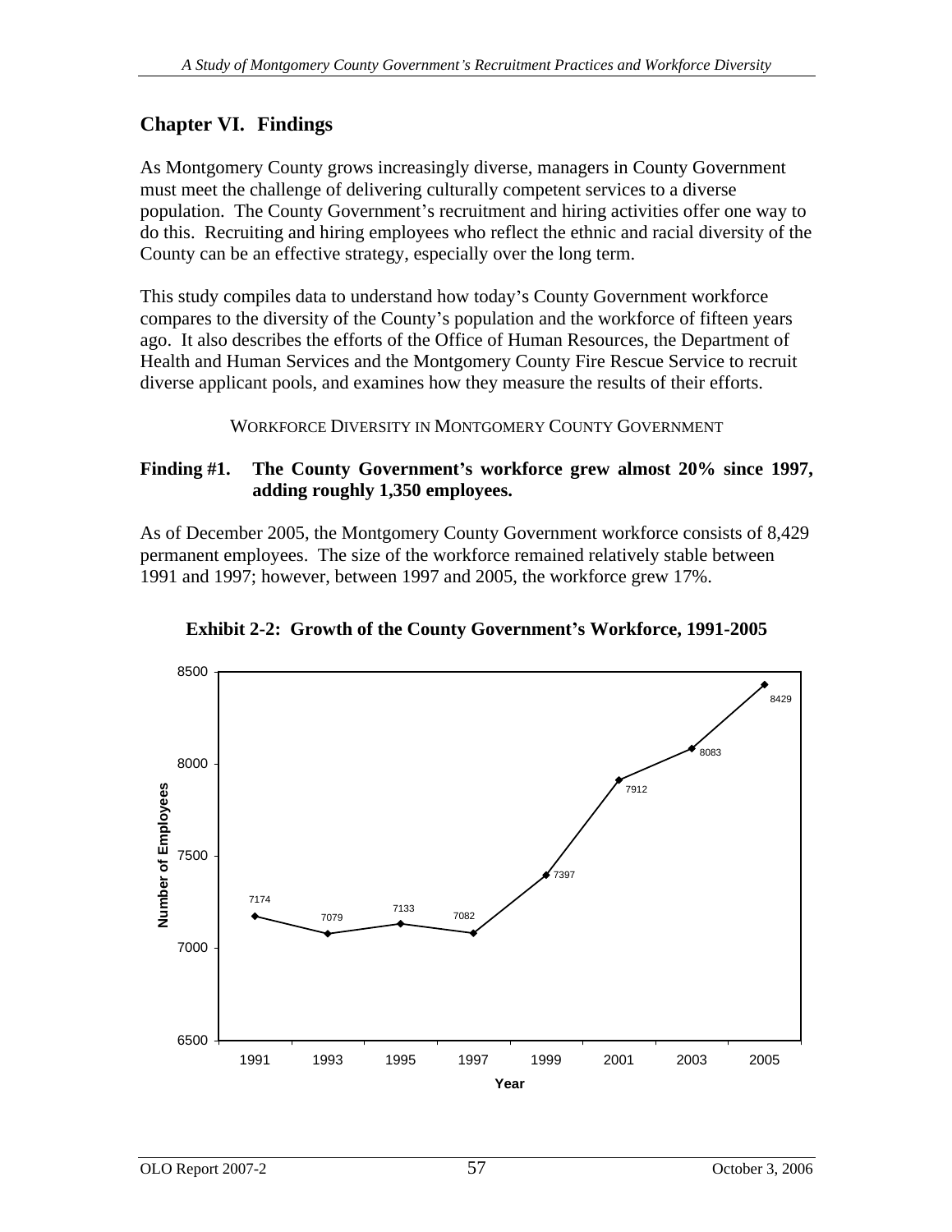# Chapter VI. Findings

As Montgomery County grows increasingly diverse, managers in County Government must meet the challenge of delivering culturally competent services to a diverse population. The County Government's recruitment and hiring activities offer one way to do this. Recruiting and hiring employees who reflect the ethnic and racial diversity of the County can be an effective strategy, especially over the long term.

This study compiles data to understand how today's County Government workforce compares to the diversity of the County's population and the workforce of fifteen years ago. It also describes the efforts of the Office of Human Resources, the Department of Health and Human Services and the Montgomery County Fire Rescue Service to recruit diverse applicant pools, and examines how they measure the results of their efforts.

## WORKFORCE DIVERSITY IN MONTGOMERY COUNTY GOVERNMENT

**Finding #1. The County Government's workforce grew almost 20% since 1997, adding roughly 1,350 employees.**

As of December 2005, the Montgomery County Government workforce consists of 8,429 permanent employees. The size of the workforce remained relatively stable between 1991 and 1997; however, between 1997 and 2005, the workforce grew 17%.

**Exhibit 2-2: Growth of the County Government's Workforce, 1991-2005**

| Year | Number of Employees |
|---|---|
| 1991 | 7174 |
| 1993 | 7079 |
| 1995 | 7133 |
| 1997 | 7082 |
| 1999 | 7397 |
| 2001 | 7912 |
| 2003 | 8083 |
| 2005 | 8429 |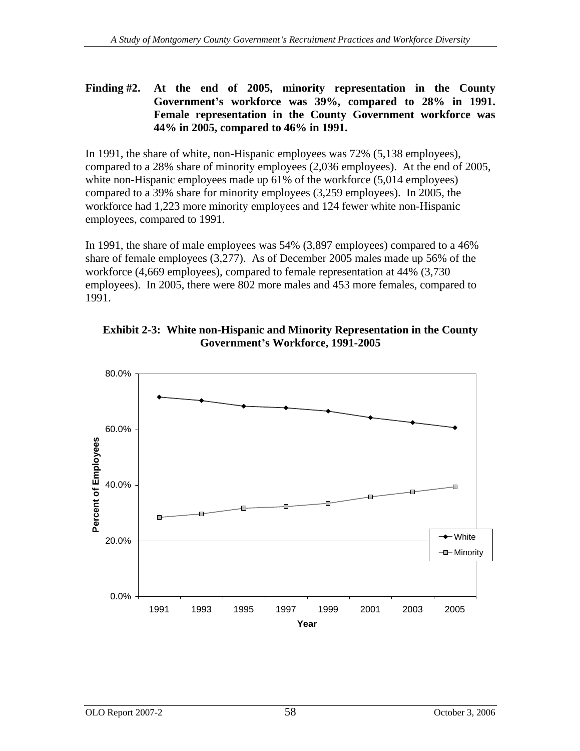**Finding #2. At the end of 2005, minority representation in the County Government's workforce was 39%, compared to 28% in 1991. Female representation in the County Government workforce was 44% in 2005, compared to 46% in 1991.**

In 1991, the share of white, non-Hispanic employees was 72% (5,138 employees), compared to a 28% share of minority employees (2,036 employees). At the end of 2005, white non-Hispanic employees made up 61% of the workforce (5,014 employees) compared to a 39% share for minority employees (3,259 employees). In 2005, the workforce had 1,223 more minority employees and 124 fewer white non-Hispanic employees, compared to 1991.

In 1991, the share of male employees was 54% (3,897 employees) compared to a 46% share of female employees (3,277). As of December 2005 males made up 56% of the workforce (4,669 employees), compared to female representation at 44% (3,730 employees). In 2005, there were 802 more males and 453 more females, compared to 1991.

**Exhibit 2-3: White non-Hispanic and Minority Representation in the County Government's Workforce, 1991-2005**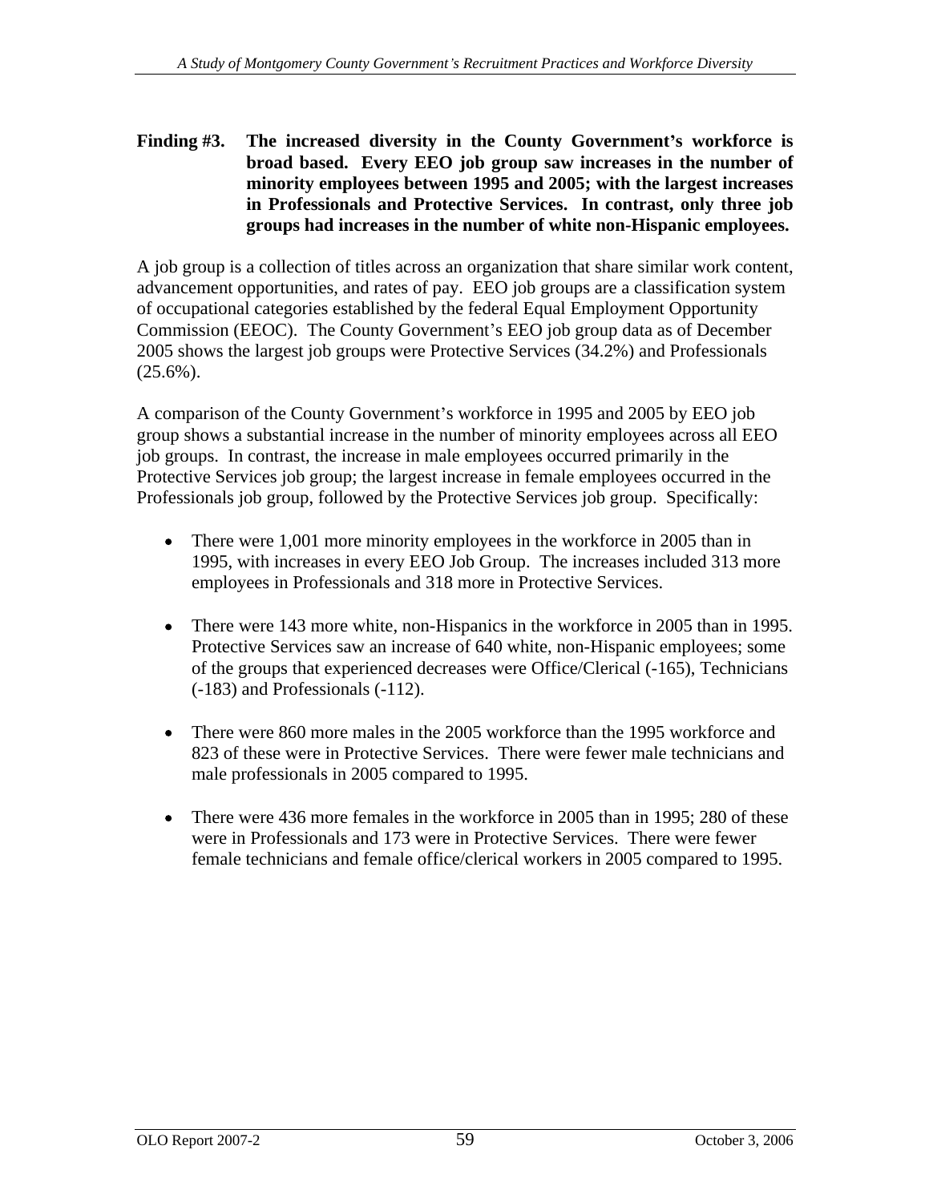**Finding #3. The increased diversity in the County Government's workforce is broad based. Every EEO job group saw increases in the number of minority employees between 1995 and 2005; with the largest increases in Professionals and Protective Services. In contrast, only three job groups had increases in the number of white non-Hispanic employees.**

A job group is a collection of titles across an organization that share similar work content, advancement opportunities, and rates of pay. EEO job groups are a classification system of occupational categories established by the federal Equal Employment Opportunity Commission (EEOC). The County Government's EEO job group data as of December 2005 shows the largest job groups were Protective Services (34.2%) and Professionals (25.6%).

A comparison of the County Government's workforce in 1995 and 2005 by EEO job group shows a substantial increase in the number of minority employees across all EEO job groups. In contrast, the increase in male employees occurred primarily in the Protective Services job group; the largest increase in female employees occurred in the Professionals job group, followed by the Protective Services job group. Specifically:

- There were 1,001 more minority employees in the workforce in 2005 than in 1995, with increases in every EEO Job Group. The increases included 313 more employees in Professionals and 318 more in Protective Services.

- There were 143 more white, non-Hispanics in the workforce in 2005 than in 1995. Protective Services saw an increase of 640 white, non-Hispanic employees; some of the groups that experienced decreases were Office/Clerical (-165), Technicians (-183) and Professionals (-112).

- There were 860 more males in the 2005 workforce than the 1995 workforce and 823 of these were in Protective Services. There were fewer male technicians and male professionals in 2005 compared to 1995.

- There were 436 more females in the workforce in 2005 than in 1995; 280 of these were in Professionals and 173 were in Protective Services. There were fewer female technicians and female office/clerical workers in 2005 compared to 1995.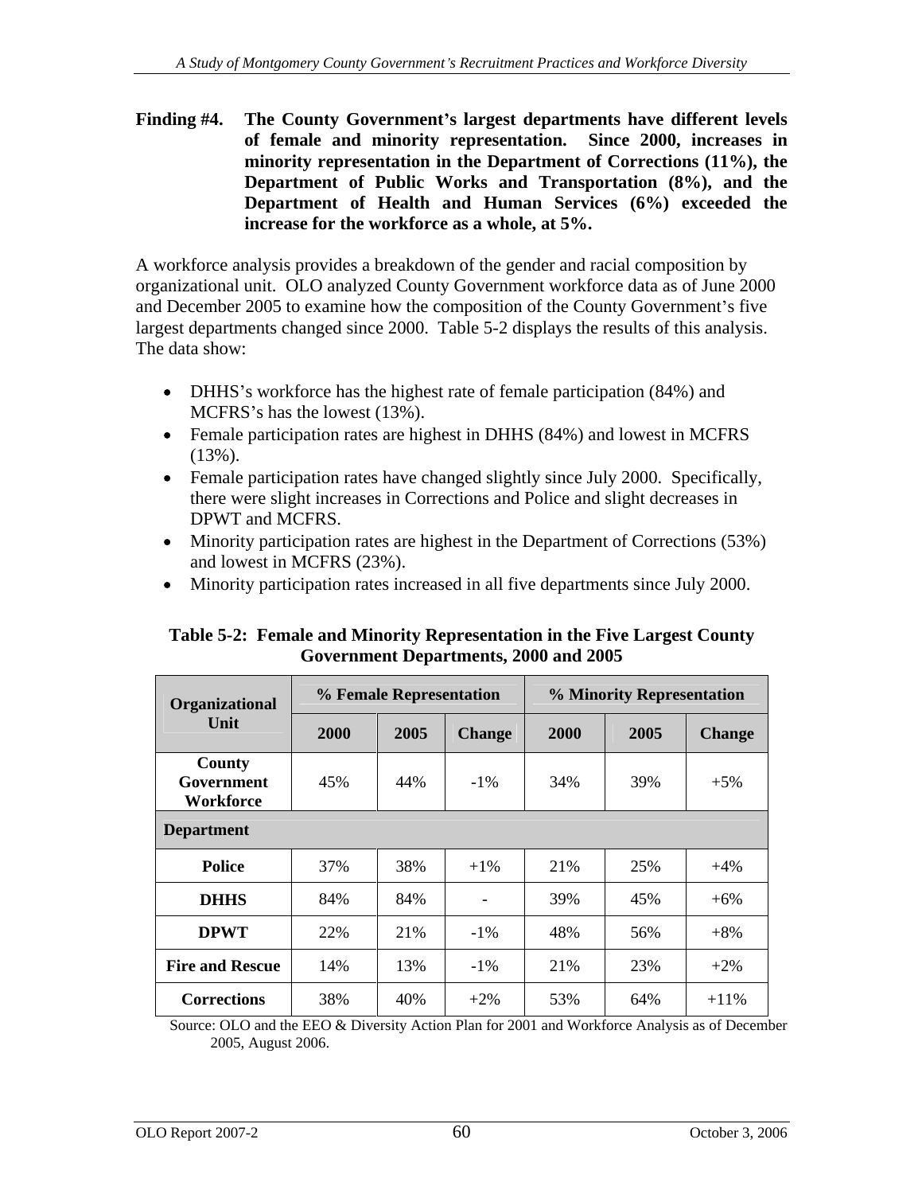**Finding #4. The County Government's largest departments have different levels of female and minority representation. Since 2000, increases in minority representation in the Department of Corrections (11%), the Department of Public Works and Transportation (8%), and the Department of Health and Human Services (6%) exceeded the increase for the workforce as a whole, at 5%.**

A workforce analysis provides a breakdown of the gender and racial composition by organizational unit. OLO analyzed County Government workforce data as of June 2000 and December 2005 to examine how the composition of the County Government's five largest departments changed since 2000. Table 5-2 displays the results of this analysis. The data show:

- DHHS's workforce has the highest rate of female participation (84%) and MCFRS's has the lowest (13%).
- Female participation rates are highest in DHHS (84%) and lowest in MCFRS (13%).
- Female participation rates have changed slightly since July 2000. Specifically, there were slight increases in Corrections and Police and slight decreases in DPWT and MCFRS.
- Minority participation rates are highest in the Department of Corrections (53%) and lowest in MCFRS (23%).
- Minority participation rates increased in all five departments since July 2000.

**Table 5-2: Female and Minority Representation in the Five Largest County Government Departments, 2000 and 2005**

| Organizational Unit | % Female Representation | | | % Minority Representation | | |
|---|---|---|---|---|---|---|
| | 2000 | 2005 | Change | 2000 | 2005 | Change |
| **County Government Workforce** | 45% | 44% | -1% | 34% | 39% | +5% |
| **Department** | | | | | | |
| **Police** | 37% | 38% | +1% | 21% | 25% | +4% |
| **DHHS** | 84% | 84% | - | 39% | 45% | +6% |
| **DPWT** | 22% | 21% | -1% | 48% | 56% | +8% |
| **Fire and Rescue** | 14% | 13% | -1% | 21% | 23% | +2% |
| **Corrections** | 38% | 40% | +2% | 53% | 64% | +11% |

Source: OLO and the EEO & Diversity Action Plan for 2001 and Workforce Analysis as of December 2005, August 2006.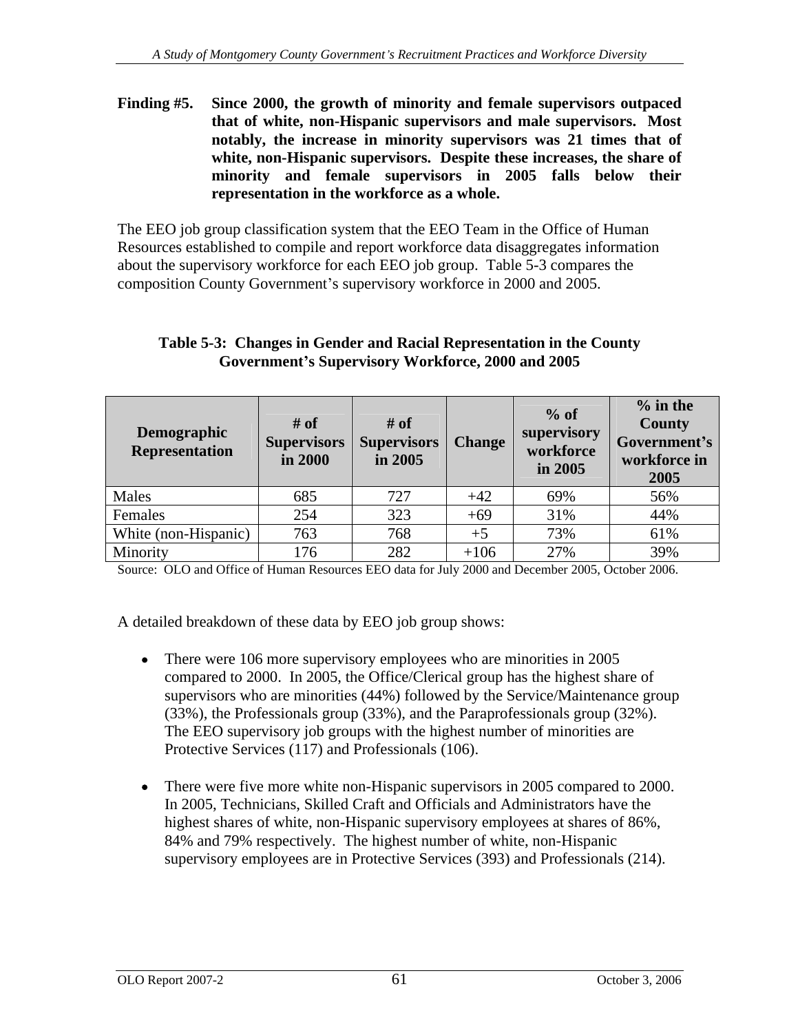**Finding #5. Since 2000, the growth of minority and female supervisors outpaced that of white, non-Hispanic supervisors and male supervisors. Most notably, the increase in minority supervisors was 21 times that of white, non-Hispanic supervisors. Despite these increases, the share of minority and female supervisors in 2005 falls below their representation in the workforce as a whole.**

The EEO job group classification system that the EEO Team in the Office of Human Resources established to compile and report workforce data disaggregates information about the supervisory workforce for each EEO job group. Table 5-3 compares the composition County Government's supervisory workforce in 2000 and 2005.

**Table 5-3: Changes in Gender and Racial Representation in the County Government's Supervisory Workforce, 2000 and 2005**

| Demographic Representation | # of Supervisors in 2000 | # of Supervisors in 2005 | Change | % of supervisory workforce in 2005 | % in the County Government's workforce in 2005 |
|---|---|---|---|---|---|
| Males | 685 | 727 | +42 | 69% | 56% |
| Females | 254 | 323 | +69 | 31% | 44% |
| White (non-Hispanic) | 763 | 768 | +5 | 73% | 61% |
| Minority | 176 | 282 | +106 | 27% | 39% |

Source: OLO and Office of Human Resources EEO data for July 2000 and December 2005, October 2006.

A detailed breakdown of these data by EEO job group shows:

- There were 106 more supervisory employees who are minorities in 2005 compared to 2000. In 2005, the Office/Clerical group has the highest share of supervisors who are minorities (44%) followed by the Service/Maintenance group (33%), the Professionals group (33%), and the Paraprofessionals group (32%). The EEO supervisory job groups with the highest number of minorities are Protective Services (117) and Professionals (106).

- There were five more white non-Hispanic supervisors in 2005 compared to 2000. In 2005, Technicians, Skilled Craft and Officials and Administrators have the highest shares of white, non-Hispanic supervisory employees at shares of 86%, 84% and 79% respectively. The highest number of white, non-Hispanic supervisory employees are in Protective Services (393) and Professionals (214).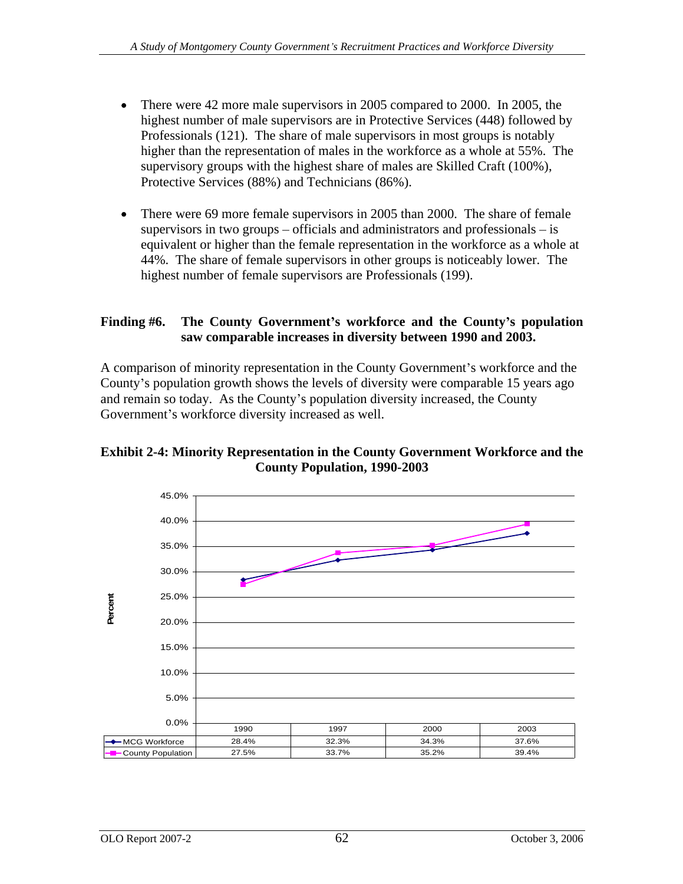- There were 42 more male supervisors in 2005 compared to 2000. In 2005, the highest number of male supervisors are in Protective Services (448) followed by Professionals (121). The share of male supervisors in most groups is notably higher than the representation of males in the workforce as a whole at 55%. The supervisory groups with the highest share of males are Skilled Craft (100%), Protective Services (88%) and Technicians (86%).

- There were 69 more female supervisors in 2005 than 2000. The share of female supervisors in two groups – officials and administrators and professionals – is equivalent or higher than the female representation in the workforce as a whole at 44%. The share of female supervisors in other groups is noticeably lower. The highest number of female supervisors are Professionals (199).

**Finding #6. The County Government's workforce and the County's population saw comparable increases in diversity between 1990 and 2003.**

A comparison of minority representation in the County Government's workforce and the County's population growth shows the levels of diversity were comparable 15 years ago and remain so today. As the County's population diversity increased, the County Government's workforce diversity increased as well.

**Exhibit 2-4: Minority Representation in the County Government Workforce and the County Population, 1990-2003**

| | 1990 | 1997 | 2000 | 2003 |
|---|---|---|---|---|
| MCG Workforce | 28.4% | 32.3% | 34.3% | 37.6% |
| County Population | 27.5% | 33.7% | 35.2% | 39.4% |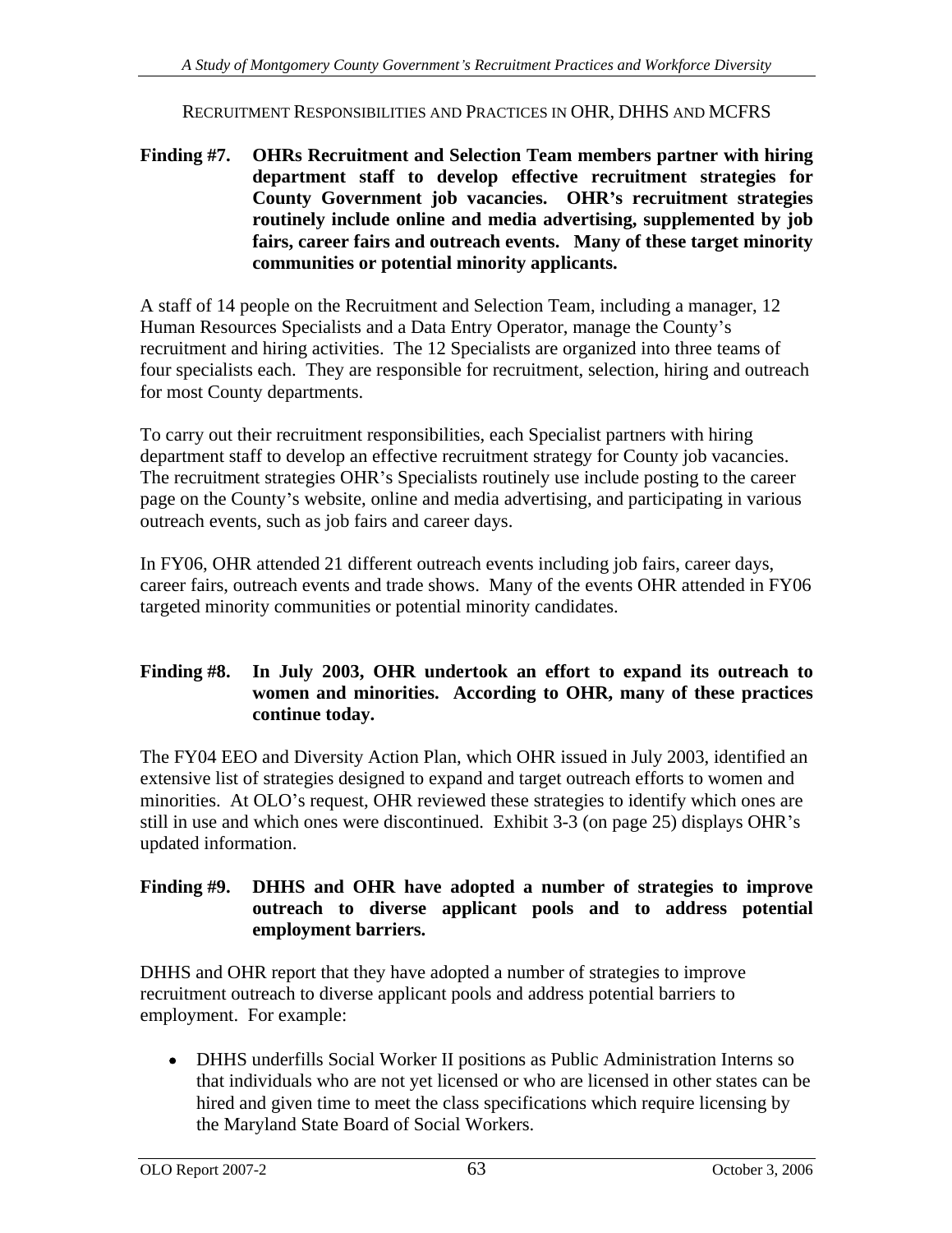RECRUITMENT RESPONSIBILITIES AND PRACTICES IN OHR, DHHS AND MCFRS

**Finding #7. OHRs Recruitment and Selection Team members partner with hiring department staff to develop effective recruitment strategies for County Government job vacancies. OHR's recruitment strategies routinely include online and media advertising, supplemented by job fairs, career fairs and outreach events. Many of these target minority communities or potential minority applicants.**

A staff of 14 people on the Recruitment and Selection Team, including a manager, 12 Human Resources Specialists and a Data Entry Operator, manage the County's recruitment and hiring activities. The 12 Specialists are organized into three teams of four specialists each. They are responsible for recruitment, selection, hiring and outreach for most County departments.

To carry out their recruitment responsibilities, each Specialist partners with hiring department staff to develop an effective recruitment strategy for County job vacancies. The recruitment strategies OHR's Specialists routinely use include posting to the career page on the County's website, online and media advertising, and participating in various outreach events, such as job fairs and career days.

In FY06, OHR attended 21 different outreach events including job fairs, career days, career fairs, outreach events and trade shows. Many of the events OHR attended in FY06 targeted minority communities or potential minority candidates.

**Finding #8. In July 2003, OHR undertook an effort to expand its outreach to women and minorities. According to OHR, many of these practices continue today.**

The FY04 EEO and Diversity Action Plan, which OHR issued in July 2003, identified an extensive list of strategies designed to expand and target outreach efforts to women and minorities. At OLO's request, OHR reviewed these strategies to identify which ones are still in use and which ones were discontinued. Exhibit 3-3 (on page 25) displays OHR's updated information.

**Finding #9. DHHS and OHR have adopted a number of strategies to improve outreach to diverse applicant pools and to address potential employment barriers.**

DHHS and OHR report that they have adopted a number of strategies to improve recruitment outreach to diverse applicant pools and address potential barriers to employment. For example:

- DHHS underfills Social Worker II positions as Public Administration Interns so that individuals who are not yet licensed or who are licensed in other states can be hired and given time to meet the class specifications which require licensing by the Maryland State Board of Social Workers.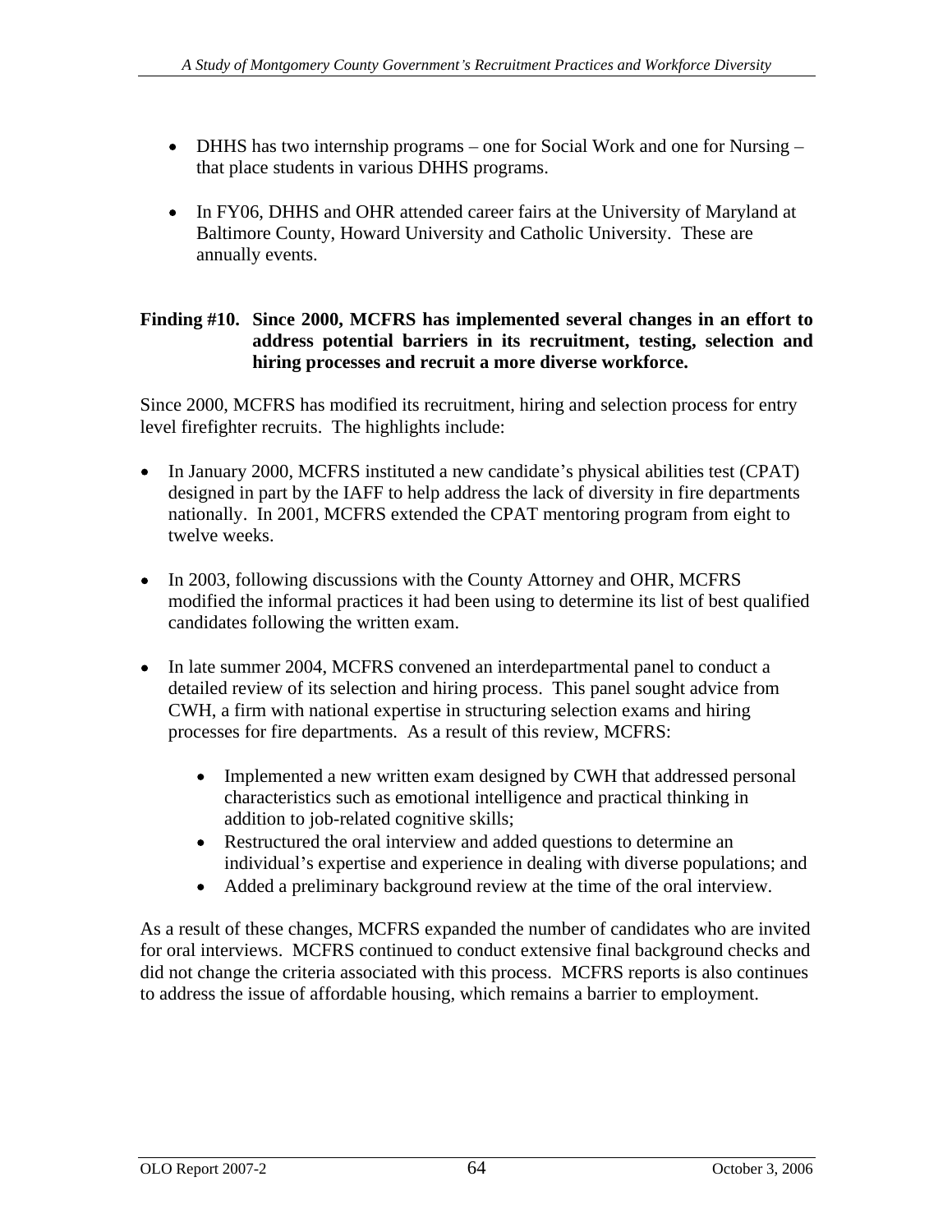- DHHS has two internship programs – one for Social Work and one for Nursing – that place students in various DHHS programs.

- In FY06, DHHS and OHR attended career fairs at the University of Maryland at Baltimore County, Howard University and Catholic University. These are annually events.

**Finding #10. Since 2000, MCFRS has implemented several changes in an effort to address potential barriers in its recruitment, testing, selection and hiring processes and recruit a more diverse workforce.**

Since 2000, MCFRS has modified its recruitment, hiring and selection process for entry level firefighter recruits. The highlights include:

- In January 2000, MCFRS instituted a new candidate's physical abilities test (CPAT) designed in part by the IAFF to help address the lack of diversity in fire departments nationally. In 2001, MCFRS extended the CPAT mentoring program from eight to twelve weeks.

- In 2003, following discussions with the County Attorney and OHR, MCFRS modified the informal practices it had been using to determine its list of best qualified candidates following the written exam.

- In late summer 2004, MCFRS convened an interdepartmental panel to conduct a detailed review of its selection and hiring process. This panel sought advice from CWH, a firm with national expertise in structuring selection exams and hiring processes for fire departments. As a result of this review, MCFRS:

  - Implemented a new written exam designed by CWH that addressed personal characteristics such as emotional intelligence and practical thinking in addition to job-related cognitive skills;
  - Restructured the oral interview and added questions to determine an individual's expertise and experience in dealing with diverse populations; and
  - Added a preliminary background review at the time of the oral interview.

As a result of these changes, MCFRS expanded the number of candidates who are invited for oral interviews. MCFRS continued to conduct extensive final background checks and did not change the criteria associated with this process. MCFRS reports is also continues to address the issue of affordable housing, which remains a barrier to employment.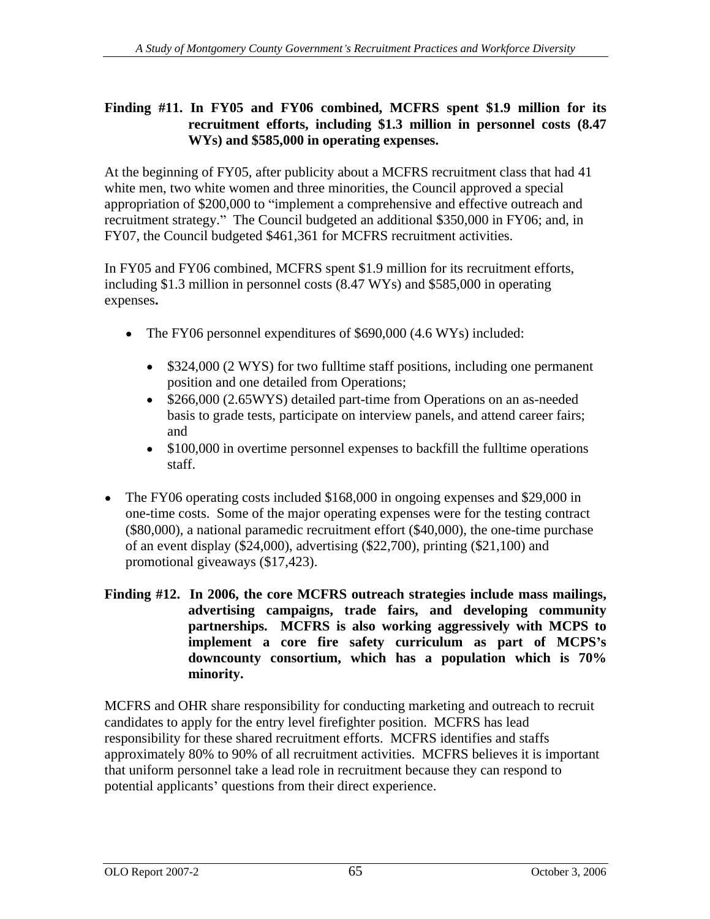**Finding #11. In FY05 and FY06 combined, MCFRS spent $1.9 million for its recruitment efforts, including $1.3 million in personnel costs (8.47 WYs) and $585,000 in operating expenses.**

At the beginning of FY05, after publicity about a MCFRS recruitment class that had 41 white men, two white women and three minorities, the Council approved a special appropriation of $200,000 to "implement a comprehensive and effective outreach and recruitment strategy." The Council budgeted an additional $350,000 in FY06; and, in FY07, the Council budgeted $461,361 for MCFRS recruitment activities.

In FY05 and FY06 combined, MCFRS spent $1.9 million for its recruitment efforts, including $1.3 million in personnel costs (8.47 WYs) and $585,000 in operating expenses**.**

- The FY06 personnel expenditures of $690,000 (4.6 WYs) included:
  - $324,000 (2 WYS) for two fulltime staff positions, including one permanent position and one detailed from Operations;
  - $266,000 (2.65WYS) detailed part-time from Operations on an as-needed basis to grade tests, participate on interview panels, and attend career fairs; and
  - $100,000 in overtime personnel expenses to backfill the fulltime operations staff.
- The FY06 operating costs included $168,000 in ongoing expenses and $29,000 in one-time costs. Some of the major operating expenses were for the testing contract ($80,000), a national paramedic recruitment effort ($40,000), the one-time purchase of an event display ($24,000), advertising ($22,700), printing ($21,100) and promotional giveaways ($17,423).

**Finding #12. In 2006, the core MCFRS outreach strategies include mass mailings, advertising campaigns, trade fairs, and developing community partnerships. MCFRS is also working aggressively with MCPS to implement a core fire safety curriculum as part of MCPS's downcounty consortium, which has a population which is 70% minority.**

MCFRS and OHR share responsibility for conducting marketing and outreach to recruit candidates to apply for the entry level firefighter position. MCFRS has lead responsibility for these shared recruitment efforts. MCFRS identifies and staffs approximately 80% to 90% of all recruitment activities. MCFRS believes it is important that uniform personnel take a lead role in recruitment because they can respond to potential applicants' questions from their direct experience.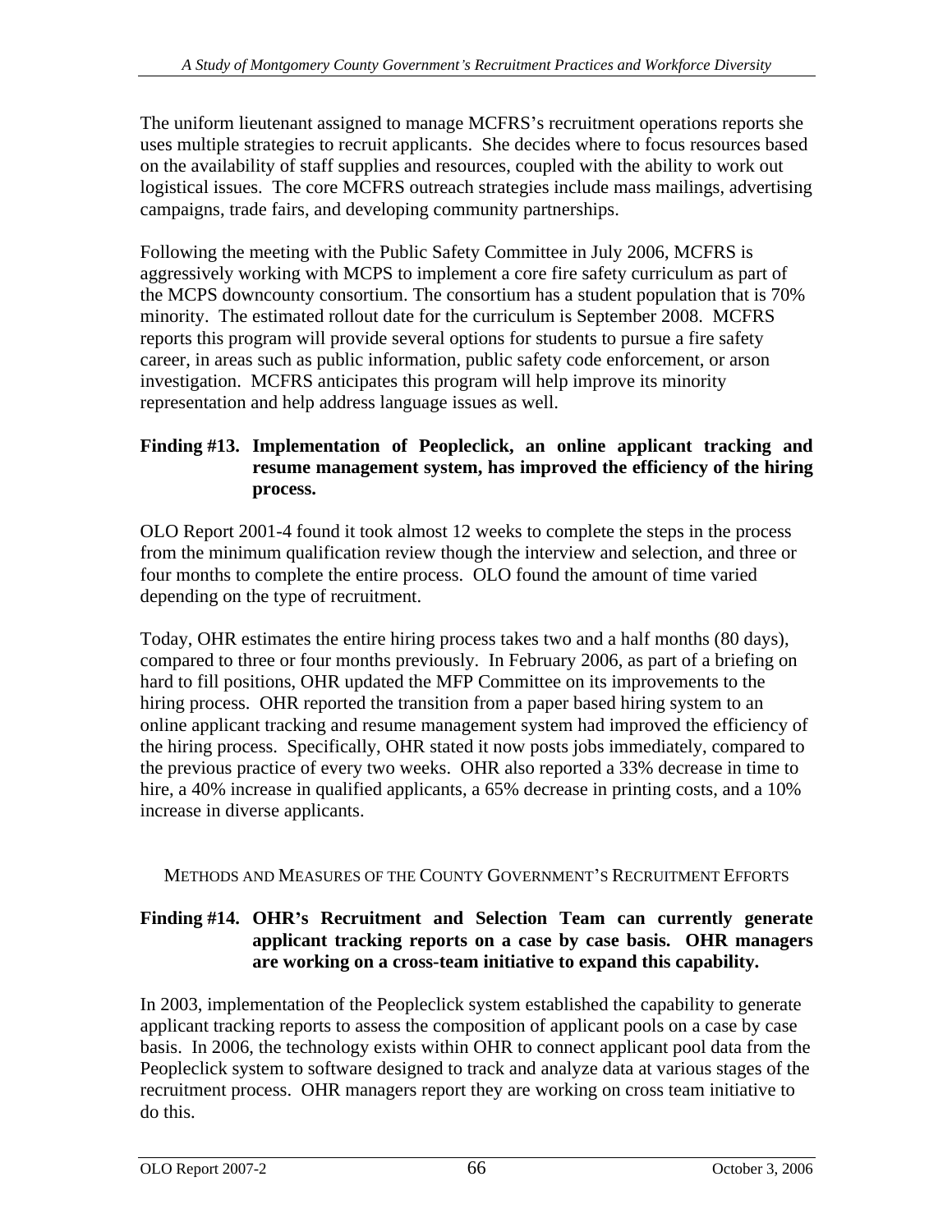The uniform lieutenant assigned to manage MCFRS's recruitment operations reports she uses multiple strategies to recruit applicants. She decides where to focus resources based on the availability of staff supplies and resources, coupled with the ability to work out logistical issues. The core MCFRS outreach strategies include mass mailings, advertising campaigns, trade fairs, and developing community partnerships.

Following the meeting with the Public Safety Committee in July 2006, MCFRS is aggressively working with MCPS to implement a core fire safety curriculum as part of the MCPS downcounty consortium. The consortium has a student population that is 70% minority. The estimated rollout date for the curriculum is September 2008. MCFRS reports this program will provide several options for students to pursue a fire safety career, in areas such as public information, public safety code enforcement, or arson investigation. MCFRS anticipates this program will help improve its minority representation and help address language issues as well.

**Finding #13. Implementation of Peopleclick, an online applicant tracking and resume management system, has improved the efficiency of the hiring process.**

OLO Report 2001-4 found it took almost 12 weeks to complete the steps in the process from the minimum qualification review though the interview and selection, and three or four months to complete the entire process. OLO found the amount of time varied depending on the type of recruitment.

Today, OHR estimates the entire hiring process takes two and a half months (80 days), compared to three or four months previously. In February 2006, as part of a briefing on hard to fill positions, OHR updated the MFP Committee on its improvements to the hiring process. OHR reported the transition from a paper based hiring system to an online applicant tracking and resume management system had improved the efficiency of the hiring process. Specifically, OHR stated it now posts jobs immediately, compared to the previous practice of every two weeks. OHR also reported a 33% decrease in time to hire, a 40% increase in qualified applicants, a 65% decrease in printing costs, and a 10% increase in diverse applicants.

## METHODS AND MEASURES OF THE COUNTY GOVERNMENT'S RECRUITMENT EFFORTS

**Finding #14. OHR's Recruitment and Selection Team can currently generate applicant tracking reports on a case by case basis. OHR managers are working on a cross-team initiative to expand this capability.**

In 2003, implementation of the Peopleclick system established the capability to generate applicant tracking reports to assess the composition of applicant pools on a case by case basis. In 2006, the technology exists within OHR to connect applicant pool data from the Peopleclick system to software designed to track and analyze data at various stages of the recruitment process. OHR managers report they are working on cross team initiative to do this.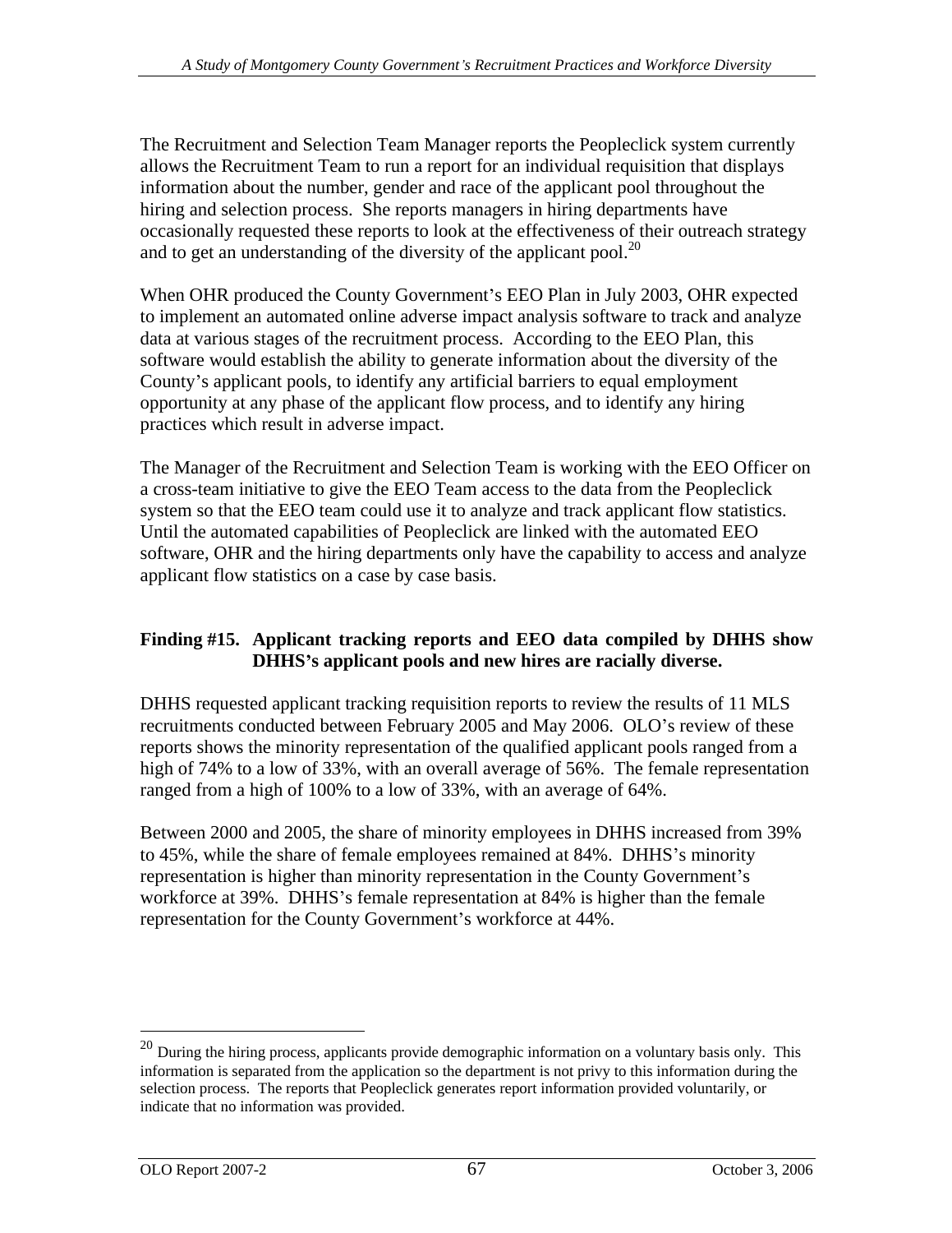The Recruitment and Selection Team Manager reports the Peopleclick system currently allows the Recruitment Team to run a report for an individual requisition that displays information about the number, gender and race of the applicant pool throughout the hiring and selection process. She reports managers in hiring departments have occasionally requested these reports to look at the effectiveness of their outreach strategy and to get an understanding of the diversity of the applicant pool.[20]

When OHR produced the County Government's EEO Plan in July 2003, OHR expected to implement an automated online adverse impact analysis software to track and analyze data at various stages of the recruitment process. According to the EEO Plan, this software would establish the ability to generate information about the diversity of the County's applicant pools, to identify any artificial barriers to equal employment opportunity at any phase of the applicant flow process, and to identify any hiring practices which result in adverse impact.

The Manager of the Recruitment and Selection Team is working with the EEO Officer on a cross-team initiative to give the EEO Team access to the data from the Peopleclick system so that the EEO team could use it to analyze and track applicant flow statistics. Until the automated capabilities of Peopleclick are linked with the automated EEO software, OHR and the hiring departments only have the capability to access and analyze applicant flow statistics on a case by case basis.

**Finding #15. Applicant tracking reports and EEO data compiled by DHHS show DHHS's applicant pools and new hires are racially diverse.**

DHHS requested applicant tracking requisition reports to review the results of 11 MLS recruitments conducted between February 2005 and May 2006. OLO's review of these reports shows the minority representation of the qualified applicant pools ranged from a high of 74% to a low of 33%, with an overall average of 56%. The female representation ranged from a high of 100% to a low of 33%, with an average of 64%.

Between 2000 and 2005, the share of minority employees in DHHS increased from 39% to 45%, while the share of female employees remained at 84%. DHHS's minority representation is higher than minority representation in the County Government's workforce at 39%. DHHS's female representation at 84% is higher than the female representation for the County Government's workforce at 44%.

---

[20] During the hiring process, applicants provide demographic information on a voluntary basis only. This information is separated from the application so the department is not privy to this information during the selection process. The reports that Peopleclick generates report information provided voluntarily, or indicate that no information was provided.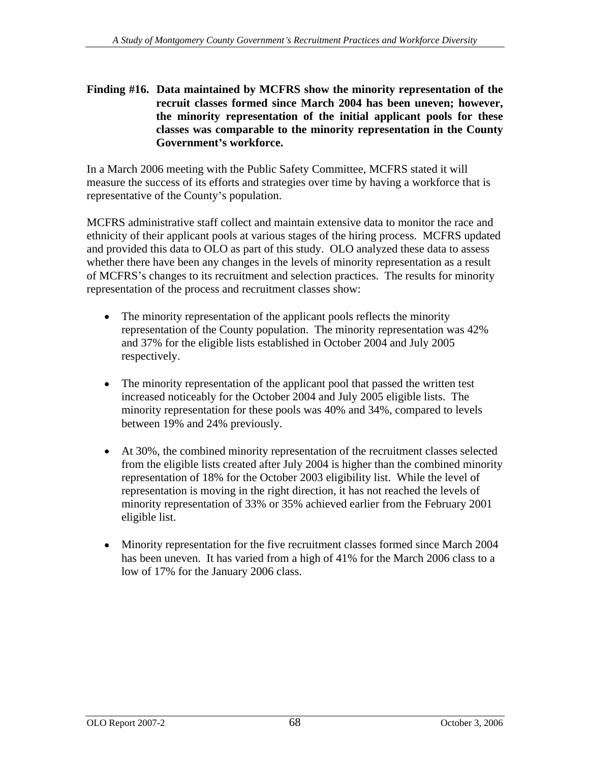**Finding #16. Data maintained by MCFRS show the minority representation of the recruit classes formed since March 2004 has been uneven; however, the minority representation of the initial applicant pools for these classes was comparable to the minority representation in the County Government's workforce.**

In a March 2006 meeting with the Public Safety Committee, MCFRS stated it will measure the success of its efforts and strategies over time by having a workforce that is representative of the County's population.

MCFRS administrative staff collect and maintain extensive data to monitor the race and ethnicity of their applicant pools at various stages of the hiring process. MCFRS updated and provided this data to OLO as part of this study. OLO analyzed these data to assess whether there have been any changes in the levels of minority representation as a result of MCFRS's changes to its recruitment and selection practices. The results for minority representation of the process and recruitment classes show:

- The minority representation of the applicant pools reflects the minority representation of the County population. The minority representation was 42% and 37% for the eligible lists established in October 2004 and July 2005 respectively.

- The minority representation of the applicant pool that passed the written test increased noticeably for the October 2004 and July 2005 eligible lists. The minority representation for these pools was 40% and 34%, compared to levels between 19% and 24% previously.

- At 30%, the combined minority representation of the recruitment classes selected from the eligible lists created after July 2004 is higher than the combined minority representation of 18% for the October 2003 eligibility list. While the level of representation is moving in the right direction, it has not reached the levels of minority representation of 33% or 35% achieved earlier from the February 2001 eligible list.

- Minority representation for the five recruitment classes formed since March 2004 has been uneven. It has varied from a high of 41% for the March 2006 class to a low of 17% for the January 2006 class.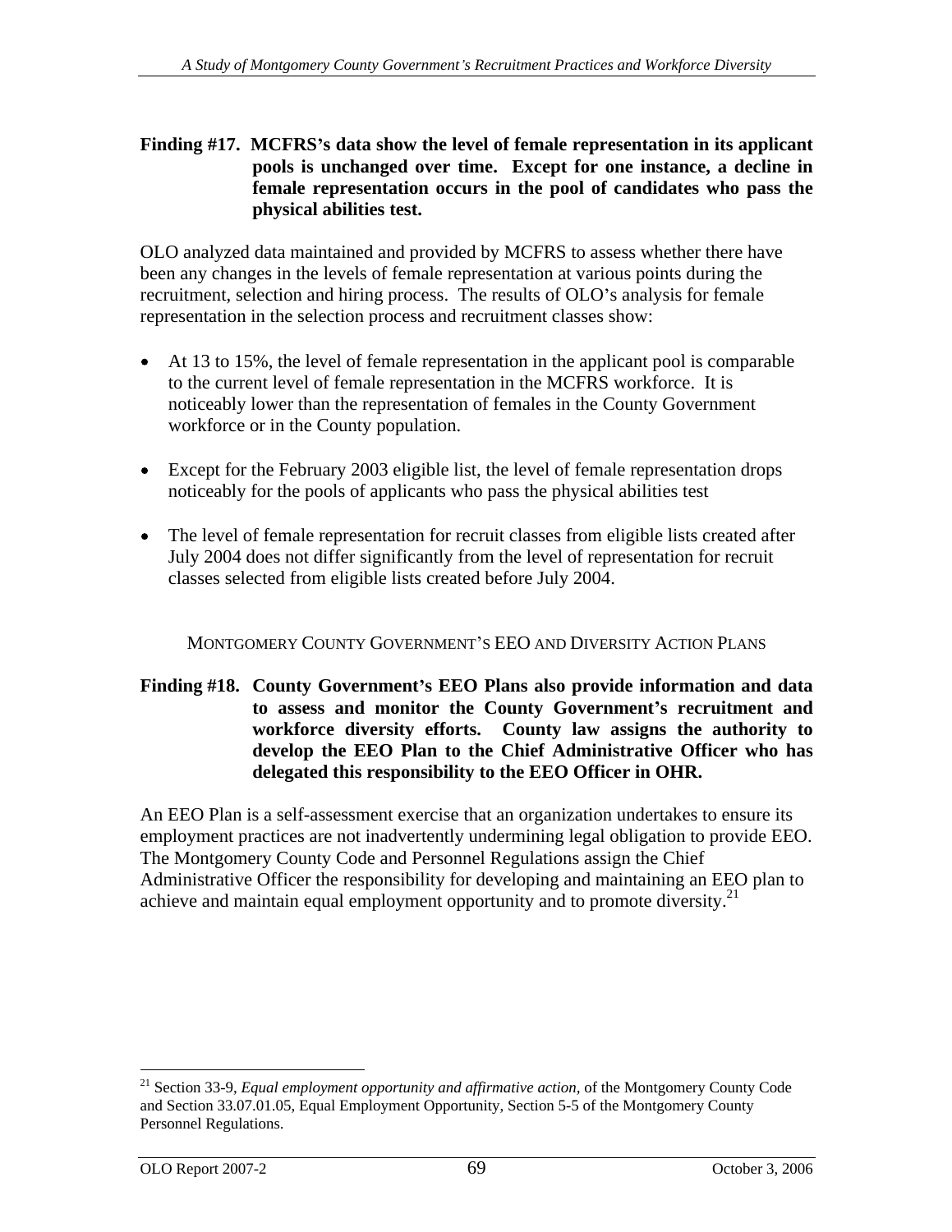**Finding #17. MCFRS's data show the level of female representation in its applicant pools is unchanged over time. Except for one instance, a decline in female representation occurs in the pool of candidates who pass the physical abilities test.**

OLO analyzed data maintained and provided by MCFRS to assess whether there have been any changes in the levels of female representation at various points during the recruitment, selection and hiring process. The results of OLO's analysis for female representation in the selection process and recruitment classes show:

- At 13 to 15%, the level of female representation in the applicant pool is comparable to the current level of female representation in the MCFRS workforce. It is noticeably lower than the representation of females in the County Government workforce or in the County population.
- Except for the February 2003 eligible list, the level of female representation drops noticeably for the pools of applicants who pass the physical abilities test
- The level of female representation for recruit classes from eligible lists created after July 2004 does not differ significantly from the level of representation for recruit classes selected from eligible lists created before July 2004.

## MONTGOMERY COUNTY GOVERNMENT'S EEO AND DIVERSITY ACTION PLANS

**Finding #18. County Government's EEO Plans also provide information and data to assess and monitor the County Government's recruitment and workforce diversity efforts. County law assigns the authority to develop the EEO Plan to the Chief Administrative Officer who has delegated this responsibility to the EEO Officer in OHR.**

An EEO Plan is a self-assessment exercise that an organization undertakes to ensure its employment practices are not inadvertently undermining legal obligation to provide EEO. The Montgomery County Code and Personnel Regulations assign the Chief Administrative Officer the responsibility for developing and maintaining an EEO plan to achieve and maintain equal employment opportunity and to promote diversity.[21]

[21] Section 33-9, *Equal employment opportunity and affirmative action*, of the Montgomery County Code and Section 33.07.01.05, Equal Employment Opportunity, Section 5-5 of the Montgomery County Personnel Regulations.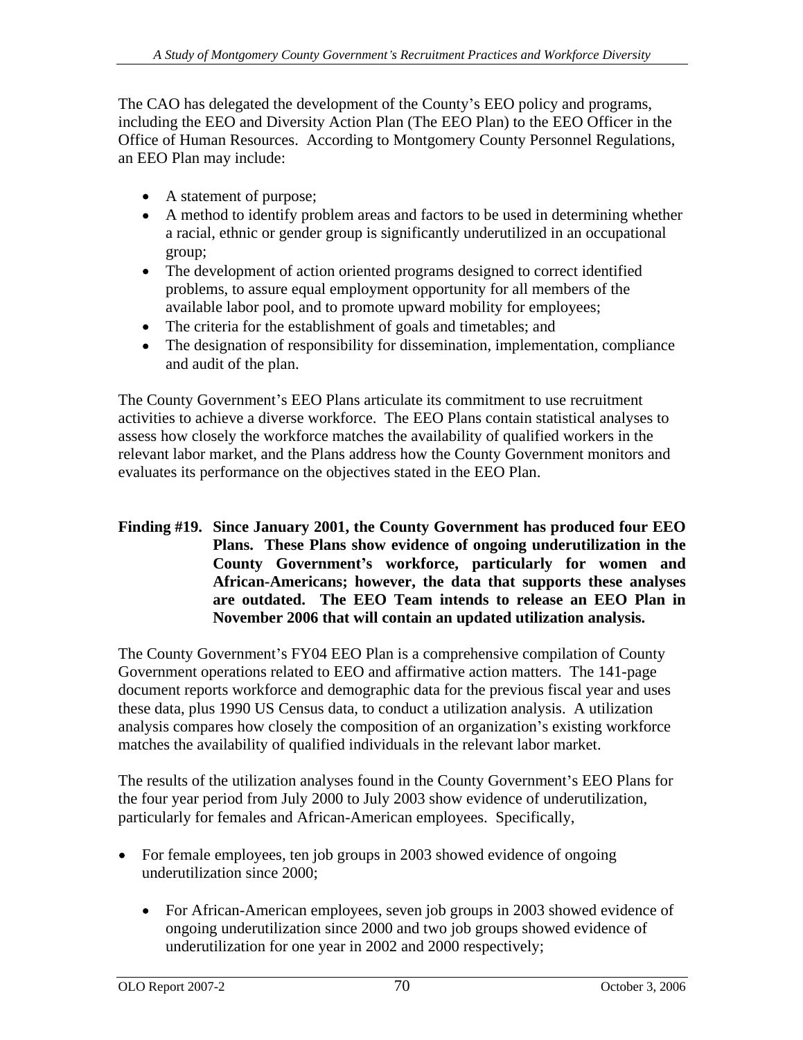The CAO has delegated the development of the County's EEO policy and programs, including the EEO and Diversity Action Plan (The EEO Plan) to the EEO Officer in the Office of Human Resources. According to Montgomery County Personnel Regulations, an EEO Plan may include:

- A statement of purpose;
- A method to identify problem areas and factors to be used in determining whether a racial, ethnic or gender group is significantly underutilized in an occupational group;
- The development of action oriented programs designed to correct identified problems, to assure equal employment opportunity for all members of the available labor pool, and to promote upward mobility for employees;
- The criteria for the establishment of goals and timetables; and
- The designation of responsibility for dissemination, implementation, compliance and audit of the plan.

The County Government's EEO Plans articulate its commitment to use recruitment activities to achieve a diverse workforce. The EEO Plans contain statistical analyses to assess how closely the workforce matches the availability of qualified workers in the relevant labor market, and the Plans address how the County Government monitors and evaluates its performance on the objectives stated in the EEO Plan.

**Finding #19. Since January 2001, the County Government has produced four EEO Plans. These Plans show evidence of ongoing underutilization in the County Government's workforce, particularly for women and African-Americans; however, the data that supports these analyses are outdated. The EEO Team intends to release an EEO Plan in November 2006 that will contain an updated utilization analysis.**

The County Government's FY04 EEO Plan is a comprehensive compilation of County Government operations related to EEO and affirmative action matters. The 141-page document reports workforce and demographic data for the previous fiscal year and uses these data, plus 1990 US Census data, to conduct a utilization analysis. A utilization analysis compares how closely the composition of an organization's existing workforce matches the availability of qualified individuals in the relevant labor market.

The results of the utilization analyses found in the County Government's EEO Plans for the four year period from July 2000 to July 2003 show evidence of underutilization, particularly for females and African-American employees. Specifically,

- For female employees, ten job groups in 2003 showed evidence of ongoing underutilization since 2000;
  - For African-American employees, seven job groups in 2003 showed evidence of ongoing underutilization since 2000 and two job groups showed evidence of underutilization for one year in 2002 and 2000 respectively;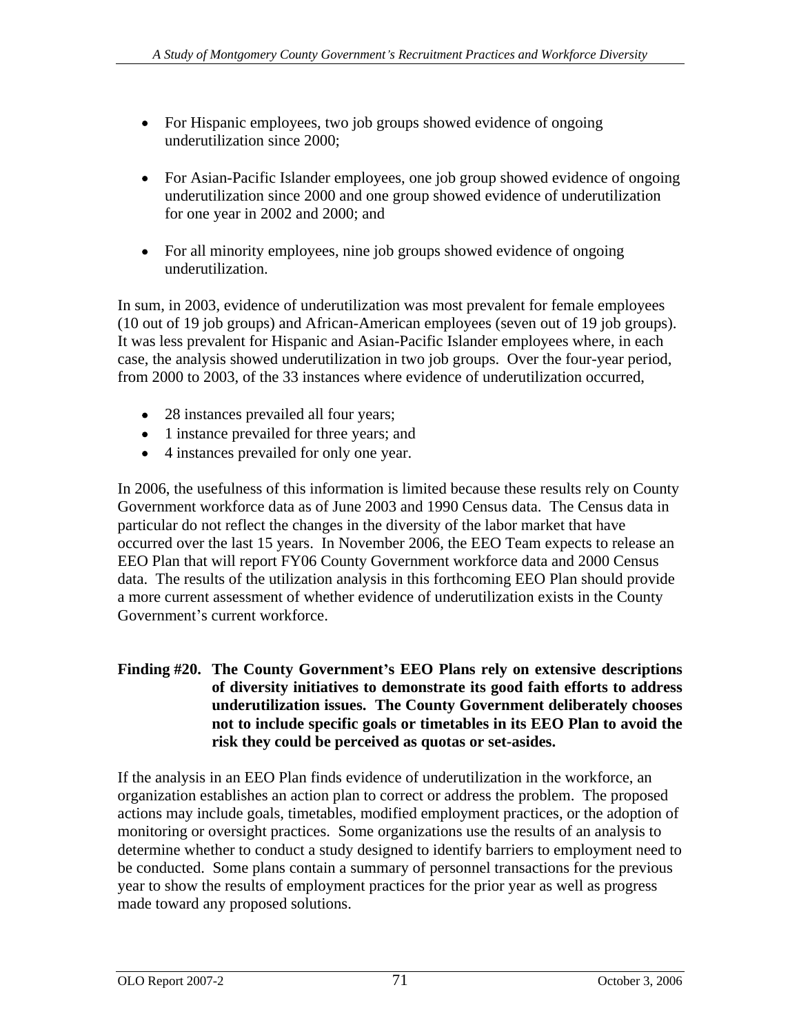- For Hispanic employees, two job groups showed evidence of ongoing underutilization since 2000;

- For Asian-Pacific Islander employees, one job group showed evidence of ongoing underutilization since 2000 and one group showed evidence of underutilization for one year in 2002 and 2000; and

- For all minority employees, nine job groups showed evidence of ongoing underutilization.

In sum, in 2003, evidence of underutilization was most prevalent for female employees (10 out of 19 job groups) and African-American employees (seven out of 19 job groups). It was less prevalent for Hispanic and Asian-Pacific Islander employees where, in each case, the analysis showed underutilization in two job groups. Over the four-year period, from 2000 to 2003, of the 33 instances where evidence of underutilization occurred,

- 28 instances prevailed all four years;
- 1 instance prevailed for three years; and
- 4 instances prevailed for only one year.

In 2006, the usefulness of this information is limited because these results rely on County Government workforce data as of June 2003 and 1990 Census data. The Census data in particular do not reflect the changes in the diversity of the labor market that have occurred over the last 15 years. In November 2006, the EEO Team expects to release an EEO Plan that will report FY06 County Government workforce data and 2000 Census data. The results of the utilization analysis in this forthcoming EEO Plan should provide a more current assessment of whether evidence of underutilization exists in the County Government's current workforce.

**Finding #20. The County Government's EEO Plans rely on extensive descriptions of diversity initiatives to demonstrate its good faith efforts to address underutilization issues. The County Government deliberately chooses not to include specific goals or timetables in its EEO Plan to avoid the risk they could be perceived as quotas or set-asides.**

If the analysis in an EEO Plan finds evidence of underutilization in the workforce, an organization establishes an action plan to correct or address the problem. The proposed actions may include goals, timetables, modified employment practices, or the adoption of monitoring or oversight practices. Some organizations use the results of an analysis to determine whether to conduct a study designed to identify barriers to employment need to be conducted. Some plans contain a summary of personnel transactions for the previous year to show the results of employment practices for the prior year as well as progress made toward any proposed solutions.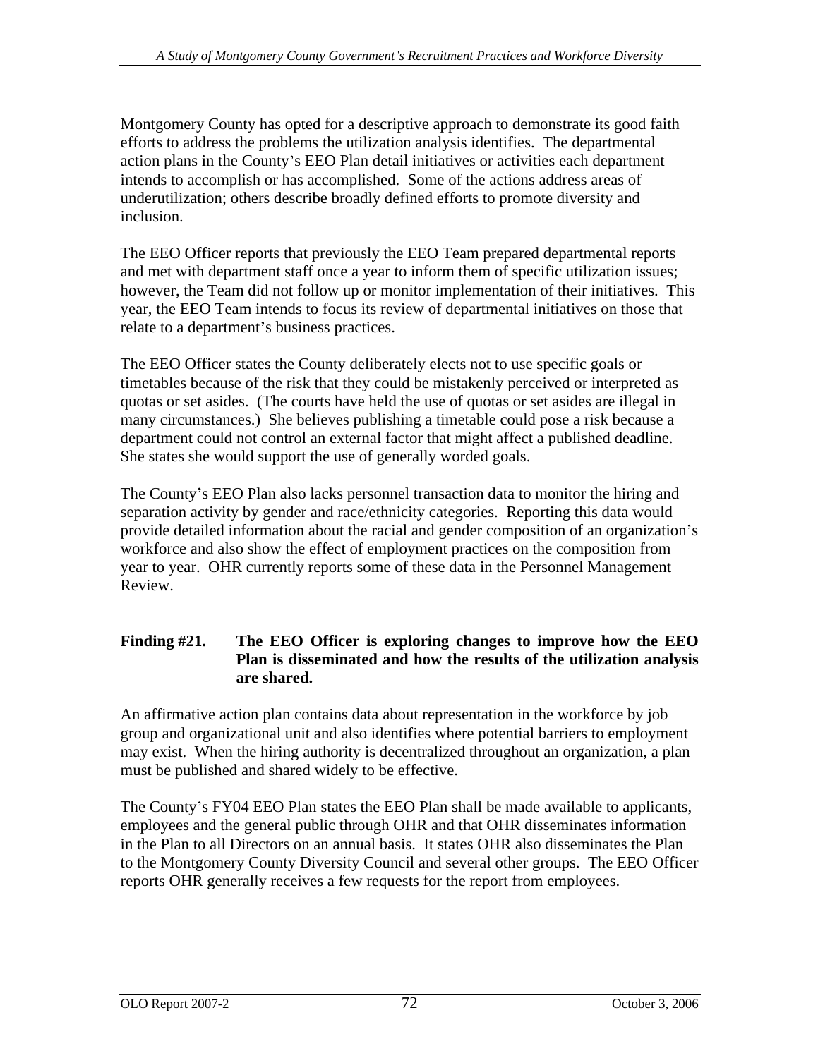Montgomery County has opted for a descriptive approach to demonstrate its good faith efforts to address the problems the utilization analysis identifies. The departmental action plans in the County's EEO Plan detail initiatives or activities each department intends to accomplish or has accomplished. Some of the actions address areas of underutilization; others describe broadly defined efforts to promote diversity and inclusion.

The EEO Officer reports that previously the EEO Team prepared departmental reports and met with department staff once a year to inform them of specific utilization issues; however, the Team did not follow up or monitor implementation of their initiatives. This year, the EEO Team intends to focus its review of departmental initiatives on those that relate to a department's business practices.

The EEO Officer states the County deliberately elects not to use specific goals or timetables because of the risk that they could be mistakenly perceived or interpreted as quotas or set asides. (The courts have held the use of quotas or set asides are illegal in many circumstances.) She believes publishing a timetable could pose a risk because a department could not control an external factor that might affect a published deadline. She states she would support the use of generally worded goals.

The County's EEO Plan also lacks personnel transaction data to monitor the hiring and separation activity by gender and race/ethnicity categories. Reporting this data would provide detailed information about the racial and gender composition of an organization's workforce and also show the effect of employment practices on the composition from year to year. OHR currently reports some of these data in the Personnel Management Review.

**Finding #21. The EEO Officer is exploring changes to improve how the EEO Plan is disseminated and how the results of the utilization analysis are shared.**

An affirmative action plan contains data about representation in the workforce by job group and organizational unit and also identifies where potential barriers to employment may exist. When the hiring authority is decentralized throughout an organization, a plan must be published and shared widely to be effective.

The County's FY04 EEO Plan states the EEO Plan shall be made available to applicants, employees and the general public through OHR and that OHR disseminates information in the Plan to all Directors on an annual basis. It states OHR also disseminates the Plan to the Montgomery County Diversity Council and several other groups. The EEO Officer reports OHR generally receives a few requests for the report from employees.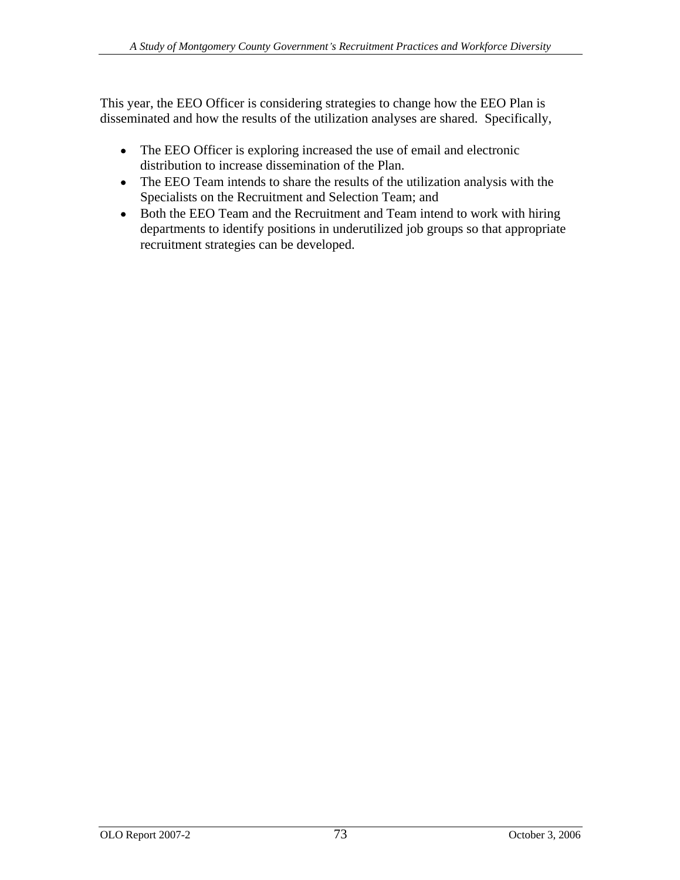This year, the EEO Officer is considering strategies to change how the EEO Plan is disseminated and how the results of the utilization analyses are shared. Specifically,

- The EEO Officer is exploring increased the use of email and electronic distribution to increase dissemination of the Plan.
- The EEO Team intends to share the results of the utilization analysis with the Specialists on the Recruitment and Selection Team; and
- Both the EEO Team and the Recruitment and Team intend to work with hiring departments to identify positions in underutilized job groups so that appropriate recruitment strategies can be developed.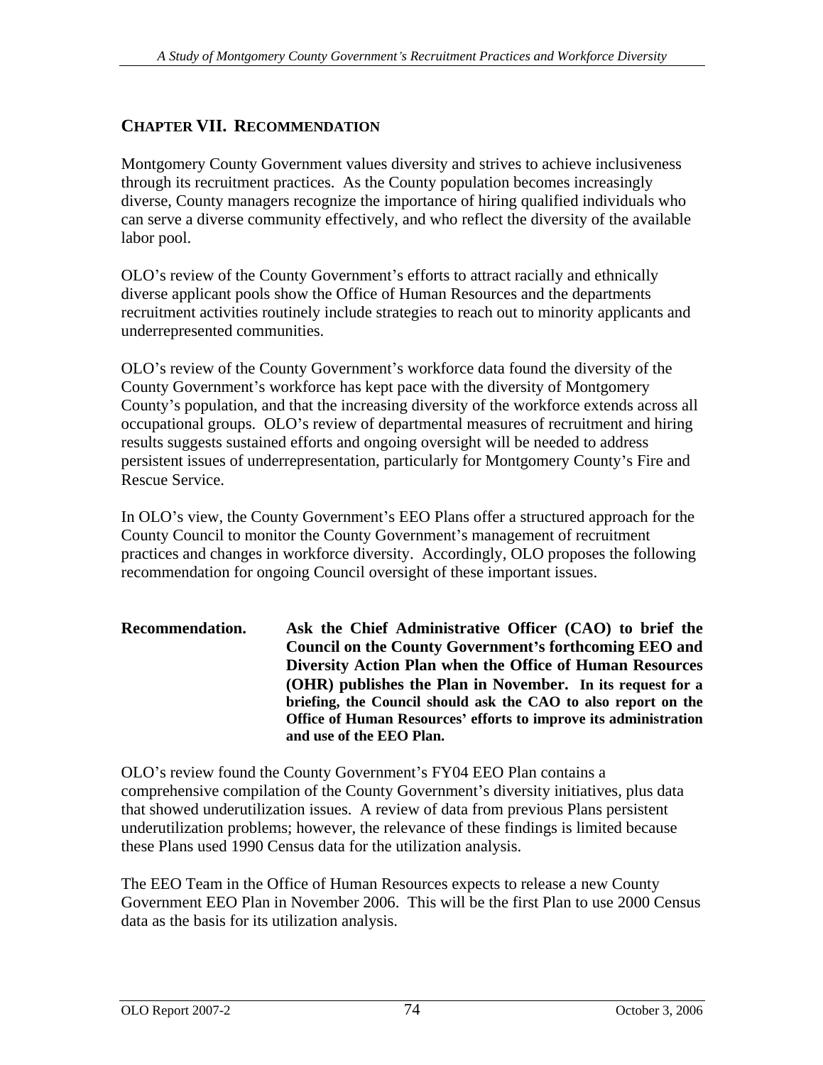## CHAPTER VII. RECOMMENDATION

Montgomery County Government values diversity and strives to achieve inclusiveness through its recruitment practices. As the County population becomes increasingly diverse, County managers recognize the importance of hiring qualified individuals who can serve a diverse community effectively, and who reflect the diversity of the available labor pool.

OLO's review of the County Government's efforts to attract racially and ethnically diverse applicant pools show the Office of Human Resources and the departments recruitment activities routinely include strategies to reach out to minority applicants and underrepresented communities.

OLO's review of the County Government's workforce data found the diversity of the County Government's workforce has kept pace with the diversity of Montgomery County's population, and that the increasing diversity of the workforce extends across all occupational groups. OLO's review of departmental measures of recruitment and hiring results suggests sustained efforts and ongoing oversight will be needed to address persistent issues of underrepresentation, particularly for Montgomery County's Fire and Rescue Service.

In OLO's view, the County Government's EEO Plans offer a structured approach for the County Council to monitor the County Government's management of recruitment practices and changes in workforce diversity. Accordingly, OLO proposes the following recommendation for ongoing Council oversight of these important issues.

**Recommendation.** **Ask the Chief Administrative Officer (CAO) to brief the Council on the County Government's forthcoming EEO and Diversity Action Plan when the Office of Human Resources (OHR) publishes the Plan in November. In its request for a briefing, the Council should ask the CAO to also report on the Office of Human Resources' efforts to improve its administration and use of the EEO Plan.**

OLO's review found the County Government's FY04 EEO Plan contains a comprehensive compilation of the County Government's diversity initiatives, plus data that showed underutilization issues. A review of data from previous Plans persistent underutilization problems; however, the relevance of these findings is limited because these Plans used 1990 Census data for the utilization analysis.

The EEO Team in the Office of Human Resources expects to release a new County Government EEO Plan in November 2006. This will be the first Plan to use 2000 Census data as the basis for its utilization analysis.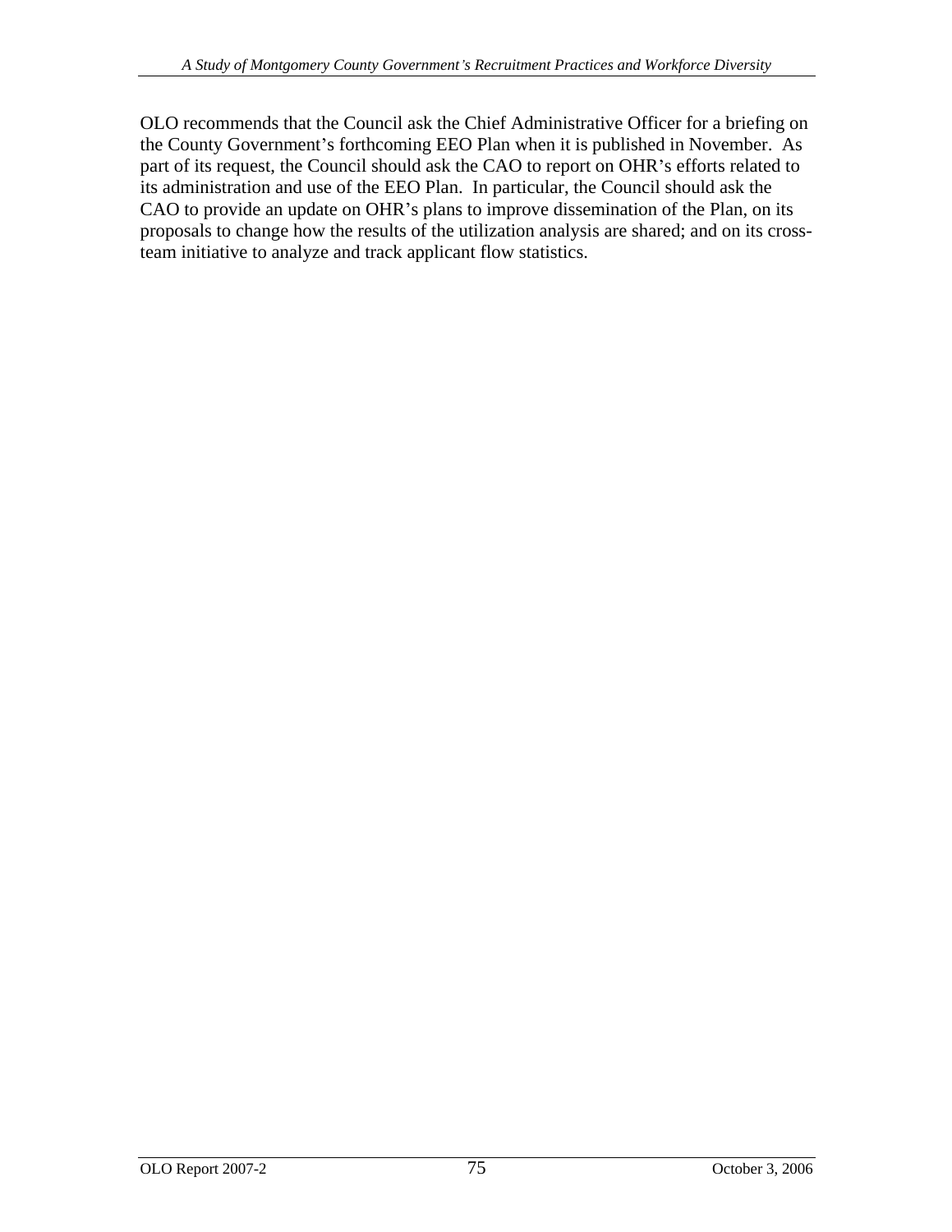OLO recommends that the Council ask the Chief Administrative Officer for a briefing on the County Government's forthcoming EEO Plan when it is published in November. As part of its request, the Council should ask the CAO to report on OHR's efforts related to its administration and use of the EEO Plan. In particular, the Council should ask the CAO to provide an update on OHR's plans to improve dissemination of the Plan, on its proposals to change how the results of the utilization analysis are shared; and on its cross-team initiative to analyze and track applicant flow statistics.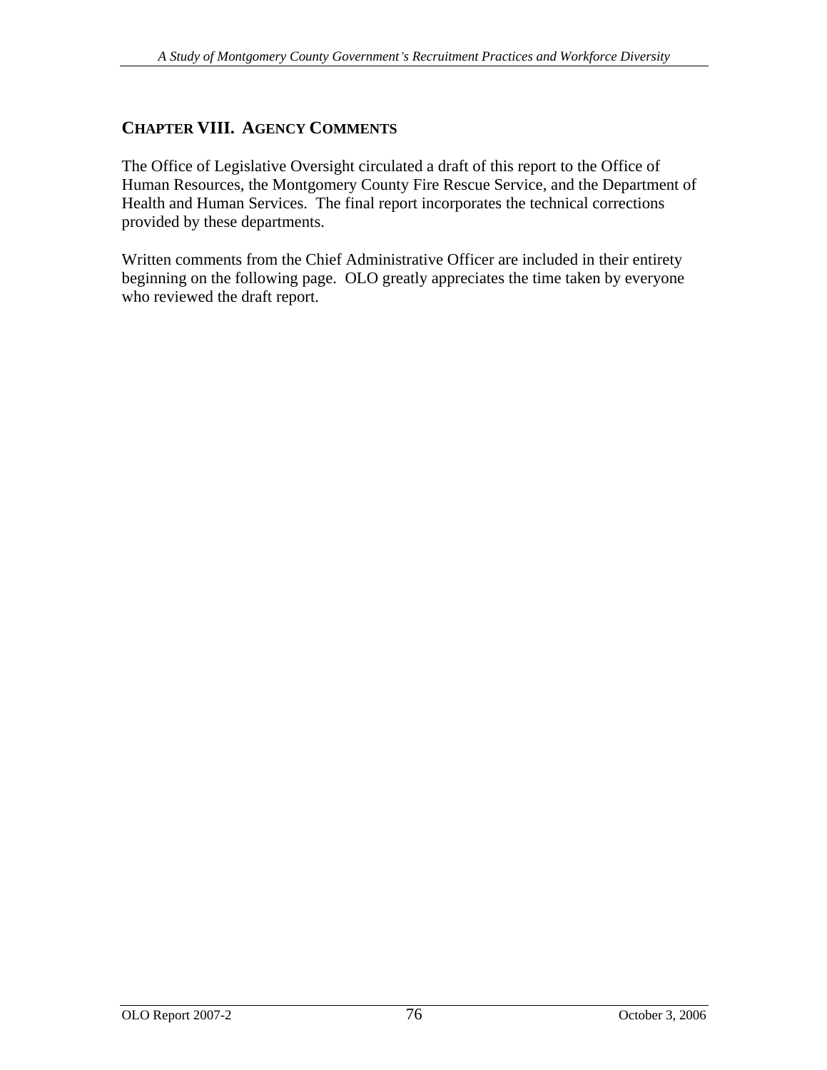# CHAPTER VIII. AGENCY COMMENTS

The Office of Legislative Oversight circulated a draft of this report to the Office of Human Resources, the Montgomery County Fire Rescue Service, and the Department of Health and Human Services. The final report incorporates the technical corrections provided by these departments.

Written comments from the Chief Administrative Officer are included in their entirety beginning on the following page. OLO greatly appreciates the time taken by everyone who reviewed the draft report.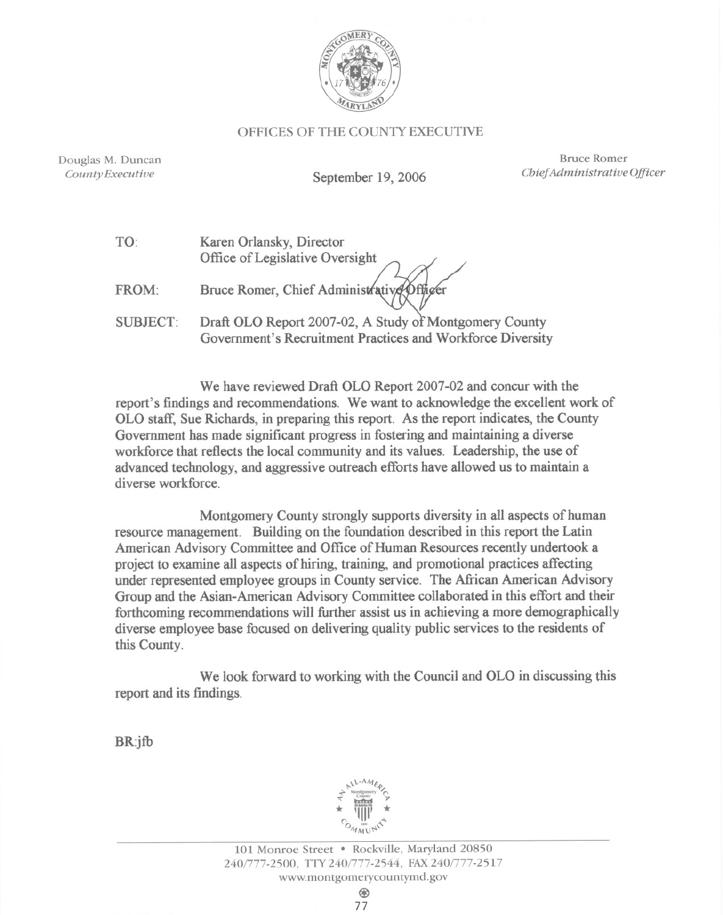OFFICES OF THE COUNTY EXECUTIVE

Douglas M. Duncan
*County Executive*

September 19, 2006

Bruce Romer
*Chief Administrative Officer*

TO: Karen Orlansky, Director
Office of Legislative Oversight

FROM: Bruce Romer, Chief Administrative Officer

SUBJECT: Draft OLO Report 2007-02, A Study of Montgomery County Government's Recruitment Practices and Workforce Diversity

We have reviewed Draft OLO Report 2007-02 and concur with the report's findings and recommendations. We want to acknowledge the excellent work of OLO staff, Sue Richards, in preparing this report. As the report indicates, the County Government has made significant progress in fostering and maintaining a diverse workforce that reflects the local community and its values. Leadership, the use of advanced technology, and aggressive outreach efforts have allowed us to maintain a diverse workforce.

Montgomery County strongly supports diversity in all aspects of human resource management. Building on the foundation described in this report the Latin American Advisory Committee and Office of Human Resources recently undertook a project to examine all aspects of hiring, training, and promotional practices affecting under represented employee groups in County service. The African American Advisory Group and the Asian-American Advisory Committee collaborated in this effort and their forthcoming recommendations will further assist us in achieving a more demographically diverse employee base focused on delivering quality public services to the residents of this County.

We look forward to working with the Council and OLO in discussing this report and its findings.

BR:jfb

101 Monroe Street • Rockville, Maryland 20850
240/777-2500, TTY 240/777-2544, FAX 240/777-2517
www.montgomerycountymd.gov